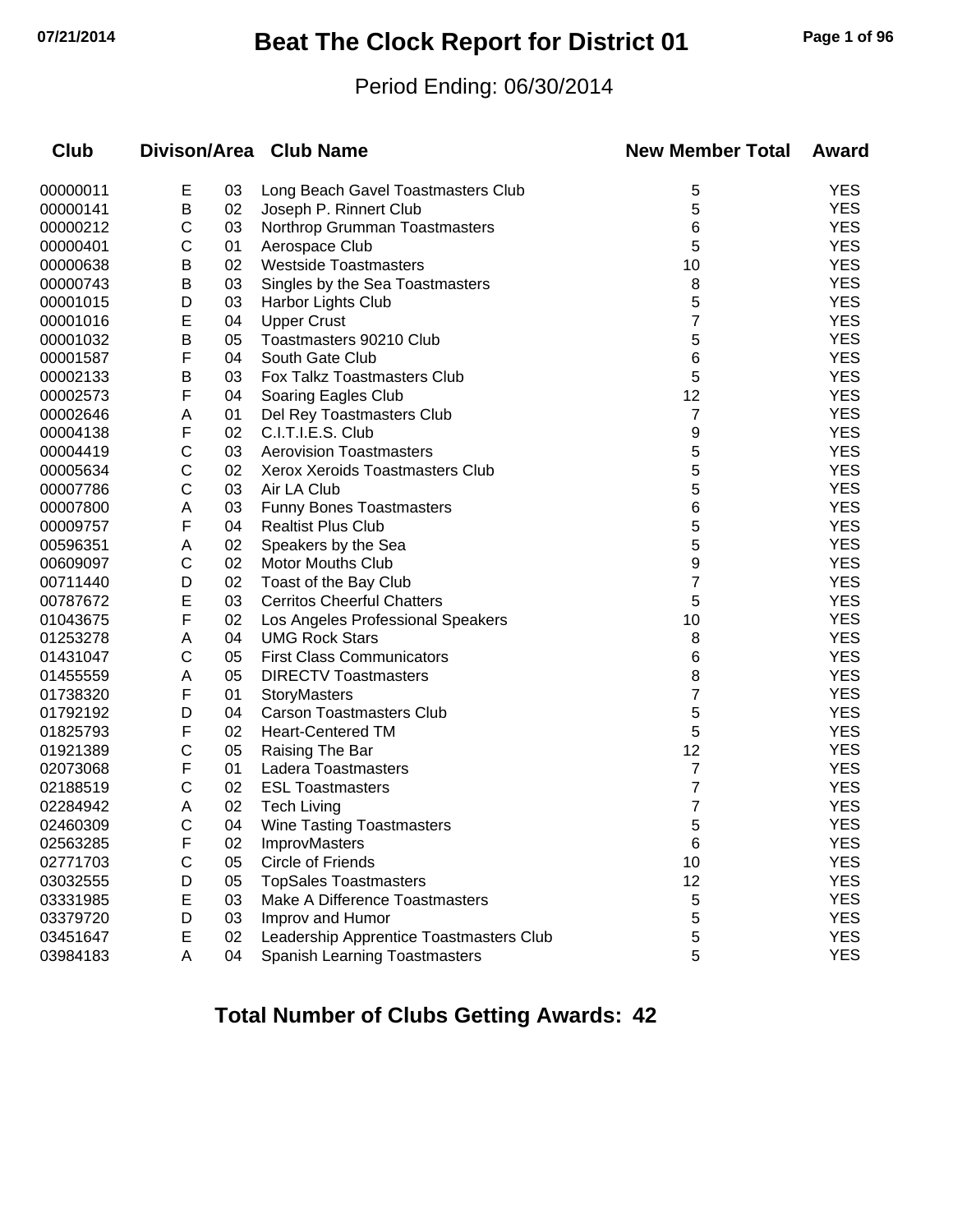# Beat The Clock Report for District 01

Period Ending: 06/30/2014

| Club | Divison/Area | | Club Name | New Member Total | Award |
|---|---|---|---|---|---|
| 00000011 | E | 03 | Long Beach Gavel Toastmasters Club | 5 | YES |
| 00000141 | B | 02 | Joseph P. Rinnert Club | 5 | YES |
| 00000212 | C | 03 | Northrop Grumman Toastmasters | 6 | YES |
| 00000401 | C | 01 | Aerospace Club | 5 | YES |
| 00000638 | B | 02 | Westside Toastmasters | 10 | YES |
| 00000743 | B | 03 | Singles by the Sea Toastmasters | 8 | YES |
| 00001015 | D | 03 | Harbor Lights Club | 5 | YES |
| 00001016 | E | 04 | Upper Crust | 7 | YES |
| 00001032 | B | 05 | Toastmasters 90210 Club | 5 | YES |
| 00001587 | F | 04 | South Gate Club | 6 | YES |
| 00002133 | B | 03 | Fox Talkz Toastmasters Club | 5 | YES |
| 00002573 | F | 04 | Soaring Eagles Club | 12 | YES |
| 00002646 | A | 01 | Del Rey Toastmasters Club | 7 | YES |
| 00004138 | F | 02 | C.I.T.I.E.S. Club | 9 | YES |
| 00004419 | C | 03 | Aerovision Toastmasters | 5 | YES |
| 00005634 | C | 02 | Xerox Xeroids Toastmasters Club | 5 | YES |
| 00007786 | C | 03 | Air LA Club | 5 | YES |
| 00007800 | A | 03 | Funny Bones Toastmasters | 6 | YES |
| 00009757 | F | 04 | Realtist Plus Club | 5 | YES |
| 00596351 | A | 02 | Speakers by the Sea | 5 | YES |
| 00609097 | C | 02 | Motor Mouths Club | 9 | YES |
| 00711440 | D | 02 | Toast of the Bay Club | 7 | YES |
| 00787672 | E | 03 | Cerritos Cheerful Chatters | 5 | YES |
| 01043675 | F | 02 | Los Angeles Professional Speakers | 10 | YES |
| 01253278 | A | 04 | UMG Rock Stars | 8 | YES |
| 01431047 | C | 05 | First Class Communicators | 6 | YES |
| 01455559 | A | 05 | DIRECTV Toastmasters | 8 | YES |
| 01738320 | F | 01 | StoryMasters | 7 | YES |
| 01792192 | D | 04 | Carson Toastmasters Club | 5 | YES |
| 01825793 | F | 02 | Heart-Centered TM | 5 | YES |
| 01921389 | C | 05 | Raising The Bar | 12 | YES |
| 02073068 | F | 01 | Ladera Toastmasters | 7 | YES |
| 02188519 | C | 02 | ESL Toastmasters | 7 | YES |
| 02284942 | A | 02 | Tech Living | 7 | YES |
| 02460309 | C | 04 | Wine Tasting Toastmasters | 5 | YES |
| 02563285 | F | 02 | ImprovMasters | 6 | YES |
| 02771703 | C | 05 | Circle of Friends | 10 | YES |
| 03032555 | D | 05 | TopSales Toastmasters | 12 | YES |
| 03331985 | E | 03 | Make A Difference Toastmasters | 5 | YES |
| 03379720 | D | 03 | Improv and Humor | 5 | YES |
| 03451647 | E | 02 | Leadership Apprentice Toastmasters Club | 5 | YES |
| 03984183 | A | 04 | Spanish Learning Toastmasters | 5 | YES |

**Total Number of Clubs Getting Awards: 42**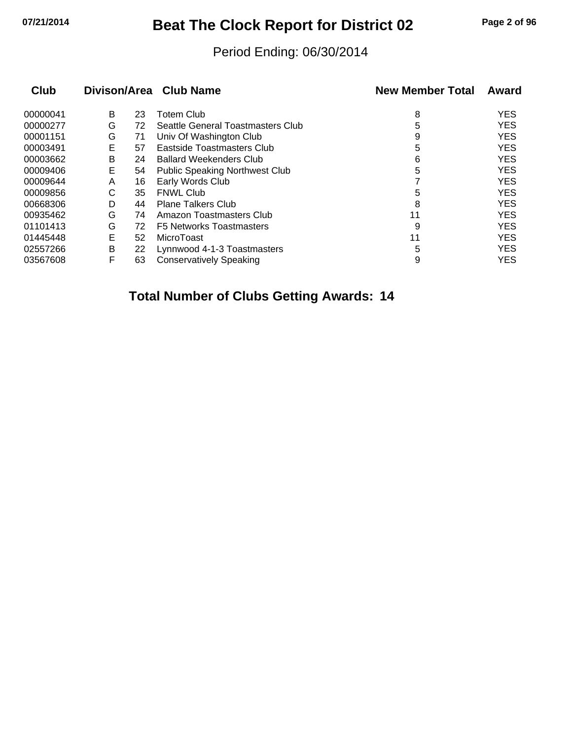# Beat The Clock Report for District 02

Period Ending: 06/30/2014

| Club | Divison/Area | | Club Name | New Member Total | Award |
|---|---|---|---|---|---|
| 00000041 | B | 23 | Totem Club | 8 | YES |
| 00000277 | G | 72 | Seattle General Toastmasters Club | 5 | YES |
| 00001151 | G | 71 | Univ Of Washington Club | 9 | YES |
| 00003491 | E | 57 | Eastside Toastmasters Club | 5 | YES |
| 00003662 | B | 24 | Ballard Weekenders Club | 6 | YES |
| 00009406 | E | 54 | Public Speaking Northwest Club | 5 | YES |
| 00009644 | A | 16 | Early Words Club | 7 | YES |
| 00009856 | C | 35 | FNWL Club | 5 | YES |
| 00668306 | D | 44 | Plane Talkers Club | 8 | YES |
| 00935462 | G | 74 | Amazon Toastmasters Club | 11 | YES |
| 01101413 | G | 72 | F5 Networks Toastmasters | 9 | YES |
| 01445448 | E | 52 | MicroToast | 11 | YES |
| 02557266 | B | 22 | Lynnwood 4-1-3 Toastmasters | 5 | YES |
| 03567608 | F | 63 | Conservatively Speaking | 9 | YES |

**Total Number of Clubs Getting Awards: 14**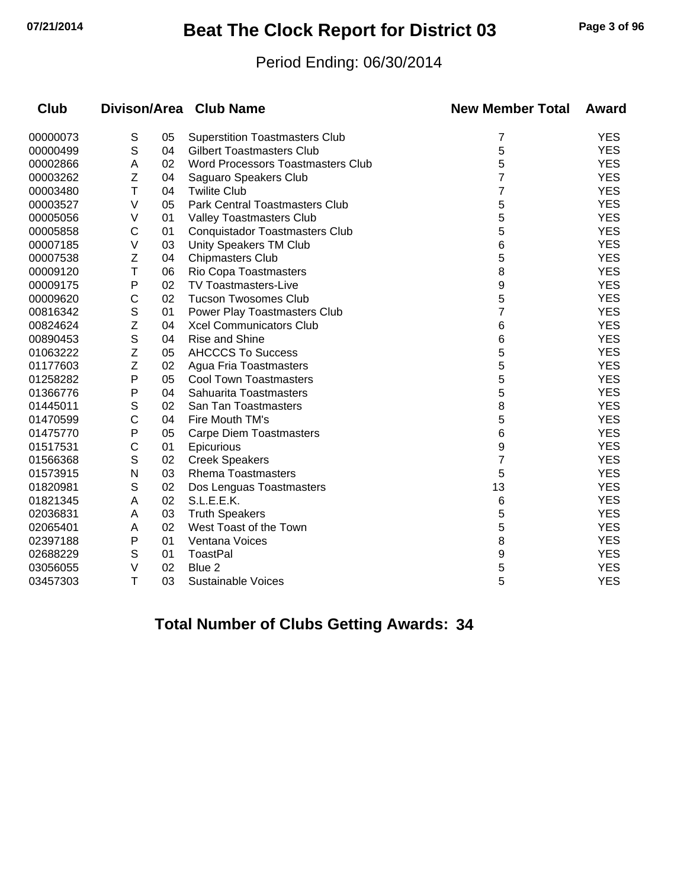# Beat The Clock Report for District 03

Period Ending: 06/30/2014

| Club | Divison/Area | | Club Name | New Member Total | Award |
|---|---|---|---|---|---|
| 00000073 | S | 05 | Superstition Toastmasters Club | 7 | YES |
| 00000499 | S | 04 | Gilbert Toastmasters Club | 5 | YES |
| 00002866 | A | 02 | Word Processors Toastmasters Club | 5 | YES |
| 00003262 | Z | 04 | Saguaro Speakers Club | 7 | YES |
| 00003480 | T | 04 | Twilite Club | 7 | YES |
| 00003527 | V | 05 | Park Central Toastmasters Club | 5 | YES |
| 00005056 | V | 01 | Valley Toastmasters Club | 5 | YES |
| 00005858 | C | 01 | Conquistador Toastmasters Club | 5 | YES |
| 00007185 | V | 03 | Unity Speakers TM Club | 6 | YES |
| 00007538 | Z | 04 | Chipmasters Club | 5 | YES |
| 00009120 | T | 06 | Rio Copa Toastmasters | 8 | YES |
| 00009175 | P | 02 | TV Toastmasters-Live | 9 | YES |
| 00009620 | C | 02 | Tucson Twosomes Club | 5 | YES |
| 00816342 | S | 01 | Power Play Toastmasters Club | 7 | YES |
| 00824624 | Z | 04 | Xcel Communicators Club | 6 | YES |
| 00890453 | S | 04 | Rise and Shine | 6 | YES |
| 01063222 | Z | 05 | AHCCCS To Success | 5 | YES |
| 01177603 | Z | 02 | Agua Fria Toastmasters | 5 | YES |
| 01258282 | P | 05 | Cool Town Toastmasters | 5 | YES |
| 01366776 | P | 04 | Sahuarita Toastmasters | 5 | YES |
| 01445011 | S | 02 | San Tan Toastmasters | 8 | YES |
| 01470599 | C | 04 | Fire Mouth TM's | 5 | YES |
| 01475770 | P | 05 | Carpe Diem Toastmasters | 6 | YES |
| 01517531 | C | 01 | Epicurious | 9 | YES |
| 01566368 | S | 02 | Creek Speakers | 7 | YES |
| 01573915 | N | 03 | Rhema Toastmasters | 5 | YES |
| 01820981 | S | 02 | Dos Lenguas Toastmasters | 13 | YES |
| 01821345 | A | 02 | S.L.E.E.K. | 6 | YES |
| 02036831 | A | 03 | Truth Speakers | 5 | YES |
| 02065401 | A | 02 | West Toast of the Town | 5 | YES |
| 02397188 | P | 01 | Ventana Voices | 8 | YES |
| 02688229 | S | 01 | ToastPal | 9 | YES |
| 03056055 | V | 02 | Blue 2 | 5 | YES |
| 03457303 | T | 03 | Sustainable Voices | 5 | YES |

**Total Number of Clubs Getting Awards: 34**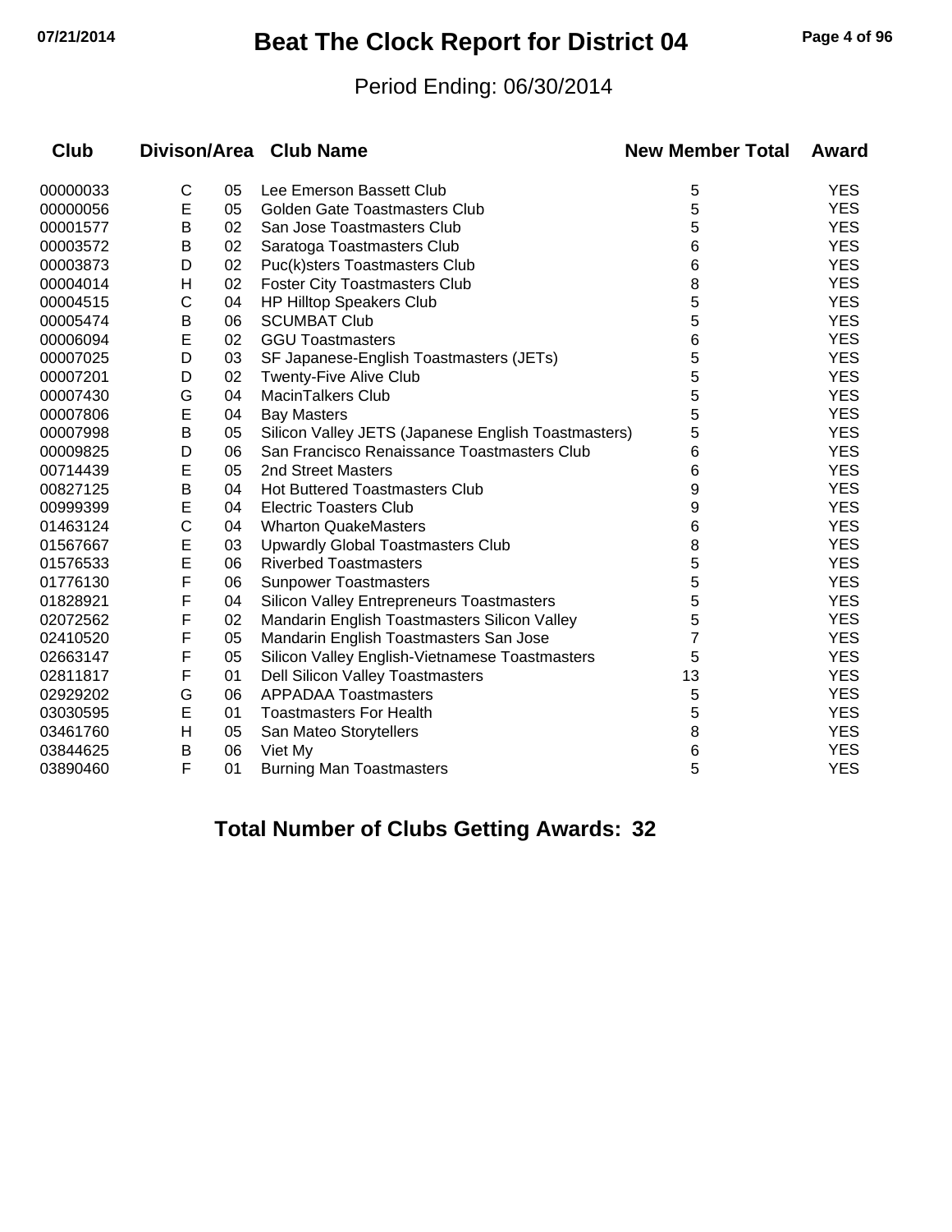# Beat The Clock Report for District 04

Period Ending: 06/30/2014

| Club | Divison/Area | | Club Name | New Member Total | Award |
|---|---|---|---|---|---|
| 00000033 | C | 05 | Lee Emerson Bassett Club | 5 | YES |
| 00000056 | E | 05 | Golden Gate Toastmasters Club | 5 | YES |
| 00001577 | B | 02 | San Jose Toastmasters Club | 5 | YES |
| 00003572 | B | 02 | Saratoga Toastmasters Club | 6 | YES |
| 00003873 | D | 02 | Puc(k)sters Toastmasters Club | 6 | YES |
| 00004014 | H | 02 | Foster City Toastmasters Club | 8 | YES |
| 00004515 | C | 04 | HP Hilltop Speakers Club | 5 | YES |
| 00005474 | B | 06 | SCUMBAT Club | 5 | YES |
| 00006094 | E | 02 | GGU Toastmasters | 6 | YES |
| 00007025 | D | 03 | SF Japanese-English Toastmasters (JETs) | 5 | YES |
| 00007201 | D | 02 | Twenty-Five Alive Club | 5 | YES |
| 00007430 | G | 04 | MacinTalkers Club | 5 | YES |
| 00007806 | E | 04 | Bay Masters | 5 | YES |
| 00007998 | B | 05 | Silicon Valley JETS (Japanese English Toastmasters) | 5 | YES |
| 00009825 | D | 06 | San Francisco Renaissance Toastmasters Club | 6 | YES |
| 00714439 | E | 05 | 2nd Street Masters | 6 | YES |
| 00827125 | B | 04 | Hot Buttered Toastmasters Club | 9 | YES |
| 00999399 | E | 04 | Electric Toasters Club | 9 | YES |
| 01463124 | C | 04 | Wharton QuakeMasters | 6 | YES |
| 01567667 | E | 03 | Upwardly Global Toastmasters Club | 8 | YES |
| 01576533 | E | 06 | Riverbed Toastmasters | 5 | YES |
| 01776130 | F | 06 | Sunpower Toastmasters | 5 | YES |
| 01828921 | F | 04 | Silicon Valley Entrepreneurs Toastmasters | 5 | YES |
| 02072562 | F | 02 | Mandarin English Toastmasters Silicon Valley | 5 | YES |
| 02410520 | F | 05 | Mandarin English Toastmasters San Jose | 7 | YES |
| 02663147 | F | 05 | Silicon Valley English-Vietnamese Toastmasters | 5 | YES |
| 02811817 | F | 01 | Dell Silicon Valley Toastmasters | 13 | YES |
| 02929202 | G | 06 | APPADAA Toastmasters | 5 | YES |
| 03030595 | E | 01 | Toastmasters For Health | 5 | YES |
| 03461760 | H | 05 | San Mateo Storytellers | 8 | YES |
| 03844625 | B | 06 | Viet My | 6 | YES |
| 03890460 | F | 01 | Burning Man Toastmasters | 5 | YES |

## Total Number of Clubs Getting Awards: 32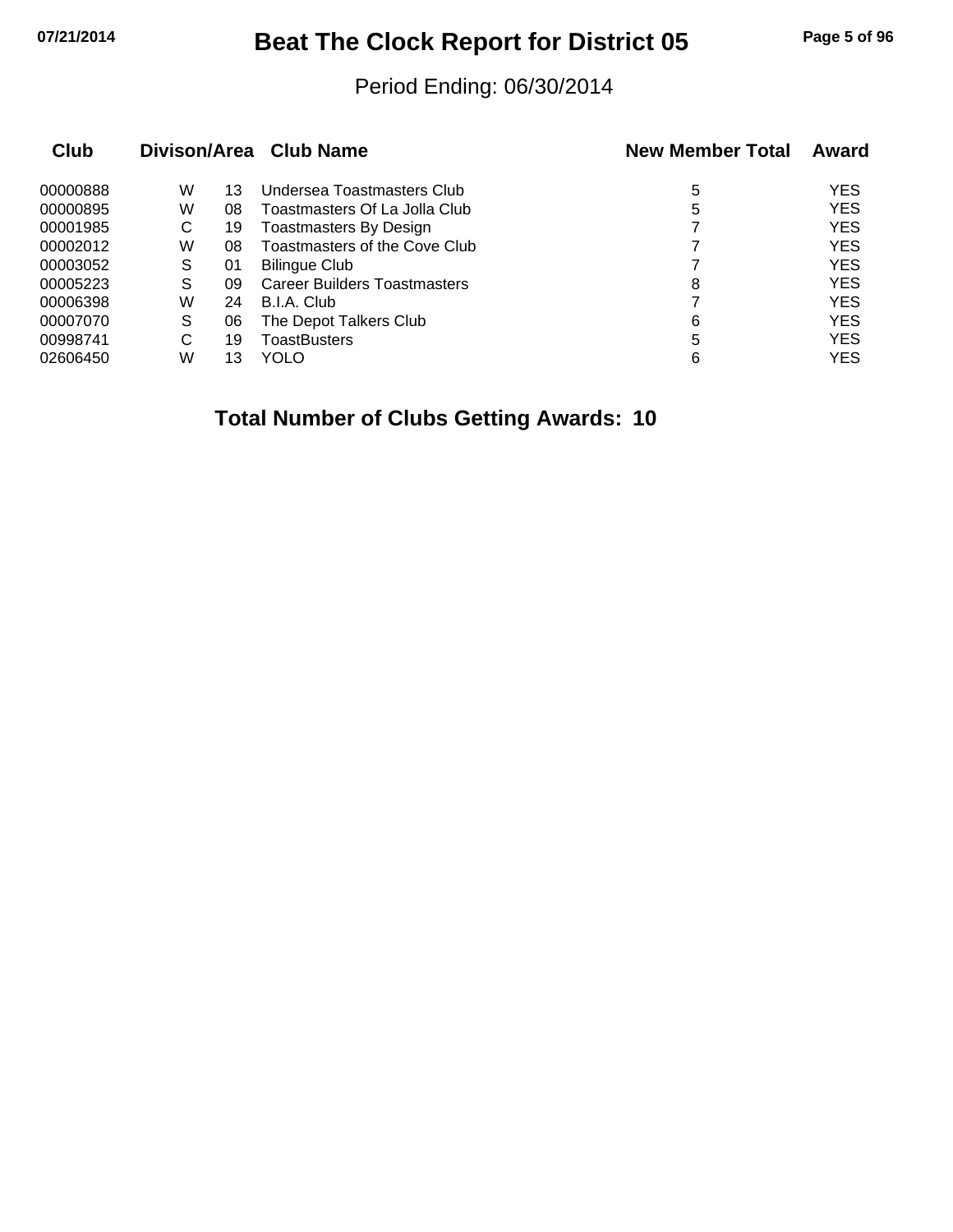# Beat The Clock Report for District 05

Period Ending: 06/30/2014

| Club | Divison/Area | | Club Name | New Member Total | Award |
|---|---|---|---|---|---|
| 00000888 | W | 13 | Undersea Toastmasters Club | 5 | YES |
| 00000895 | W | 08 | Toastmasters Of La Jolla Club | 5 | YES |
| 00001985 | C | 19 | Toastmasters By Design | 7 | YES |
| 00002012 | W | 08 | Toastmasters of the Cove Club | 7 | YES |
| 00003052 | S | 01 | Bilingue Club | 7 | YES |
| 00005223 | S | 09 | Career Builders Toastmasters | 8 | YES |
| 00006398 | W | 24 | B.I.A. Club | 7 | YES |
| 00007070 | S | 06 | The Depot Talkers Club | 6 | YES |
| 00998741 | C | 19 | ToastBusters | 5 | YES |
| 02606450 | W | 13 | YOLO | 6 | YES |

**Total Number of Clubs Getting Awards: 10**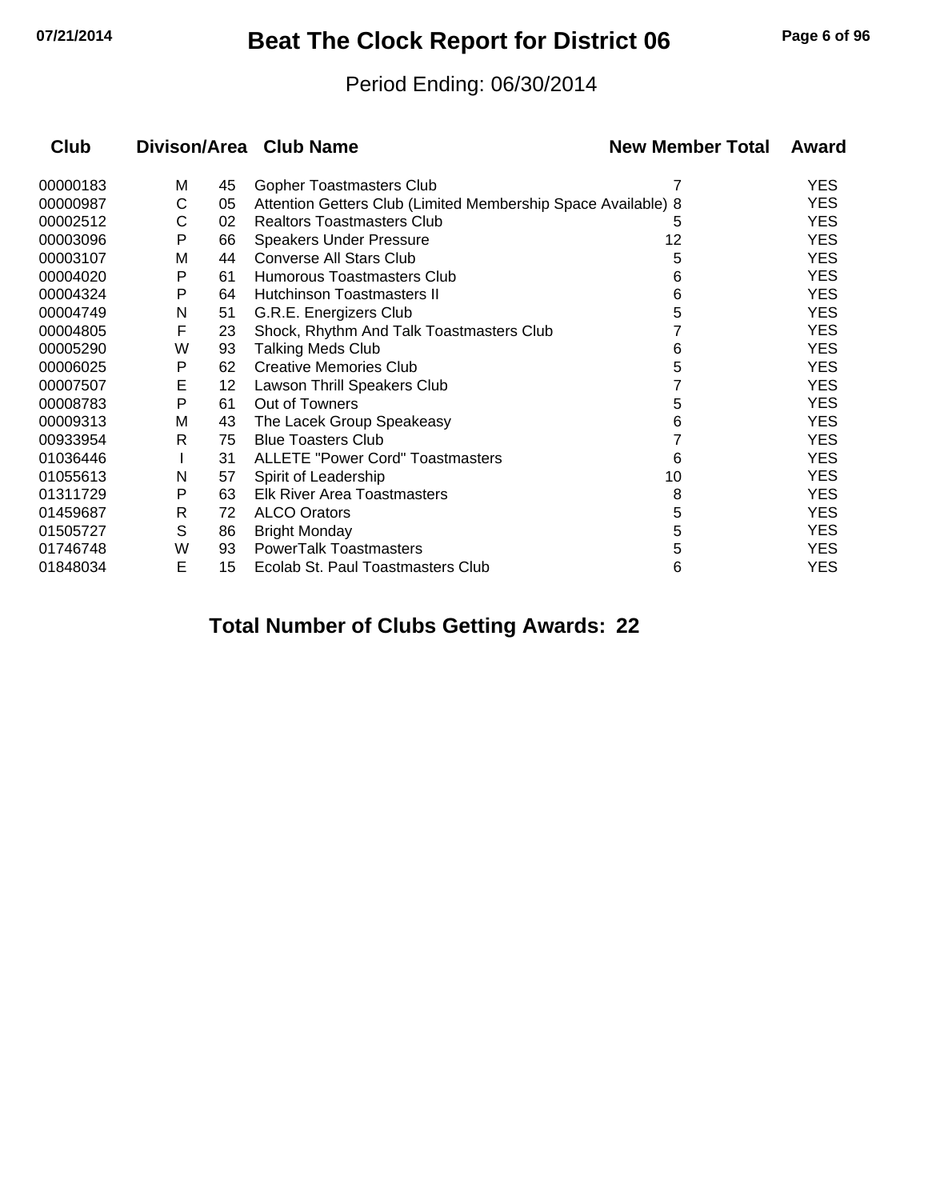# Beat The Clock Report for District 06

Period Ending: 06/30/2014

| Club | Divison/Area | | Club Name | New Member Total | Award |
|---|---|---|---|---|---|
| 00000183 | M | 45 | Gopher Toastmasters Club | 7 | YES |
| 00000987 | C | 05 | Attention Getters Club (Limited Membership Space Available) | 8 | YES |
| 00002512 | C | 02 | Realtors Toastmasters Club | 5 | YES |
| 00003096 | P | 66 | Speakers Under Pressure | 12 | YES |
| 00003107 | M | 44 | Converse All Stars Club | 5 | YES |
| 00004020 | P | 61 | Humorous Toastmasters Club | 6 | YES |
| 00004324 | P | 64 | Hutchinson Toastmasters II | 6 | YES |
| 00004749 | N | 51 | G.R.E. Energizers Club | 5 | YES |
| 00004805 | F | 23 | Shock, Rhythm And Talk Toastmasters Club | 7 | YES |
| 00005290 | W | 93 | Talking Meds Club | 6 | YES |
| 00006025 | P | 62 | Creative Memories Club | 5 | YES |
| 00007507 | E | 12 | Lawson Thrill Speakers Club | 7 | YES |
| 00008783 | P | 61 | Out of Towners | 5 | YES |
| 00009313 | M | 43 | The Lacek Group Speakeasy | 6 | YES |
| 00933954 | R | 75 | Blue Toasters Club | 7 | YES |
| 01036446 | I | 31 | ALLETE "Power Cord" Toastmasters | 6 | YES |
| 01055613 | N | 57 | Spirit of Leadership | 10 | YES |
| 01311729 | P | 63 | Elk River Area Toastmasters | 8 | YES |
| 01459687 | R | 72 | ALCO Orators | 5 | YES |
| 01505727 | S | 86 | Bright Monday | 5 | YES |
| 01746748 | W | 93 | PowerTalk Toastmasters | 5 | YES |
| 01848034 | E | 15 | Ecolab St. Paul Toastmasters Club | 6 | YES |

**Total Number of Clubs Getting Awards: 22**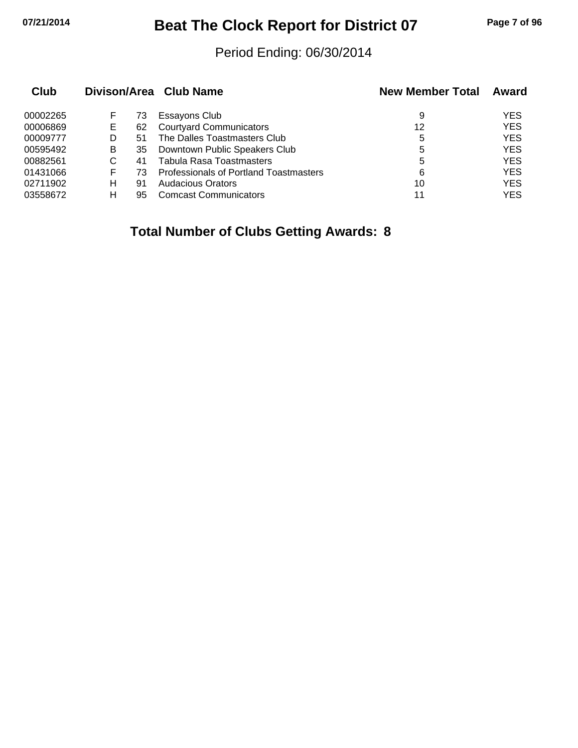# Beat The Clock Report for District 07

Period Ending: 06/30/2014

| Club | Divison | Area | Club Name | New Member Total | Award |
|---|---|---|---|---|---|
| 00002265 | F | 73 | Essayons Club | 9 | YES |
| 00006869 | E | 62 | Courtyard Communicators | 12 | YES |
| 00009777 | D | 51 | The Dalles Toastmasters Club | 5 | YES |
| 00595492 | B | 35 | Downtown Public Speakers Club | 5 | YES |
| 00882561 | C | 41 | Tabula Rasa Toastmasters | 5 | YES |
| 01431066 | F | 73 | Professionals of Portland Toastmasters | 6 | YES |
| 02711902 | H | 91 | Audacious Orators | 10 | YES |
| 03558672 | H | 95 | Comcast Communicators | 11 | YES |

**Total Number of Clubs Getting Awards: 8**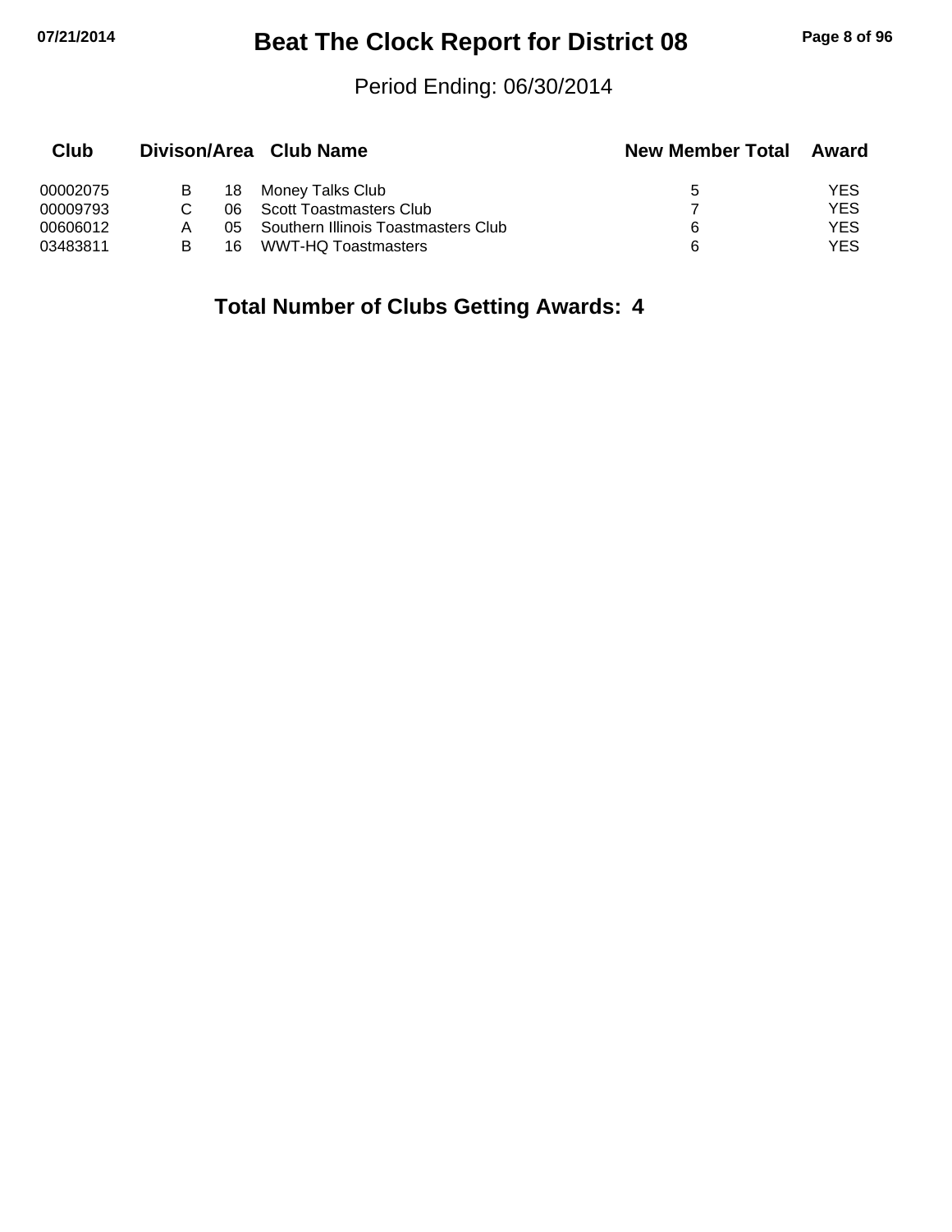# Beat The Clock Report for District 08

Period Ending: 06/30/2014

| Club | Divison/Area | | Club Name | New Member Total | Award |
|---|---|---|---|---|---|
| 00002075 | B | 18 | Money Talks Club | 5 | YES |
| 00009793 | C | 06 | Scott Toastmasters Club | 7 | YES |
| 00606012 | A | 05 | Southern Illinois Toastmasters Club | 6 | YES |
| 03483811 | B | 16 | WWT-HQ Toastmasters | 6 | YES |

**Total Number of Clubs Getting Awards: 4**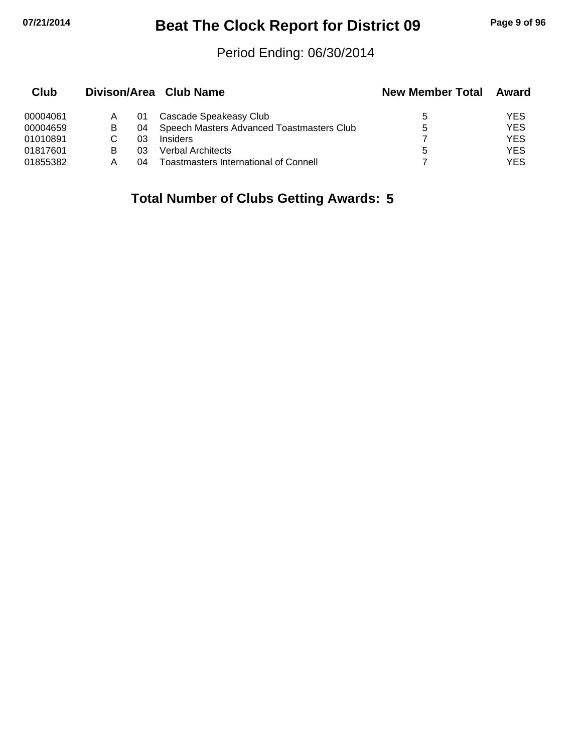# Beat The Clock Report for District 09

Period Ending: 06/30/2014

| Club | Divison/Area | | Club Name | New Member Total | Award |
|---|---|---|---|---|---|
| 00004061 | A | 01 | Cascade Speakeasy Club | 5 | YES |
| 00004659 | B | 04 | Speech Masters Advanced Toastmasters Club | 5 | YES |
| 01010891 | C | 03 | Insiders | 7 | YES |
| 01817601 | B | 03 | Verbal Architects | 5 | YES |
| 01855382 | A | 04 | Toastmasters International of Connell | 7 | YES |

**Total Number of Clubs Getting Awards: 5**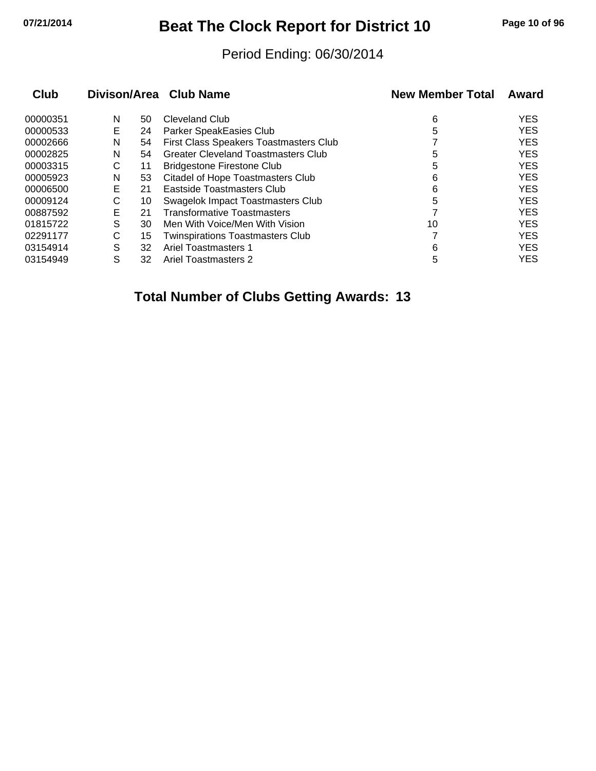# Beat The Clock Report for District 10

Period Ending: 06/30/2014

| Club | Divison/Area | | Club Name | New Member Total | Award |
|---|---|---|---|---|---|
| 00000351 | N | 50 | Cleveland Club | 6 | YES |
| 00000533 | E | 24 | Parker SpeakEasies Club | 5 | YES |
| 00002666 | N | 54 | First Class Speakers Toastmasters Club | 7 | YES |
| 00002825 | N | 54 | Greater Cleveland Toastmasters Club | 5 | YES |
| 00003315 | C | 11 | Bridgestone Firestone Club | 5 | YES |
| 00005923 | N | 53 | Citadel of Hope Toastmasters Club | 6 | YES |
| 00006500 | E | 21 | Eastside Toastmasters Club | 6 | YES |
| 00009124 | C | 10 | Swagelok Impact Toastmasters Club | 5 | YES |
| 00887592 | E | 21 | Transformative Toastmasters | 7 | YES |
| 01815722 | S | 30 | Men With Voice/Men With Vision | 10 | YES |
| 02291177 | C | 15 | Twinspirations Toastmasters Club | 7 | YES |
| 03154914 | S | 32 | Ariel Toastmasters 1 | 6 | YES |
| 03154949 | S | 32 | Ariel Toastmasters 2 | 5 | YES |

**Total Number of Clubs Getting Awards: 13**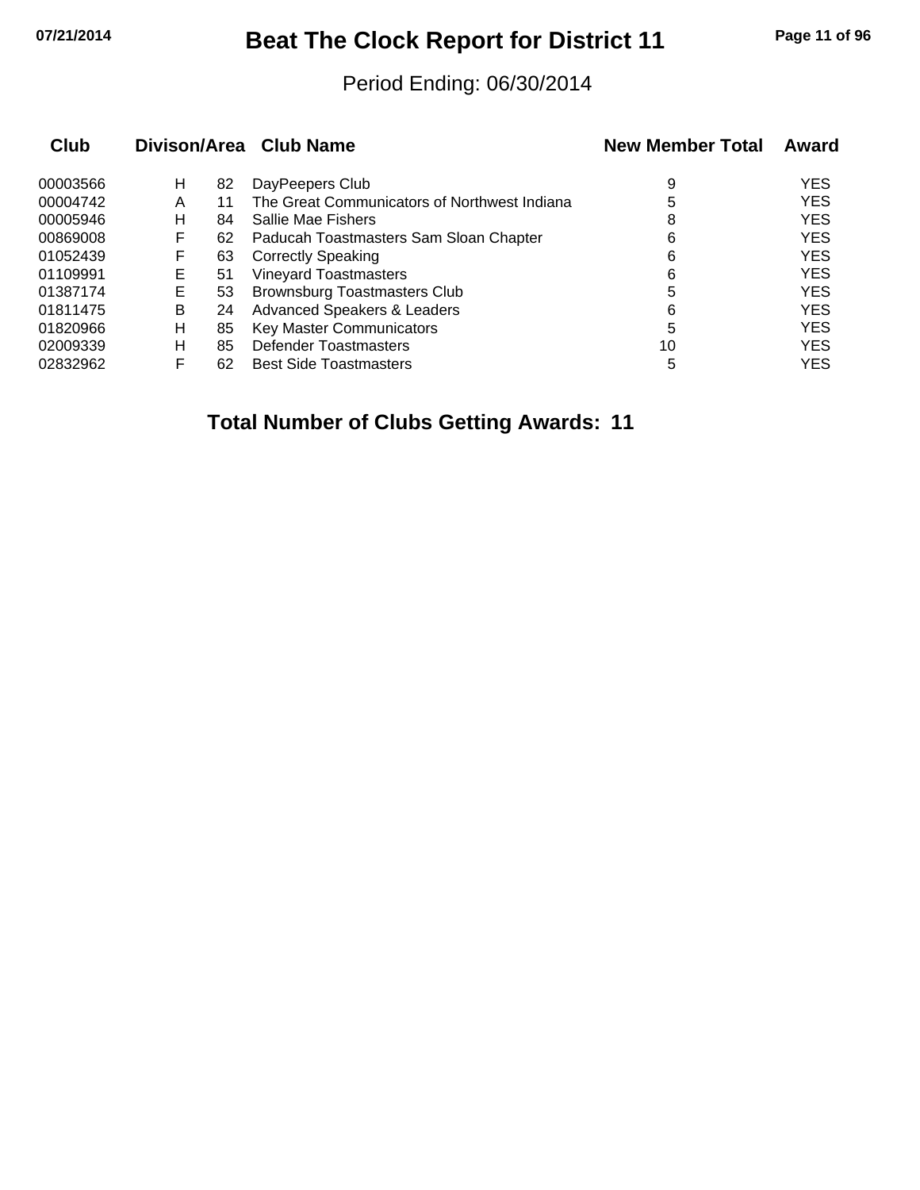# Beat The Clock Report for District 11

Period Ending: 06/30/2014

| Club | Divison | Area | Club Name | New Member Total | Award |
|---|---|---|---|---|---|
| 00003566 | H | 82 | DayPeepers Club | 9 | YES |
| 00004742 | A | 11 | The Great Communicators of Northwest Indiana | 5 | YES |
| 00005946 | H | 84 | Sallie Mae Fishers | 8 | YES |
| 00869008 | F | 62 | Paducah Toastmasters Sam Sloan Chapter | 6 | YES |
| 01052439 | F | 63 | Correctly Speaking | 6 | YES |
| 01109991 | E | 51 | Vineyard Toastmasters | 6 | YES |
| 01387174 | E | 53 | Brownsburg Toastmasters Club | 5 | YES |
| 01811475 | B | 24 | Advanced Speakers & Leaders | 6 | YES |
| 01820966 | H | 85 | Key Master Communicators | 5 | YES |
| 02009339 | H | 85 | Defender Toastmasters | 10 | YES |
| 02832962 | F | 62 | Best Side Toastmasters | 5 | YES |

**Total Number of Clubs Getting Awards: 11**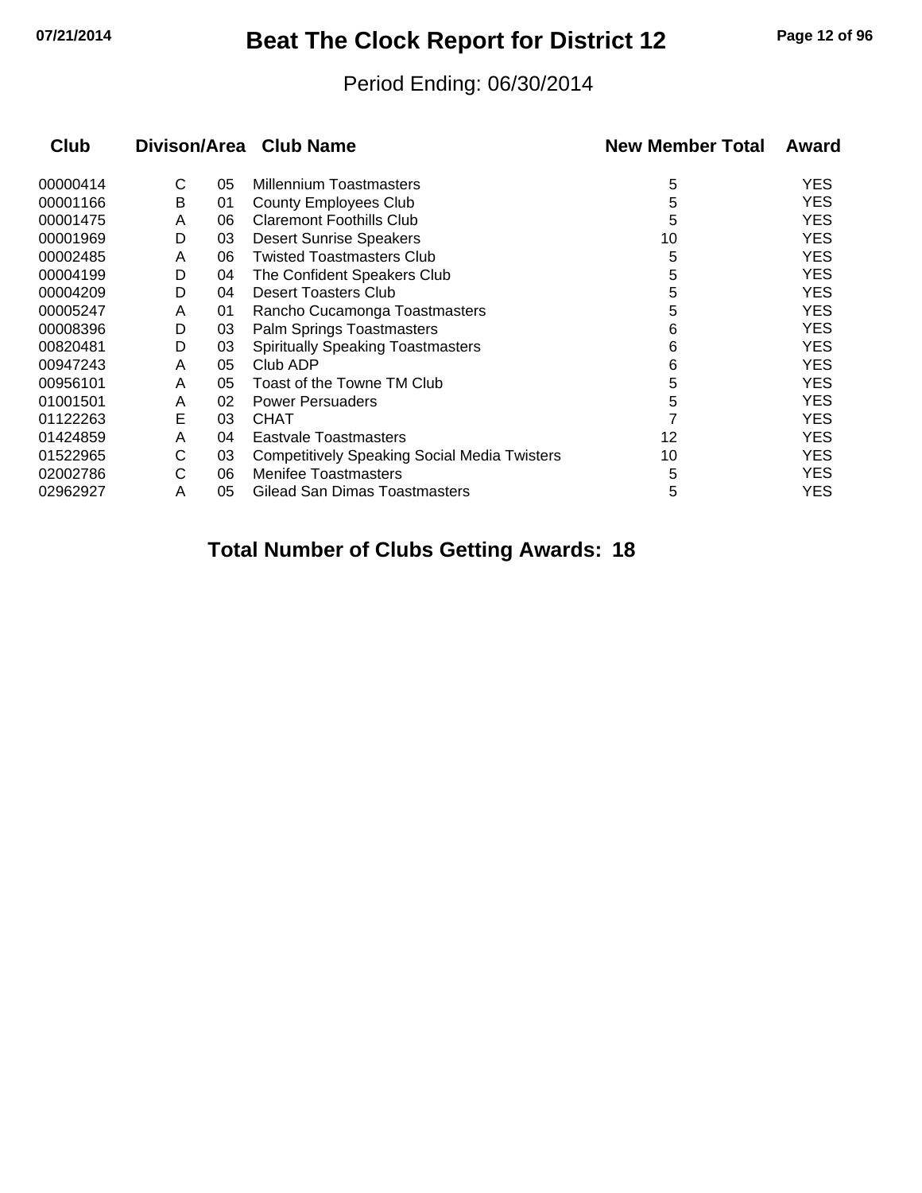# Beat The Clock Report for District 12

Period Ending: 06/30/2014

| Club | Divison/Area | | Club Name | New Member Total | Award |
|---|---|---|---|---|---|
| 00000414 | C | 05 | Millennium Toastmasters | 5 | YES |
| 00001166 | B | 01 | County Employees Club | 5 | YES |
| 00001475 | A | 06 | Claremont Foothills Club | 5 | YES |
| 00001969 | D | 03 | Desert Sunrise Speakers | 10 | YES |
| 00002485 | A | 06 | Twisted Toastmasters Club | 5 | YES |
| 00004199 | D | 04 | The Confident Speakers Club | 5 | YES |
| 00004209 | D | 04 | Desert Toasters Club | 5 | YES |
| 00005247 | A | 01 | Rancho Cucamonga Toastmasters | 5 | YES |
| 00008396 | D | 03 | Palm Springs Toastmasters | 6 | YES |
| 00820481 | D | 03 | Spiritually Speaking Toastmasters | 6 | YES |
| 00947243 | A | 05 | Club ADP | 6 | YES |
| 00956101 | A | 05 | Toast of the Towne TM Club | 5 | YES |
| 01001501 | A | 02 | Power Persuaders | 5 | YES |
| 01122263 | E | 03 | CHAT | 7 | YES |
| 01424859 | A | 04 | Eastvale Toastmasters | 12 | YES |
| 01522965 | C | 03 | Competitively Speaking Social Media Twisters | 10 | YES |
| 02002786 | C | 06 | Menifee Toastmasters | 5 | YES |
| 02962927 | A | 05 | Gilead San Dimas Toastmasters | 5 | YES |

**Total Number of Clubs Getting Awards: 18**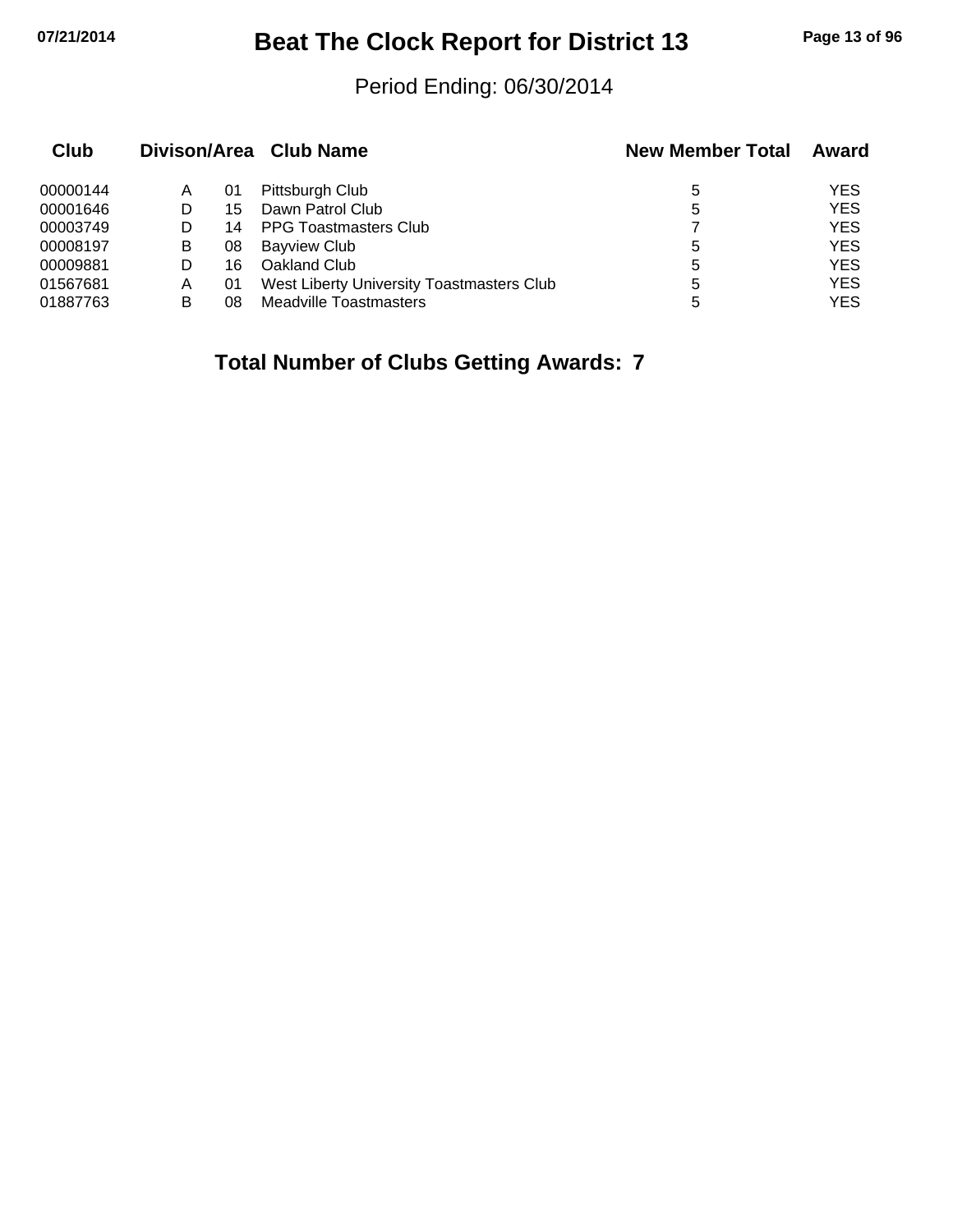# Beat The Clock Report for District 13

Period Ending: 06/30/2014

| Club | Divison/Area | | Club Name | New Member Total | Award |
|---|---|---|---|---|---|
| 00000144 | A | 01 | Pittsburgh Club | 5 | YES |
| 00001646 | D | 15 | Dawn Patrol Club | 5 | YES |
| 00003749 | D | 14 | PPG Toastmasters Club | 7 | YES |
| 00008197 | B | 08 | Bayview Club | 5 | YES |
| 00009881 | D | 16 | Oakland Club | 5 | YES |
| 01567681 | A | 01 | West Liberty University Toastmasters Club | 5 | YES |
| 01887763 | B | 08 | Meadville Toastmasters | 5 | YES |

**Total Number of Clubs Getting Awards: 7**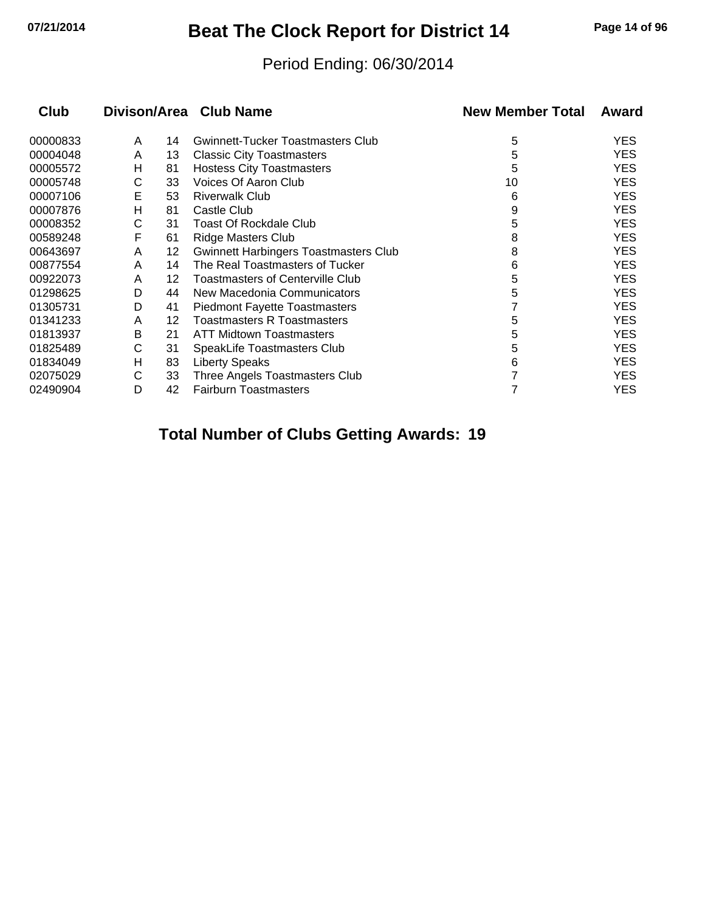# Beat The Clock Report for District 14

Period Ending: 06/30/2014

| Club | Divison | Area | Club Name | New Member Total | Award |
|---|---|---|---|---|---|
| 00000833 | A | 14 | Gwinnett-Tucker Toastmasters Club | 5 | YES |
| 00004048 | A | 13 | Classic City Toastmasters | 5 | YES |
| 00005572 | H | 81 | Hostess City Toastmasters | 5 | YES |
| 00005748 | C | 33 | Voices Of Aaron Club | 10 | YES |
| 00007106 | E | 53 | Riverwalk Club | 6 | YES |
| 00007876 | H | 81 | Castle Club | 9 | YES |
| 00008352 | C | 31 | Toast Of Rockdale Club | 5 | YES |
| 00589248 | F | 61 | Ridge Masters Club | 8 | YES |
| 00643697 | A | 12 | Gwinnett Harbingers Toastmasters Club | 8 | YES |
| 00877554 | A | 14 | The Real Toastmasters of Tucker | 6 | YES |
| 00922073 | A | 12 | Toastmasters of Centerville Club | 5 | YES |
| 01298625 | D | 44 | New Macedonia Communicators | 5 | YES |
| 01305731 | D | 41 | Piedmont Fayette Toastmasters | 7 | YES |
| 01341233 | A | 12 | Toastmasters R Toastmasters | 5 | YES |
| 01813937 | B | 21 | ATT Midtown Toastmasters | 5 | YES |
| 01825489 | C | 31 | SpeakLife Toastmasters Club | 5 | YES |
| 01834049 | H | 83 | Liberty Speaks | 6 | YES |
| 02075029 | C | 33 | Three Angels Toastmasters Club | 7 | YES |
| 02490904 | D | 42 | Fairburn Toastmasters | 7 | YES |

**Total Number of Clubs Getting Awards: 19**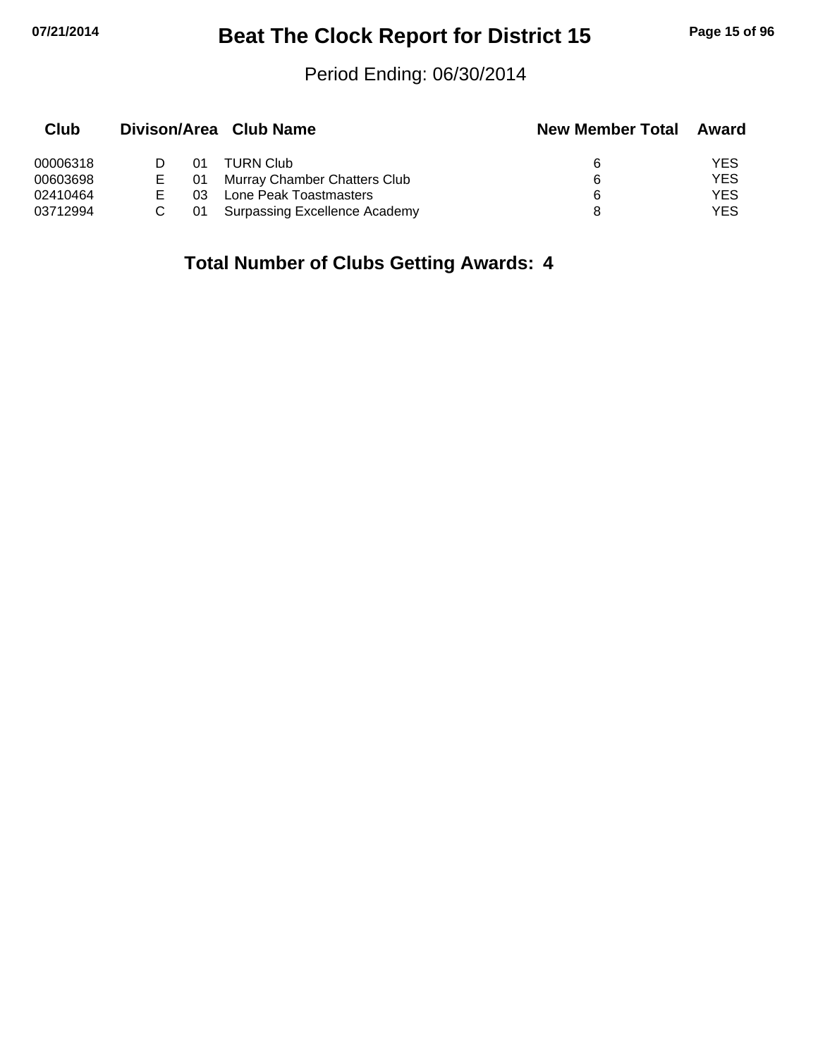# Beat The Clock Report for District 15

Period Ending: 06/30/2014

| Club | Divison | Area | Club Name | New Member Total | Award |
|---|---|---|---|---|---|
| 00006318 | D | 01 | TURN Club | 6 | YES |
| 00603698 | E | 01 | Murray Chamber Chatters Club | 6 | YES |
| 02410464 | E | 03 | Lone Peak Toastmasters | 6 | YES |
| 03712994 | C | 01 | Surpassing Excellence Academy | 8 | YES |

**Total Number of Clubs Getting Awards: 4**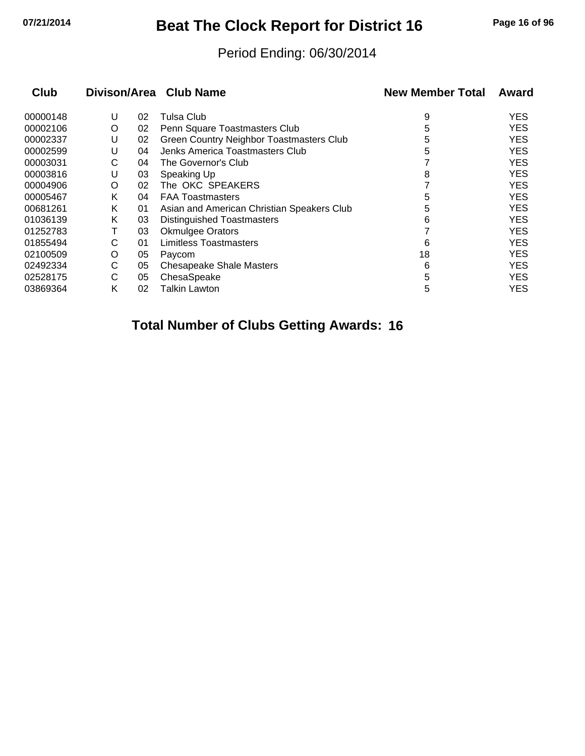# Beat The Clock Report for District 16

Period Ending: 06/30/2014

| Club | Divison/Area | | Club Name | New Member Total | Award |
|---|---|---|---|---|---|
| 00000148 | U | 02 | Tulsa Club | 9 | YES |
| 00002106 | O | 02 | Penn Square Toastmasters Club | 5 | YES |
| 00002337 | U | 02 | Green Country Neighbor Toastmasters Club | 5 | YES |
| 00002599 | U | 04 | Jenks America Toastmasters Club | 5 | YES |
| 00003031 | C | 04 | The Governor's Club | 7 | YES |
| 00003816 | U | 03 | Speaking Up | 8 | YES |
| 00004906 | O | 02 | The OKC SPEAKERS | 7 | YES |
| 00005467 | K | 04 | FAA Toastmasters | 5 | YES |
| 00681261 | K | 01 | Asian and American Christian Speakers Club | 5 | YES |
| 01036139 | K | 03 | Distinguished Toastmasters | 6 | YES |
| 01252783 | T | 03 | Okmulgee Orators | 7 | YES |
| 01855494 | C | 01 | Limitless Toastmasters | 6 | YES |
| 02100509 | O | 05 | Paycom | 18 | YES |
| 02492334 | C | 05 | Chesapeake Shale Masters | 6 | YES |
| 02528175 | C | 05 | ChesaSpeake | 5 | YES |
| 03869364 | K | 02 | Talkin Lawton | 5 | YES |

**Total Number of Clubs Getting Awards: 16**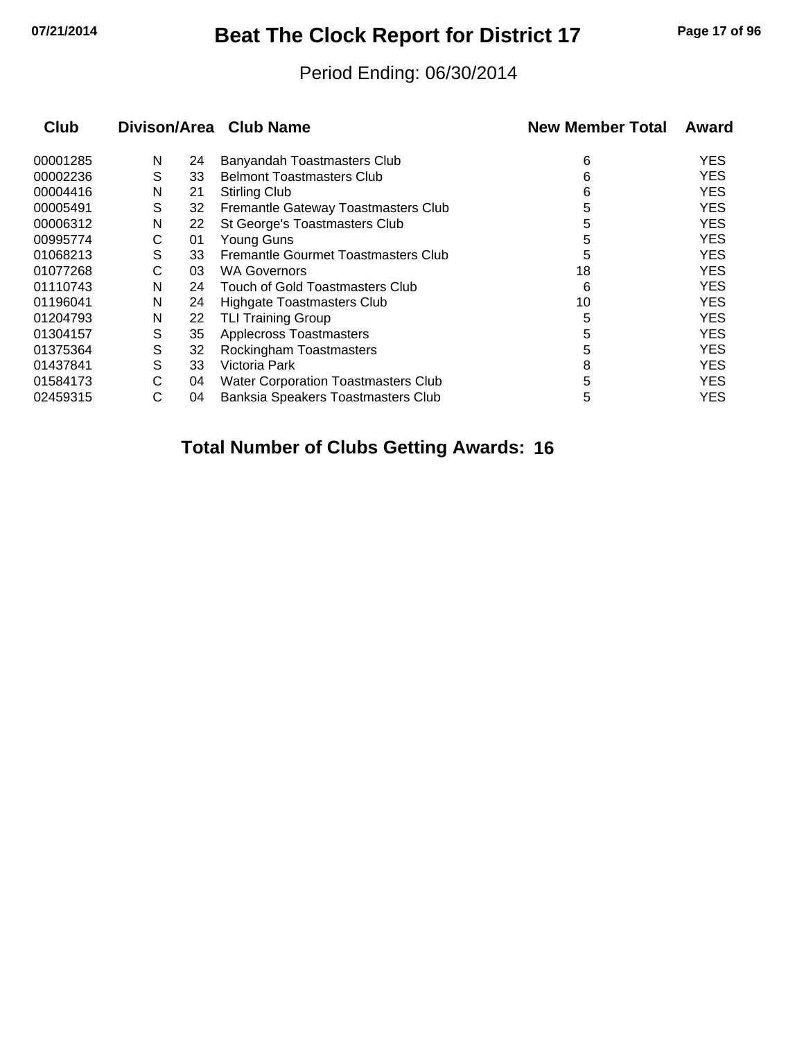# Beat The Clock Report for District 17

Period Ending: 06/30/2014

| Club | Divison/Area | | Club Name | New Member Total | Award |
|---|---|---|---|---|---|
| 00001285 | N | 24 | Banyandah Toastmasters Club | 6 | YES |
| 00002236 | S | 33 | Belmont Toastmasters Club | 6 | YES |
| 00004416 | N | 21 | Stirling Club | 6 | YES |
| 00005491 | S | 32 | Fremantle Gateway Toastmasters Club | 5 | YES |
| 00006312 | N | 22 | St George's Toastmasters Club | 5 | YES |
| 00995774 | C | 01 | Young Guns | 5 | YES |
| 01068213 | S | 33 | Fremantle Gourmet Toastmasters Club | 5 | YES |
| 01077268 | C | 03 | WA Governors | 18 | YES |
| 01110743 | N | 24 | Touch of Gold Toastmasters Club | 6 | YES |
| 01196041 | N | 24 | Highgate Toastmasters Club | 10 | YES |
| 01204793 | N | 22 | TLI Training Group | 5 | YES |
| 01304157 | S | 35 | Applecross Toastmasters | 5 | YES |
| 01375364 | S | 32 | Rockingham Toastmasters | 5 | YES |
| 01437841 | S | 33 | Victoria Park | 8 | YES |
| 01584173 | C | 04 | Water Corporation Toastmasters Club | 5 | YES |
| 02459315 | C | 04 | Banksia Speakers Toastmasters Club | 5 | YES |

**Total Number of Clubs Getting Awards: 16**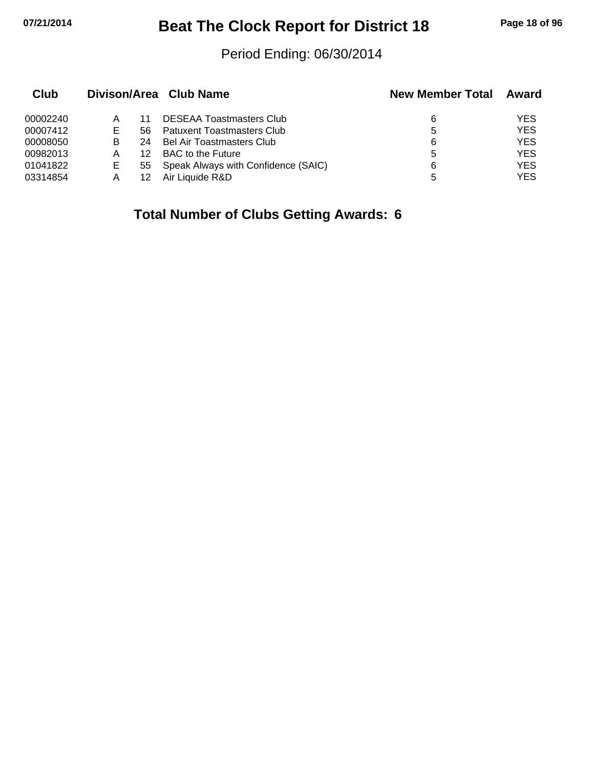# Beat The Clock Report for District 18

Period Ending: 06/30/2014

| Club | Divison | Area | Club Name | New Member Total | Award |
|---|---|---|---|---|---|
| 00002240 | A | 11 | DESEAA Toastmasters Club | 6 | YES |
| 00007412 | E | 56 | Patuxent Toastmasters Club | 5 | YES |
| 00008050 | B | 24 | Bel Air Toastmasters Club | 6 | YES |
| 00982013 | A | 12 | BAC to the Future | 5 | YES |
| 01041822 | E | 55 | Speak Always with Confidence (SAIC) | 6 | YES |
| 03314854 | A | 12 | Air Liquide R&D | 5 | YES |

**Total Number of Clubs Getting Awards: 6**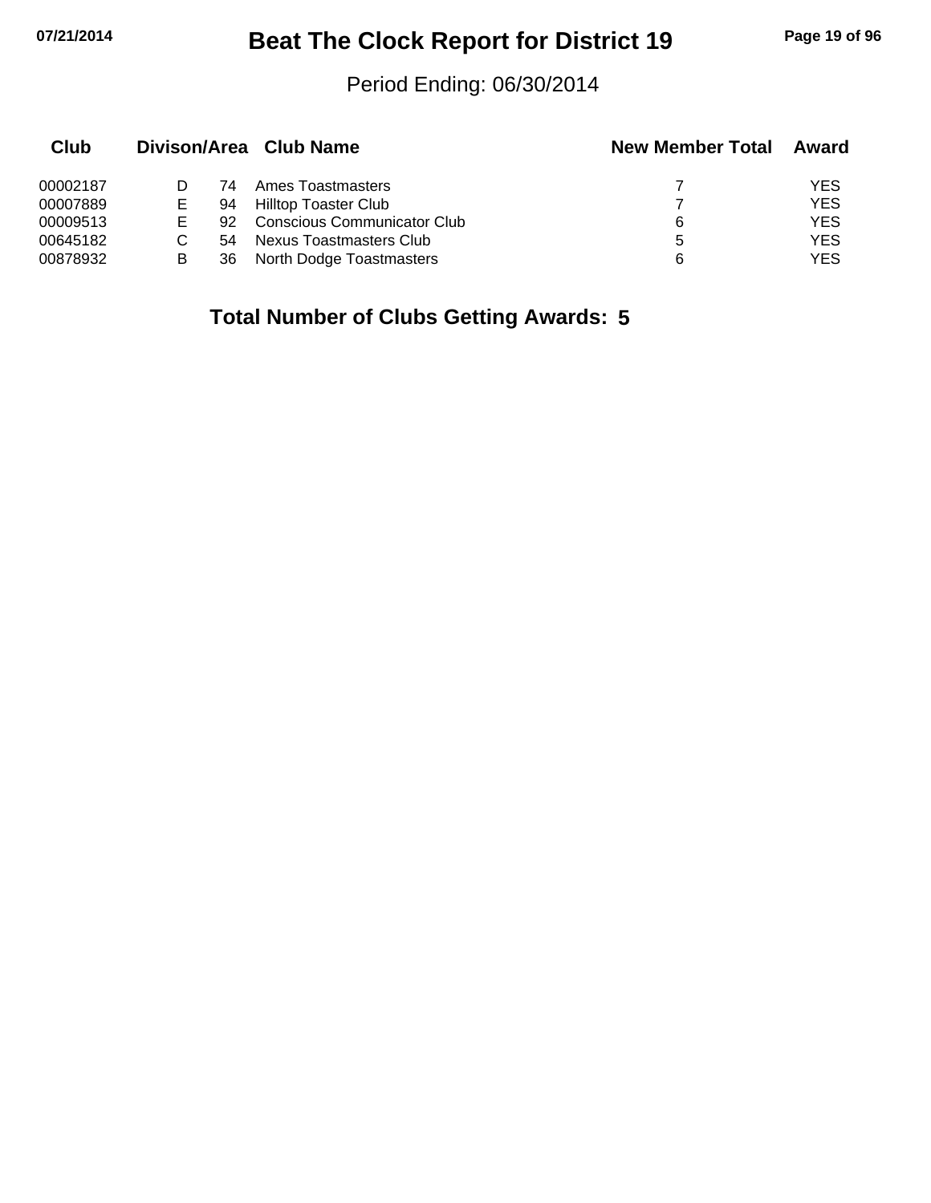# Beat The Clock Report for District 19

Period Ending: 06/30/2014

| Club | Divison/Area | | Club Name | New Member Total | Award |
|---|---|---|---|---|---|
| 00002187 | D | 74 | Ames Toastmasters | 7 | YES |
| 00007889 | E | 94 | Hilltop Toaster Club | 7 | YES |
| 00009513 | E | 92 | Conscious Communicator Club | 6 | YES |
| 00645182 | C | 54 | Nexus Toastmasters Club | 5 | YES |
| 00878932 | B | 36 | North Dodge Toastmasters | 6 | YES |

**Total Number of Clubs Getting Awards: 5**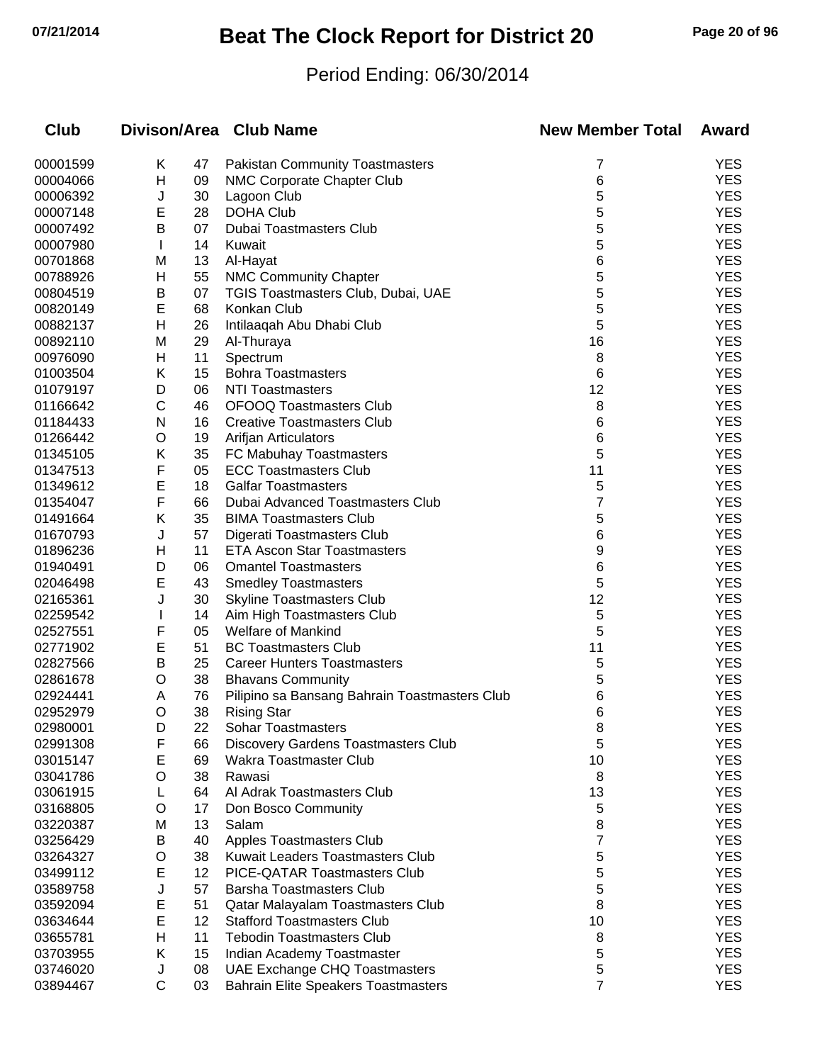# Beat The Clock Report for District 20

07/21/2014

Period Ending: 06/30/2014

| Club | Divison/Area | | Club Name | New Member Total | Award |
|---|---|---|---|---|---|
| 00001599 | K | 47 | Pakistan Community Toastmasters | 7 | YES |
| 00004066 | H | 09 | NMC Corporate Chapter Club | 6 | YES |
| 00006392 | J | 30 | Lagoon Club | 5 | YES |
| 00007148 | E | 28 | DOHA Club | 5 | YES |
| 00007492 | B | 07 | Dubai Toastmasters Club | 5 | YES |
| 00007980 | I | 14 | Kuwait | 5 | YES |
| 00701868 | M | 13 | Al-Hayat | 6 | YES |
| 00788926 | H | 55 | NMC Community Chapter | 5 | YES |
| 00804519 | B | 07 | TGIS Toastmasters Club, Dubai, UAE | 5 | YES |
| 00820149 | E | 68 | Konkan Club | 5 | YES |
| 00882137 | H | 26 | Intilaaqah Abu Dhabi Club | 5 | YES |
| 00892110 | M | 29 | Al-Thuraya | 16 | YES |
| 00976090 | H | 11 | Spectrum | 8 | YES |
| 01003504 | K | 15 | Bohra Toastmasters | 6 | YES |
| 01079197 | D | 06 | NTI Toastmasters | 12 | YES |
| 01166642 | C | 46 | OFOOQ Toastmasters Club | 8 | YES |
| 01184433 | N | 16 | Creative Toastmasters Club | 6 | YES |
| 01266442 | O | 19 | Arifjan Articulators | 6 | YES |
| 01345105 | K | 35 | FC Mabuhay Toastmasters | 5 | YES |
| 01347513 | F | 05 | ECC Toastmasters Club | 11 | YES |
| 01349612 | E | 18 | Galfar Toastmasters | 5 | YES |
| 01354047 | F | 66 | Dubai Advanced Toastmasters Club | 7 | YES |
| 01491664 | K | 35 | BIMA Toastmasters Club | 5 | YES |
| 01670793 | J | 57 | Digerati Toastmasters Club | 6 | YES |
| 01896236 | H | 11 | ETA Ascon Star Toastmasters | 9 | YES |
| 01940491 | D | 06 | Omantel Toastmasters | 6 | YES |
| 02046498 | E | 43 | Smedley Toastmasters | 5 | YES |
| 02165361 | J | 30 | Skyline Toastmasters Club | 12 | YES |
| 02259542 | I | 14 | Aim High Toastmasters Club | 5 | YES |
| 02527551 | F | 05 | Welfare of Mankind | 5 | YES |
| 02771902 | E | 51 | BC Toastmasters Club | 11 | YES |
| 02827566 | B | 25 | Career Hunters Toastmasters | 5 | YES |
| 02861678 | O | 38 | Bhavans Community | 5 | YES |
| 02924441 | A | 76 | Pilipino sa Bansang Bahrain Toastmasters Club | 6 | YES |
| 02952979 | O | 38 | Rising Star | 6 | YES |
| 02980001 | D | 22 | Sohar Toastmasters | 8 | YES |
| 02991308 | F | 66 | Discovery Gardens Toastmasters Club | 5 | YES |
| 03015147 | E | 69 | Wakra Toastmaster Club | 10 | YES |
| 03041786 | O | 38 | Rawasi | 8 | YES |
| 03061915 | L | 64 | Al Adrak Toastmasters Club | 13 | YES |
| 03168805 | O | 17 | Don Bosco Community | 5 | YES |
| 03220387 | M | 13 | Salam | 8 | YES |
| 03256429 | B | 40 | Apples Toastmasters Club | 7 | YES |
| 03264327 | O | 38 | Kuwait Leaders Toastmasters Club | 5 | YES |
| 03499112 | E | 12 | PICE-QATAR Toastmasters Club | 5 | YES |
| 03589758 | J | 57 | Barsha Toastmasters Club | 5 | YES |
| 03592094 | E | 51 | Qatar Malayalam Toastmasters Club | 8 | YES |
| 03634644 | E | 12 | Stafford Toastmasters Club | 10 | YES |
| 03655781 | H | 11 | Tebodin Toastmasters Club | 8 | YES |
| 03703955 | K | 15 | Indian Academy Toastmaster | 5 | YES |
| 03746020 | J | 08 | UAE Exchange CHQ Toastmasters | 5 | YES |
| 03894467 | C | 03 | Bahrain Elite Speakers Toastmasters | 7 | YES |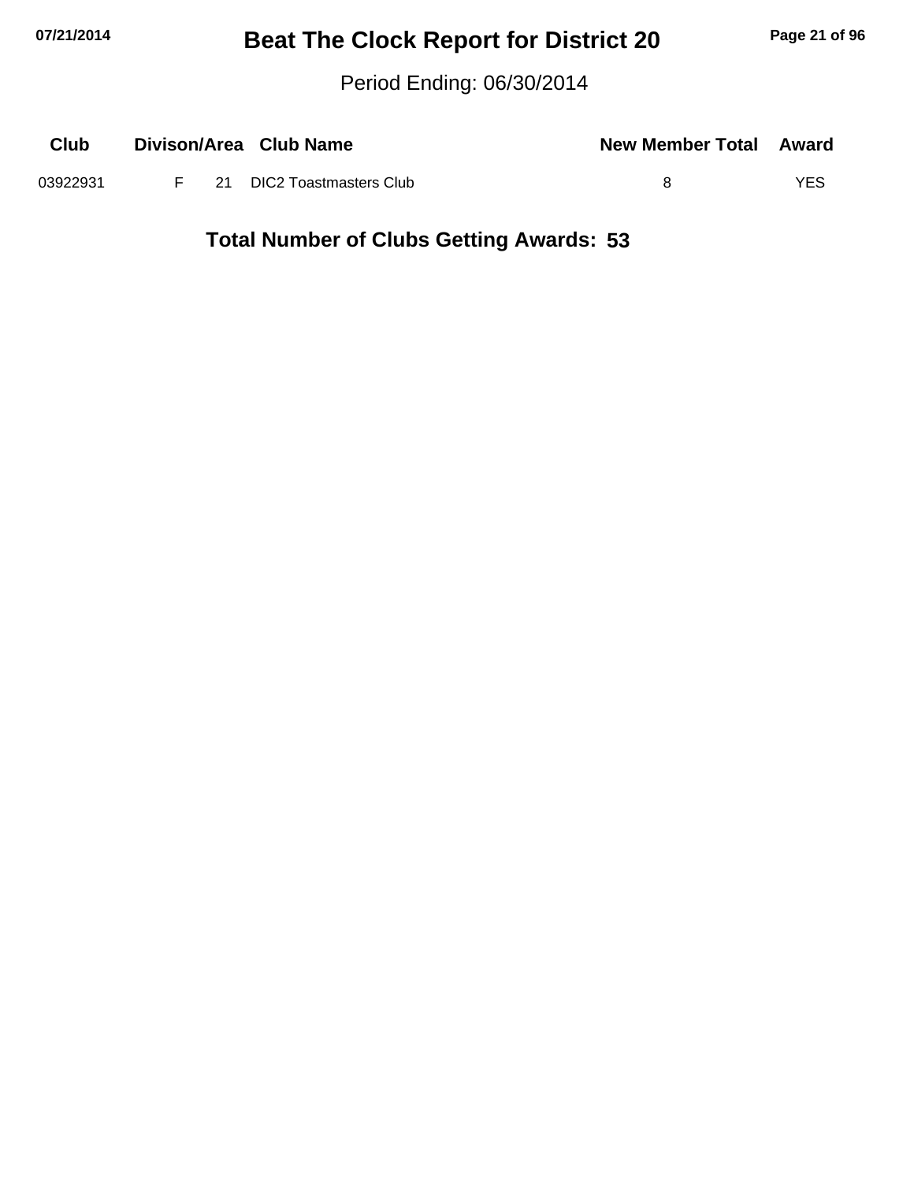# Beat The Clock Report for District 20

Period Ending: 06/30/2014

| Club | Divison/Area | | Club Name | New Member Total | Award |
|---|---|---|---|---|---|
| 03922931 | F | 21 | DIC2 Toastmasters Club | 8 | YES |

**Total Number of Clubs Getting Awards: 53**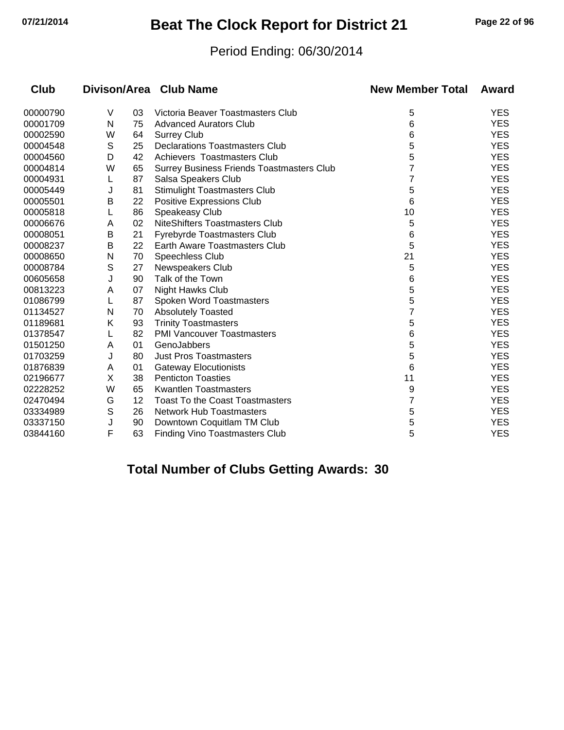# Beat The Clock Report for District 21

Period Ending: 06/30/2014

| Club | Divison/Area | | Club Name | New Member Total | Award |
|---|---|---|---|---|---|
| 00000790 | V | 03 | Victoria Beaver Toastmasters Club | 5 | YES |
| 00001709 | N | 75 | Advanced Aurators Club | 6 | YES |
| 00002590 | W | 64 | Surrey Club | 6 | YES |
| 00004548 | S | 25 | Declarations Toastmasters Club | 5 | YES |
| 00004560 | D | 42 | Achievers Toastmasters Club | 5 | YES |
| 00004814 | W | 65 | Surrey Business Friends Toastmasters Club | 7 | YES |
| 00004931 | L | 87 | Salsa Speakers Club | 7 | YES |
| 00005449 | J | 81 | Stimulight Toastmasters Club | 5 | YES |
| 00005501 | B | 22 | Positive Expressions Club | 6 | YES |
| 00005818 | L | 86 | Speakeasy Club | 10 | YES |
| 00006676 | A | 02 | NiteShifters Toastmasters Club | 5 | YES |
| 00008051 | B | 21 | Fyrebyrde Toastmasters Club | 6 | YES |
| 00008237 | B | 22 | Earth Aware Toastmasters Club | 5 | YES |
| 00008650 | N | 70 | Speechless Club | 21 | YES |
| 00008784 | S | 27 | Newspeakers Club | 5 | YES |
| 00605658 | J | 90 | Talk of the Town | 6 | YES |
| 00813223 | A | 07 | Night Hawks Club | 5 | YES |
| 01086799 | L | 87 | Spoken Word Toastmasters | 5 | YES |
| 01134527 | N | 70 | Absolutely Toasted | 7 | YES |
| 01189681 | K | 93 | Trinity Toastmasters | 5 | YES |
| 01378547 | L | 82 | PMI Vancouver Toastmasters | 6 | YES |
| 01501250 | A | 01 | GenoJabbers | 5 | YES |
| 01703259 | J | 80 | Just Pros Toastmasters | 5 | YES |
| 01876839 | A | 01 | Gateway Elocutionists | 6 | YES |
| 02196677 | X | 38 | Penticton Toasties | 11 | YES |
| 02228252 | W | 65 | Kwantlen Toastmasters | 9 | YES |
| 02470494 | G | 12 | Toast To the Coast Toastmasters | 7 | YES |
| 03334989 | S | 26 | Network Hub Toastmasters | 5 | YES |
| 03337150 | J | 90 | Downtown Coquitlam TM Club | 5 | YES |
| 03844160 | F | 63 | Finding Vino Toastmasters Club | 5 | YES |

**Total Number of Clubs Getting Awards: 30**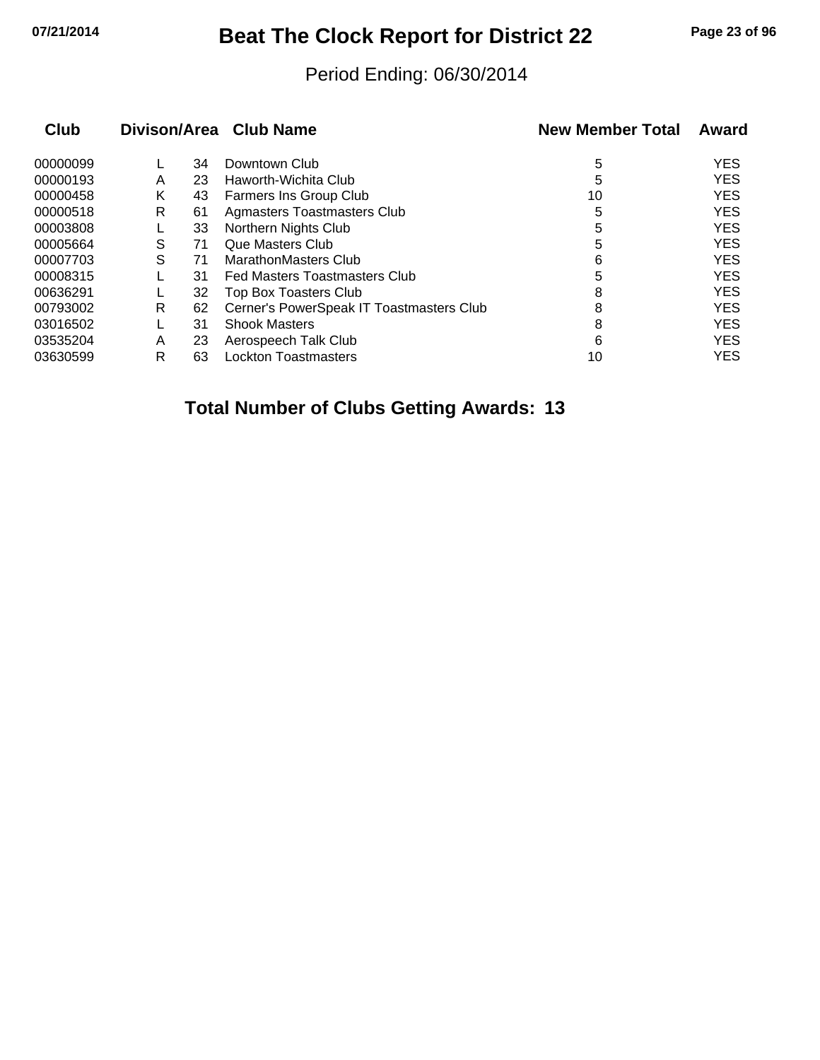# Beat The Clock Report for District 22

Period Ending: 06/30/2014

| Club | Divison/Area | | Club Name | New Member Total | Award |
|---|---|---|---|---|---|
| 00000099 | L | 34 | Downtown Club | 5 | YES |
| 00000193 | A | 23 | Haworth-Wichita Club | 5 | YES |
| 00000458 | K | 43 | Farmers Ins Group Club | 10 | YES |
| 00000518 | R | 61 | Agmasters Toastmasters Club | 5 | YES |
| 00003808 | L | 33 | Northern Nights Club | 5 | YES |
| 00005664 | S | 71 | Que Masters Club | 5 | YES |
| 00007703 | S | 71 | MarathonMasters Club | 6 | YES |
| 00008315 | L | 31 | Fed Masters Toastmasters Club | 5 | YES |
| 00636291 | L | 32 | Top Box Toasters Club | 8 | YES |
| 00793002 | R | 62 | Cerner's PowerSpeak IT Toastmasters Club | 8 | YES |
| 03016502 | L | 31 | Shook Masters | 8 | YES |
| 03535204 | A | 23 | Aerospeech Talk Club | 6 | YES |
| 03630599 | R | 63 | Lockton Toastmasters | 10 | YES |

**Total Number of Clubs Getting Awards: 13**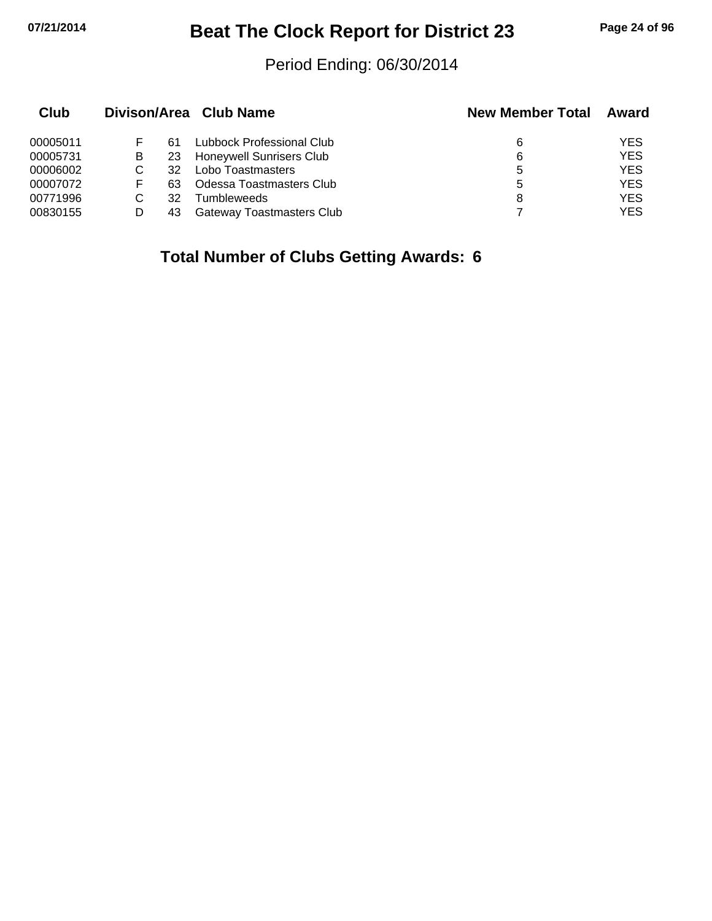# Beat The Clock Report for District 23

Period Ending: 06/30/2014

| Club | Divison/Area | | Club Name | New Member Total | Award |
|---|---|---|---|---|---|
| 00005011 | F | 61 | Lubbock Professional Club | 6 | YES |
| 00005731 | B | 23 | Honeywell Sunrisers Club | 6 | YES |
| 00006002 | C | 32 | Lobo Toastmasters | 5 | YES |
| 00007072 | F | 63 | Odessa Toastmasters Club | 5 | YES |
| 00771996 | C | 32 | Tumbleweeds | 8 | YES |
| 00830155 | D | 43 | Gateway Toastmasters Club | 7 | YES |

**Total Number of Clubs Getting Awards: 6**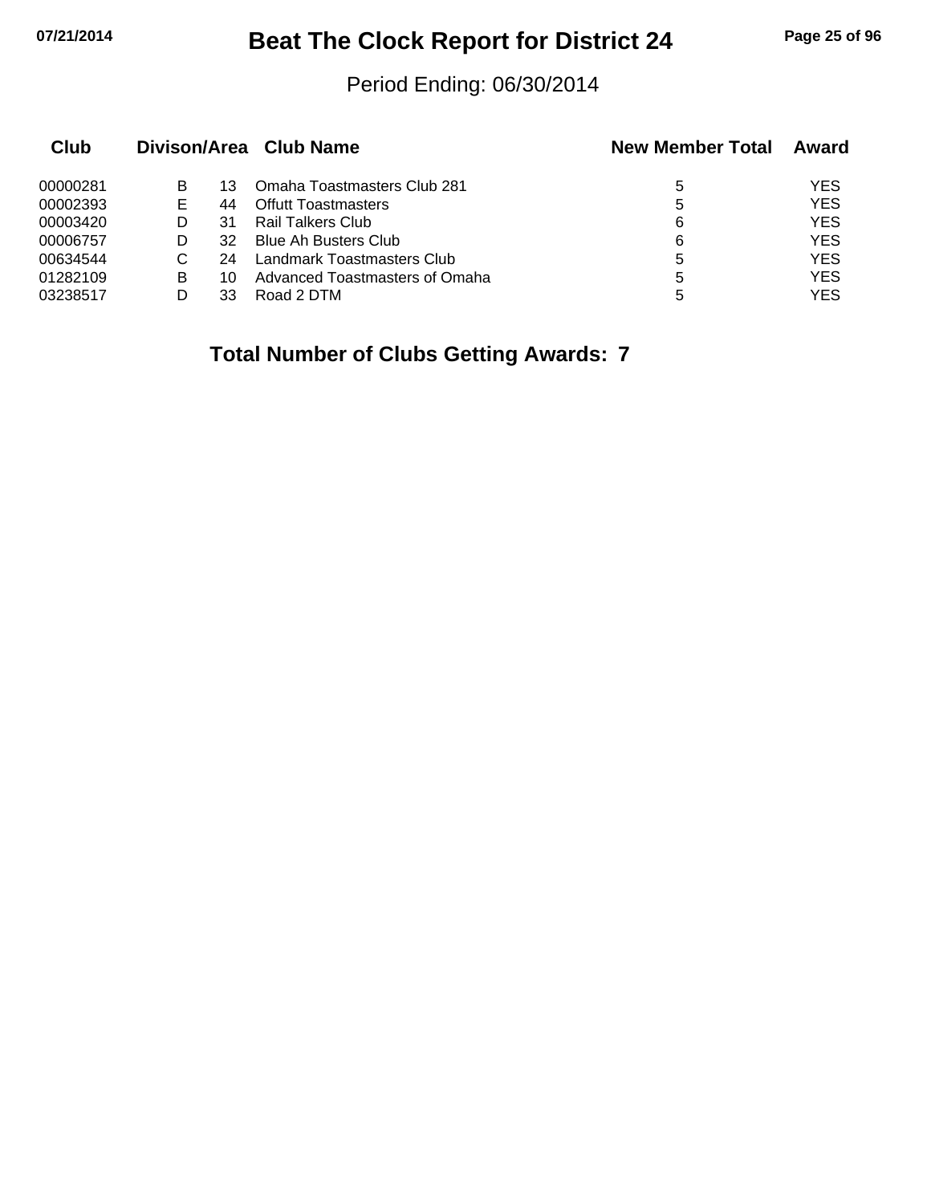# Beat The Clock Report for District 24

Period Ending: 06/30/2014

| Club | Divison/Area | | Club Name | New Member Total | Award |
|---|---|---|---|---|---|
| 00000281 | B | 13 | Omaha Toastmasters Club 281 | 5 | YES |
| 00002393 | E | 44 | Offutt Toastmasters | 5 | YES |
| 00003420 | D | 31 | Rail Talkers Club | 6 | YES |
| 00006757 | D | 32 | Blue Ah Busters Club | 6 | YES |
| 00634544 | C | 24 | Landmark Toastmasters Club | 5 | YES |
| 01282109 | B | 10 | Advanced Toastmasters of Omaha | 5 | YES |
| 03238517 | D | 33 | Road 2 DTM | 5 | YES |

**Total Number of Clubs Getting Awards: 7**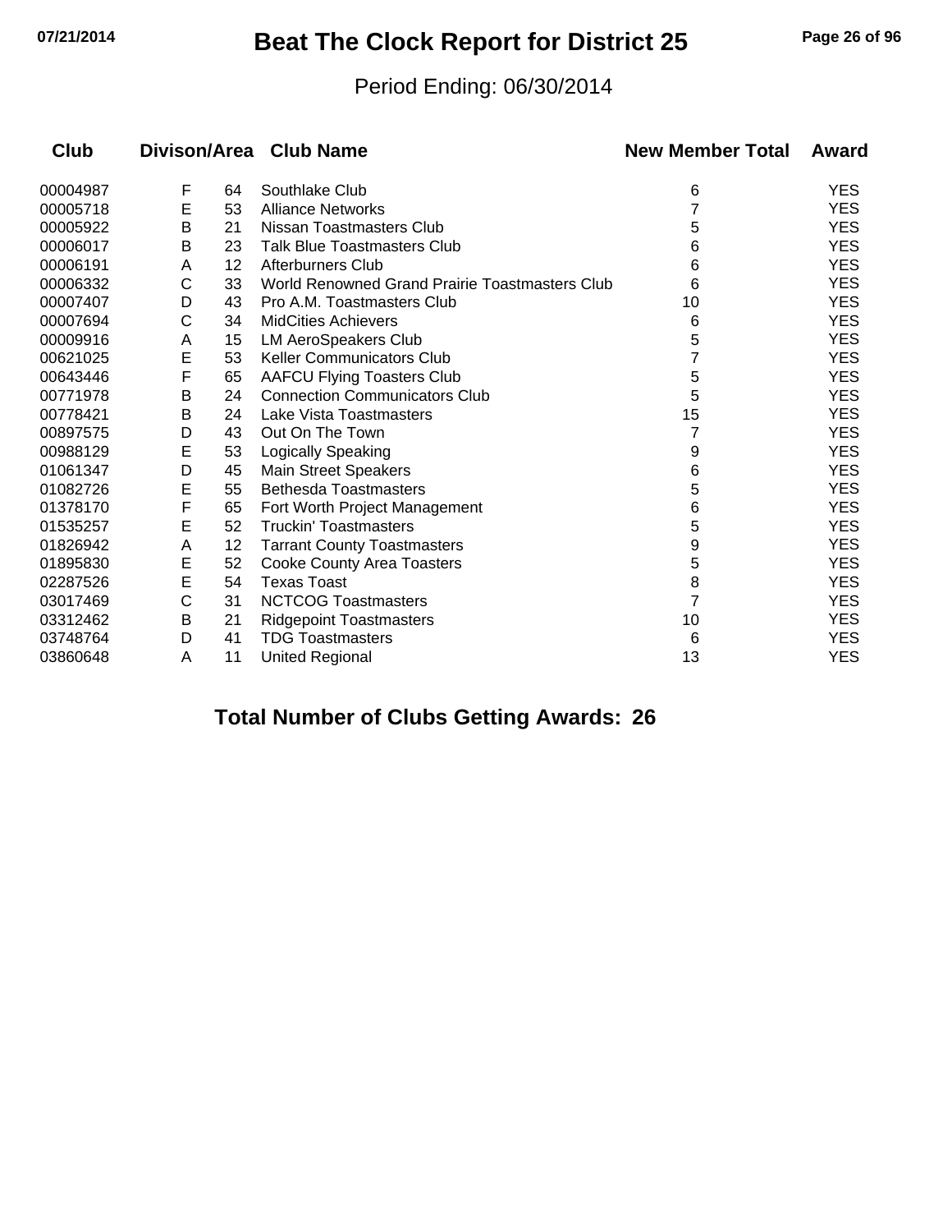# Beat The Clock Report for District 25

Period Ending: 06/30/2014

| Club | Divison/Area | | Club Name | New Member Total | Award |
|---|---|---|---|---|---|
| 00004987 | F | 64 | Southlake Club | 6 | YES |
| 00005718 | E | 53 | Alliance Networks | 7 | YES |
| 00005922 | B | 21 | Nissan Toastmasters Club | 5 | YES |
| 00006017 | B | 23 | Talk Blue Toastmasters Club | 6 | YES |
| 00006191 | A | 12 | Afterburners Club | 6 | YES |
| 00006332 | C | 33 | World Renowned Grand Prairie Toastmasters Club | 6 | YES |
| 00007407 | D | 43 | Pro A.M. Toastmasters Club | 10 | YES |
| 00007694 | C | 34 | MidCities Achievers | 6 | YES |
| 00009916 | A | 15 | LM AeroSpeakers Club | 5 | YES |
| 00621025 | E | 53 | Keller Communicators Club | 7 | YES |
| 00643446 | F | 65 | AAFCU Flying Toasters Club | 5 | YES |
| 00771978 | B | 24 | Connection Communicators Club | 5 | YES |
| 00778421 | B | 24 | Lake Vista Toastmasters | 15 | YES |
| 00897575 | D | 43 | Out On The Town | 7 | YES |
| 00988129 | E | 53 | Logically Speaking | 9 | YES |
| 01061347 | D | 45 | Main Street Speakers | 6 | YES |
| 01082726 | E | 55 | Bethesda Toastmasters | 5 | YES |
| 01378170 | F | 65 | Fort Worth Project Management | 6 | YES |
| 01535257 | E | 52 | Truckin' Toastmasters | 5 | YES |
| 01826942 | A | 12 | Tarrant County Toastmasters | 9 | YES |
| 01895830 | E | 52 | Cooke County Area Toasters | 5 | YES |
| 02287526 | E | 54 | Texas Toast | 8 | YES |
| 03017469 | C | 31 | NCTCOG Toastmasters | 7 | YES |
| 03312462 | B | 21 | Ridgepoint Toastmasters | 10 | YES |
| 03748764 | D | 41 | TDG Toastmasters | 6 | YES |
| 03860648 | A | 11 | United Regional | 13 | YES |

**Total Number of Clubs Getting Awards: 26**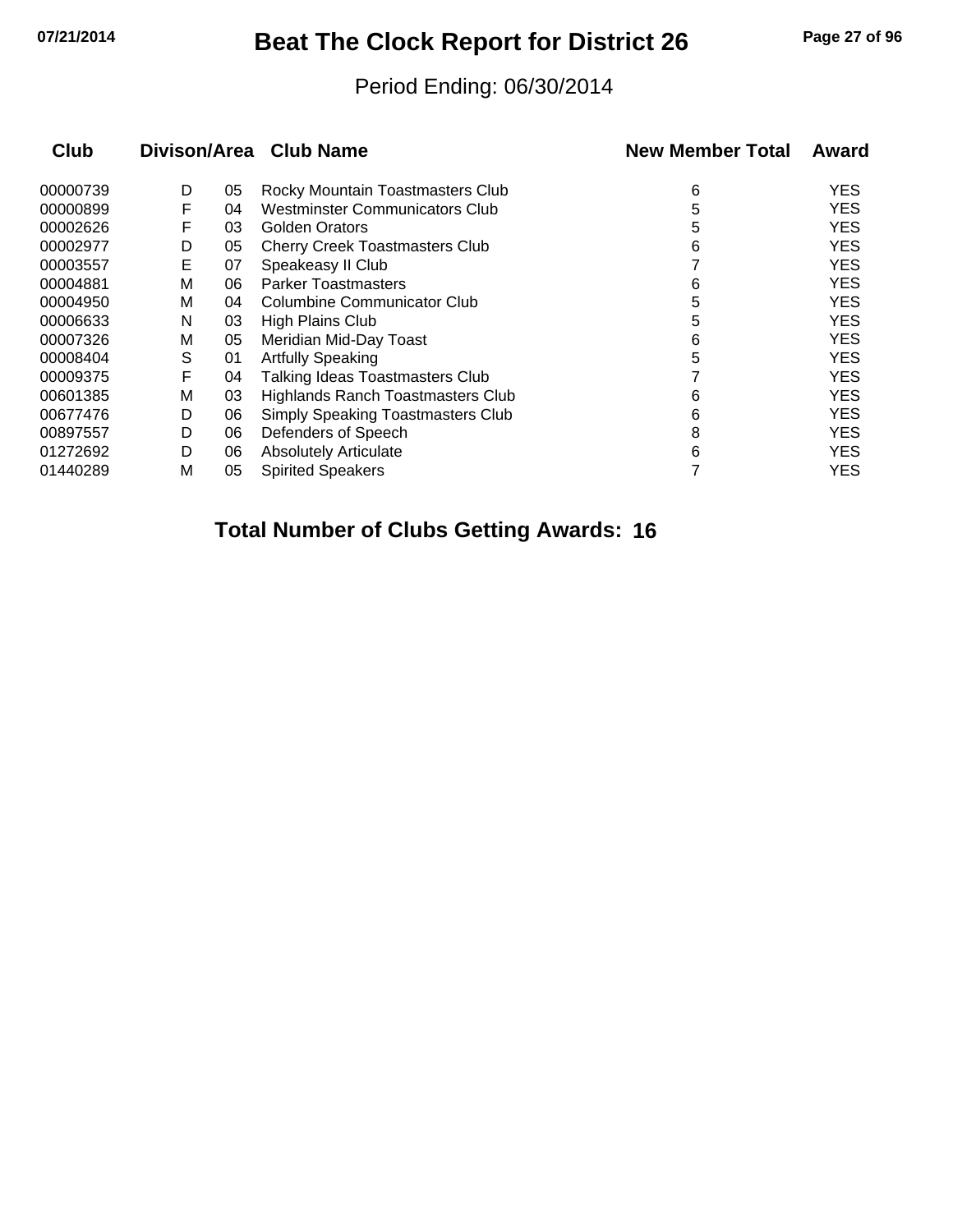# Beat The Clock Report for District 26

Period Ending: 06/30/2014

| Club | Divison/Area | | Club Name | New Member Total | Award |
|---|---|---|---|---|---|
| 00000739 | D | 05 | Rocky Mountain Toastmasters Club | 6 | YES |
| 00000899 | F | 04 | Westminster Communicators Club | 5 | YES |
| 00002626 | F | 03 | Golden Orators | 5 | YES |
| 00002977 | D | 05 | Cherry Creek Toastmasters Club | 6 | YES |
| 00003557 | E | 07 | Speakeasy II Club | 7 | YES |
| 00004881 | M | 06 | Parker Toastmasters | 6 | YES |
| 00004950 | M | 04 | Columbine Communicator Club | 5 | YES |
| 00006633 | N | 03 | High Plains Club | 5 | YES |
| 00007326 | M | 05 | Meridian Mid-Day Toast | 6 | YES |
| 00008404 | S | 01 | Artfully Speaking | 5 | YES |
| 00009375 | F | 04 | Talking Ideas Toastmasters Club | 7 | YES |
| 00601385 | M | 03 | Highlands Ranch Toastmasters Club | 6 | YES |
| 00677476 | D | 06 | Simply Speaking Toastmasters Club | 6 | YES |
| 00897557 | D | 06 | Defenders of Speech | 8 | YES |
| 01272692 | D | 06 | Absolutely Articulate | 6 | YES |
| 01440289 | M | 05 | Spirited Speakers | 7 | YES |

**Total Number of Clubs Getting Awards: 16**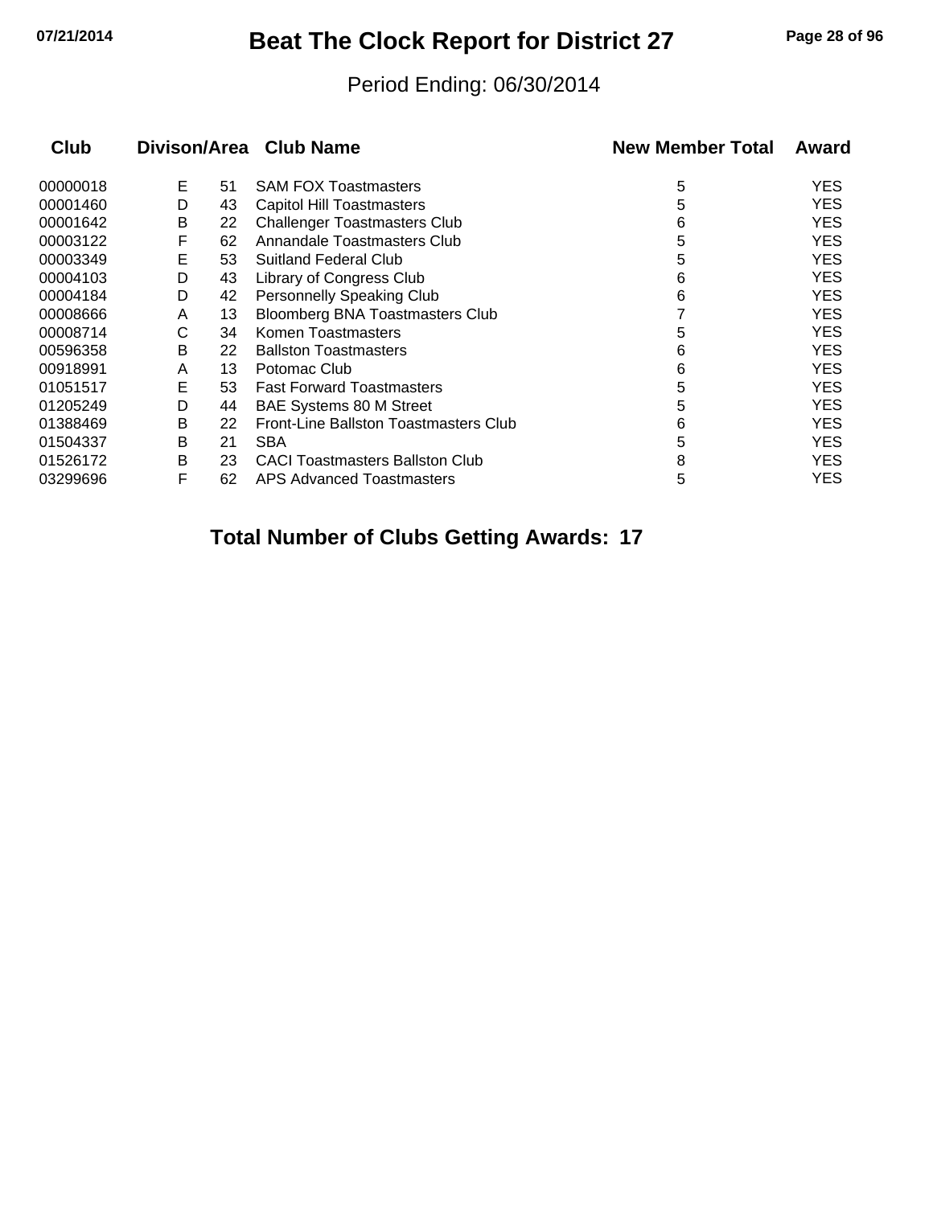# Beat The Clock Report for District 27

Period Ending: 06/30/2014

| Club | Divison/Area | | Club Name | New Member Total | Award |
|---|---|---|---|---|---|
| 00000018 | E | 51 | SAM FOX Toastmasters | 5 | YES |
| 00001460 | D | 43 | Capitol Hill Toastmasters | 5 | YES |
| 00001642 | B | 22 | Challenger Toastmasters Club | 6 | YES |
| 00003122 | F | 62 | Annandale Toastmasters Club | 5 | YES |
| 00003349 | E | 53 | Suitland Federal Club | 5 | YES |
| 00004103 | D | 43 | Library of Congress Club | 6 | YES |
| 00004184 | D | 42 | Personnelly Speaking Club | 6 | YES |
| 00008666 | A | 13 | Bloomberg BNA Toastmasters Club | 7 | YES |
| 00008714 | C | 34 | Komen Toastmasters | 5 | YES |
| 00596358 | B | 22 | Ballston Toastmasters | 6 | YES |
| 00918991 | A | 13 | Potomac Club | 6 | YES |
| 01051517 | E | 53 | Fast Forward Toastmasters | 5 | YES |
| 01205249 | D | 44 | BAE Systems 80 M Street | 5 | YES |
| 01388469 | B | 22 | Front-Line Ballston Toastmasters Club | 6 | YES |
| 01504337 | B | 21 | SBA | 5 | YES |
| 01526172 | B | 23 | CACI Toastmasters Ballston Club | 8 | YES |
| 03299696 | F | 62 | APS Advanced Toastmasters | 5 | YES |

**Total Number of Clubs Getting Awards: 17**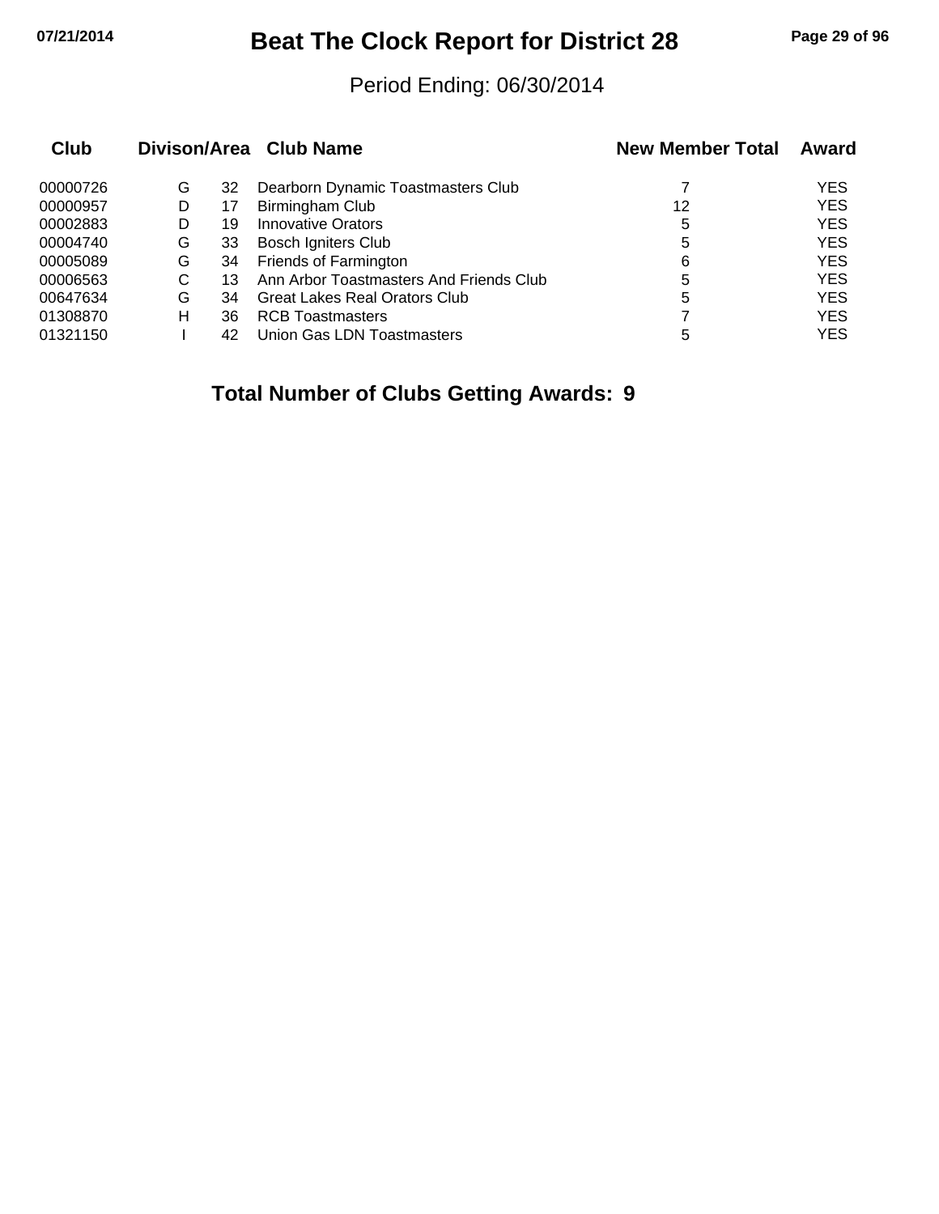# Beat The Clock Report for District 28

Period Ending: 06/30/2014

| Club | Divison/Area | | Club Name | New Member Total | Award |
|---|---|---|---|---|---|
| 00000726 | G | 32 | Dearborn Dynamic Toastmasters Club | 7 | YES |
| 00000957 | D | 17 | Birmingham Club | 12 | YES |
| 00002883 | D | 19 | Innovative Orators | 5 | YES |
| 00004740 | G | 33 | Bosch Igniters Club | 5 | YES |
| 00005089 | G | 34 | Friends of Farmington | 6 | YES |
| 00006563 | C | 13 | Ann Arbor Toastmasters And Friends Club | 5 | YES |
| 00647634 | G | 34 | Great Lakes Real Orators Club | 5 | YES |
| 01308870 | H | 36 | RCB Toastmasters | 7 | YES |
| 01321150 | I | 42 | Union Gas LDN Toastmasters | 5 | YES |

**Total Number of Clubs Getting Awards: 9**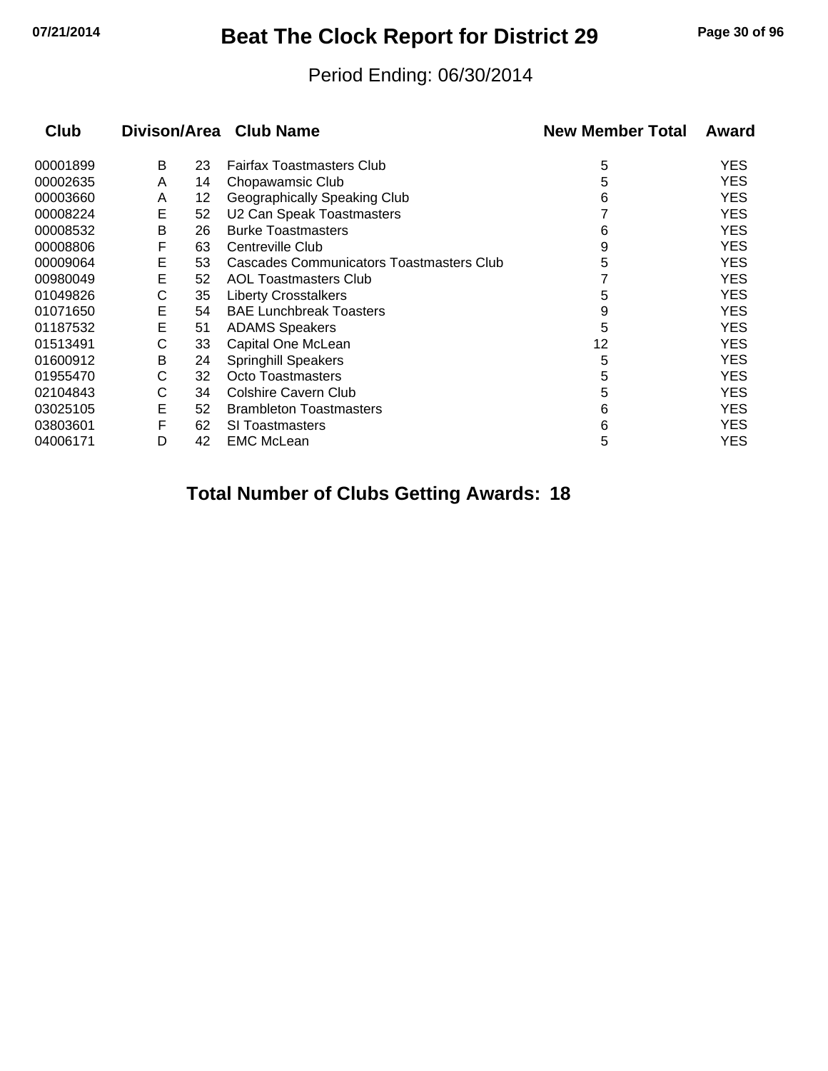# Beat The Clock Report for District 29

Period Ending: 06/30/2014

| Club | Divison | Area | Club Name | New Member Total | Award |
|---|---|---|---|---|---|
| 00001899 | B | 23 | Fairfax Toastmasters Club | 5 | YES |
| 00002635 | A | 14 | Chopawamsic Club | 5 | YES |
| 00003660 | A | 12 | Geographically Speaking Club | 6 | YES |
| 00008224 | E | 52 | U2 Can Speak Toastmasters | 7 | YES |
| 00008532 | B | 26 | Burke Toastmasters | 6 | YES |
| 00008806 | F | 63 | Centreville Club | 9 | YES |
| 00009064 | E | 53 | Cascades Communicators Toastmasters Club | 5 | YES |
| 00980049 | E | 52 | AOL Toastmasters Club | 7 | YES |
| 01049826 | C | 35 | Liberty Crosstalkers | 5 | YES |
| 01071650 | E | 54 | BAE Lunchbreak Toasters | 9 | YES |
| 01187532 | E | 51 | ADAMS Speakers | 5 | YES |
| 01513491 | C | 33 | Capital One McLean | 12 | YES |
| 01600912 | B | 24 | Springhill Speakers | 5 | YES |
| 01955470 | C | 32 | Octo Toastmasters | 5 | YES |
| 02104843 | C | 34 | Colshire Cavern Club | 5 | YES |
| 03025105 | E | 52 | Brambleton Toastmasters | 6 | YES |
| 03803601 | F | 62 | SI Toastmasters | 6 | YES |
| 04006171 | D | 42 | EMC McLean | 5 | YES |

**Total Number of Clubs Getting Awards: 18**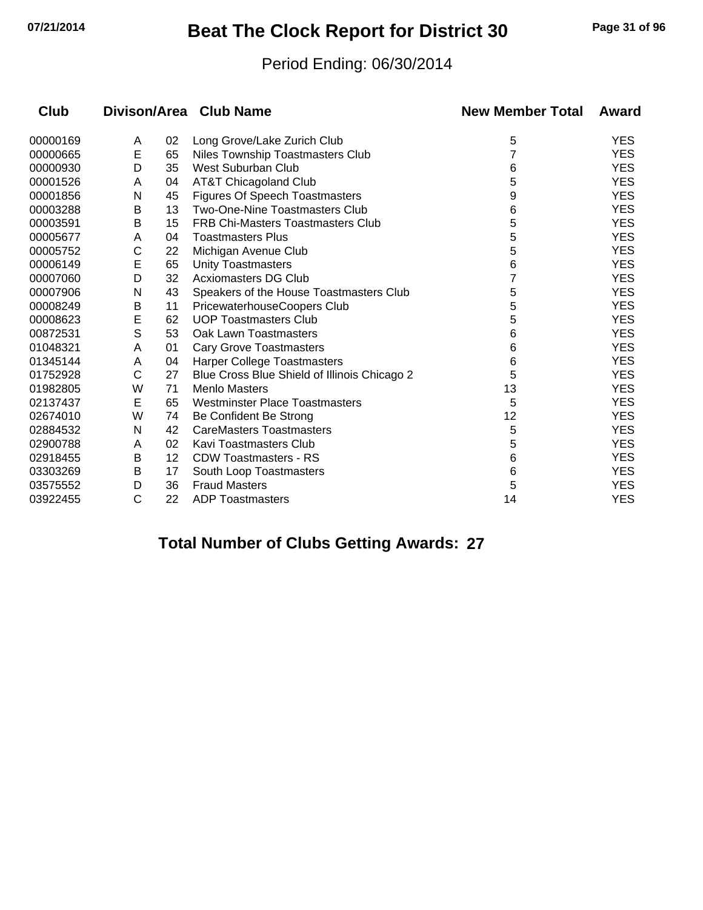# Beat The Clock Report for District 30

Period Ending: 06/30/2014

| Club | Divison | Area | Club Name | New Member Total | Award |
|---|---|---|---|---|---|
| 00000169 | A | 02 | Long Grove/Lake Zurich Club | 5 | YES |
| 00000665 | E | 65 | Niles Township Toastmasters Club | 7 | YES |
| 00000930 | D | 35 | West Suburban Club | 6 | YES |
| 00001526 | A | 04 | AT&T Chicagoland Club | 5 | YES |
| 00001856 | N | 45 | Figures Of Speech Toastmasters | 9 | YES |
| 00003288 | B | 13 | Two-One-Nine Toastmasters Club | 6 | YES |
| 00003591 | B | 15 | FRB Chi-Masters Toastmasters Club | 5 | YES |
| 00005677 | A | 04 | Toastmasters Plus | 5 | YES |
| 00005752 | C | 22 | Michigan Avenue Club | 5 | YES |
| 00006149 | E | 65 | Unity Toastmasters | 6 | YES |
| 00007060 | D | 32 | Acxiomasters DG Club | 7 | YES |
| 00007906 | N | 43 | Speakers of the House Toastmasters Club | 5 | YES |
| 00008249 | B | 11 | PricewaterhouseCoopers Club | 5 | YES |
| 00008623 | E | 62 | UOP Toastmasters Club | 5 | YES |
| 00872531 | S | 53 | Oak Lawn Toastmasters | 6 | YES |
| 01048321 | A | 01 | Cary Grove Toastmasters | 6 | YES |
| 01345144 | A | 04 | Harper College Toastmasters | 6 | YES |
| 01752928 | C | 27 | Blue Cross Blue Shield of Illinois Chicago 2 | 5 | YES |
| 01982805 | W | 71 | Menlo Masters | 13 | YES |
| 02137437 | E | 65 | Westminster Place Toastmasters | 5 | YES |
| 02674010 | W | 74 | Be Confident Be Strong | 12 | YES |
| 02884532 | N | 42 | CareMasters Toastmasters | 5 | YES |
| 02900788 | A | 02 | Kavi Toastmasters Club | 5 | YES |
| 02918455 | B | 12 | CDW Toastmasters - RS | 6 | YES |
| 03303269 | B | 17 | South Loop Toastmasters | 6 | YES |
| 03575552 | D | 36 | Fraud Masters | 5 | YES |
| 03922455 | C | 22 | ADP Toastmasters | 14 | YES |

**Total Number of Clubs Getting Awards: 27**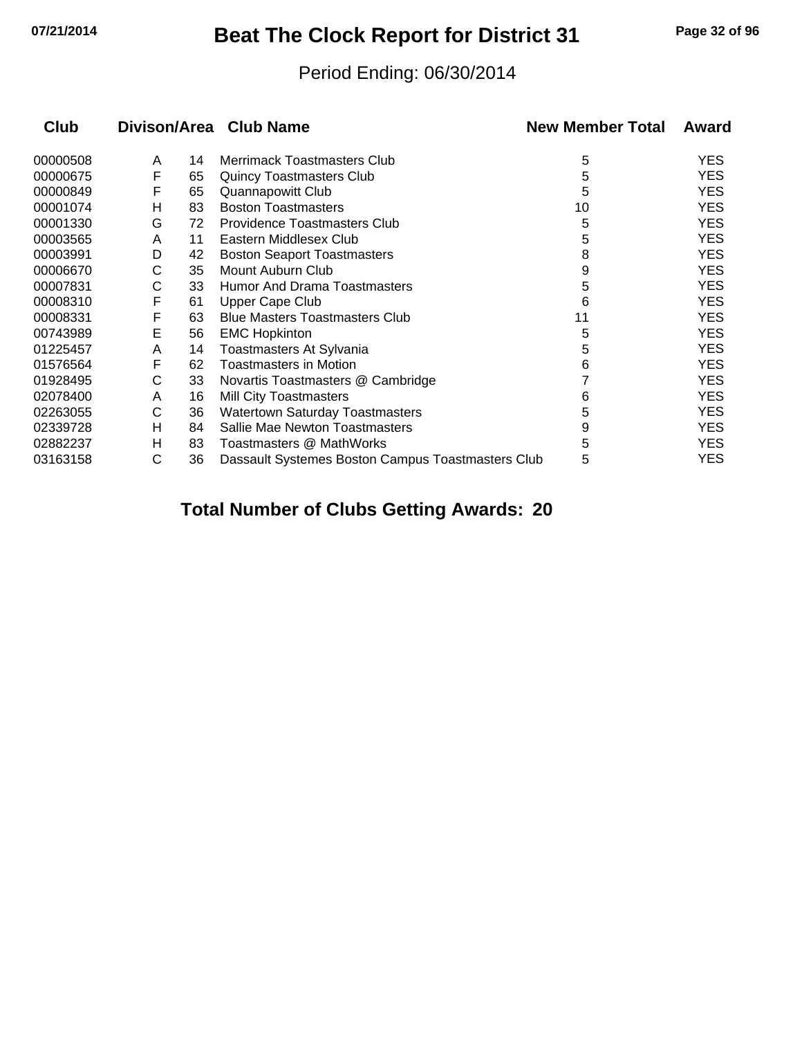# Beat The Clock Report for District 31

Period Ending: 06/30/2014

| Club | Divison/Area | | Club Name | New Member Total | Award |
|---|---|---|---|---|---|
| 00000508 | A | 14 | Merrimack Toastmasters Club | 5 | YES |
| 00000675 | F | 65 | Quincy Toastmasters Club | 5 | YES |
| 00000849 | F | 65 | Quannapowitt Club | 5 | YES |
| 00001074 | H | 83 | Boston Toastmasters | 10 | YES |
| 00001330 | G | 72 | Providence Toastmasters Club | 5 | YES |
| 00003565 | A | 11 | Eastern Middlesex Club | 5 | YES |
| 00003991 | D | 42 | Boston Seaport Toastmasters | 8 | YES |
| 00006670 | C | 35 | Mount Auburn Club | 9 | YES |
| 00007831 | C | 33 | Humor And Drama Toastmasters | 5 | YES |
| 00008310 | F | 61 | Upper Cape Club | 6 | YES |
| 00008331 | F | 63 | Blue Masters Toastmasters Club | 11 | YES |
| 00743989 | E | 56 | EMC Hopkinton | 5 | YES |
| 01225457 | A | 14 | Toastmasters At Sylvania | 5 | YES |
| 01576564 | F | 62 | Toastmasters in Motion | 6 | YES |
| 01928495 | C | 33 | Novartis Toastmasters @ Cambridge | 7 | YES |
| 02078400 | A | 16 | Mill City Toastmasters | 6 | YES |
| 02263055 | C | 36 | Watertown Saturday Toastmasters | 5 | YES |
| 02339728 | H | 84 | Sallie Mae Newton Toastmasters | 9 | YES |
| 02882237 | H | 83 | Toastmasters @ MathWorks | 5 | YES |
| 03163158 | C | 36 | Dassault Systemes Boston Campus Toastmasters Club | 5 | YES |

**Total Number of Clubs Getting Awards: 20**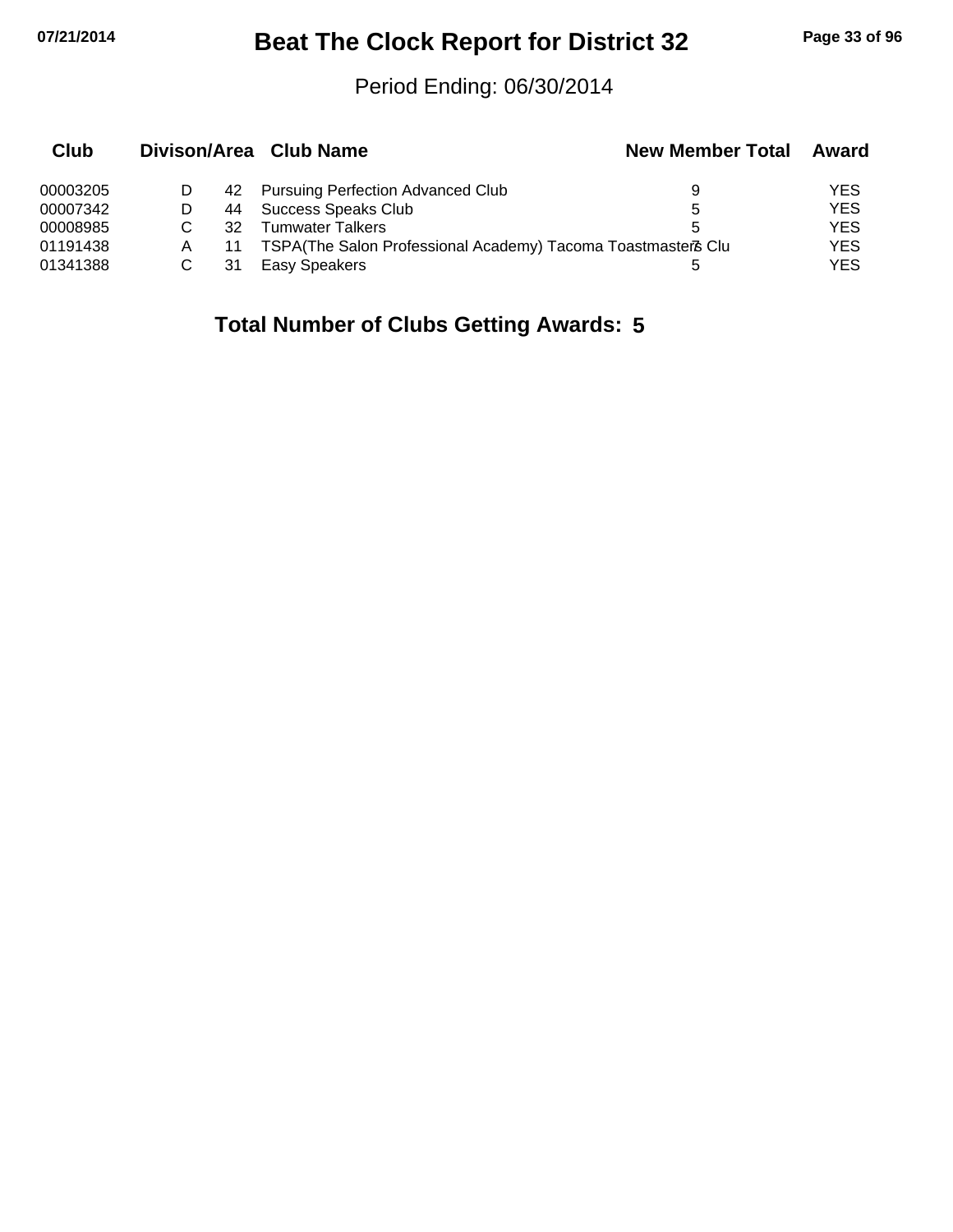# Beat The Clock Report for District 32

Period Ending: 06/30/2014

| Club | Divison/Area | | Club Name | New Member Total | Award |
|---|---|---|---|---|---|
| 00003205 | D | 42 | Pursuing Perfection Advanced Club | 9 | YES |
| 00007342 | D | 44 | Success Speaks Club | 5 | YES |
| 00008985 | C | 32 | Tumwater Talkers | 5 | YES |
| 01191438 | A | 11 | TSPA(The Salon Professional Academy) Tacoma Toastmasters Clu | 7 | YES |
| 01341388 | C | 31 | Easy Speakers | 5 | YES |

**Total Number of Clubs Getting Awards: 5**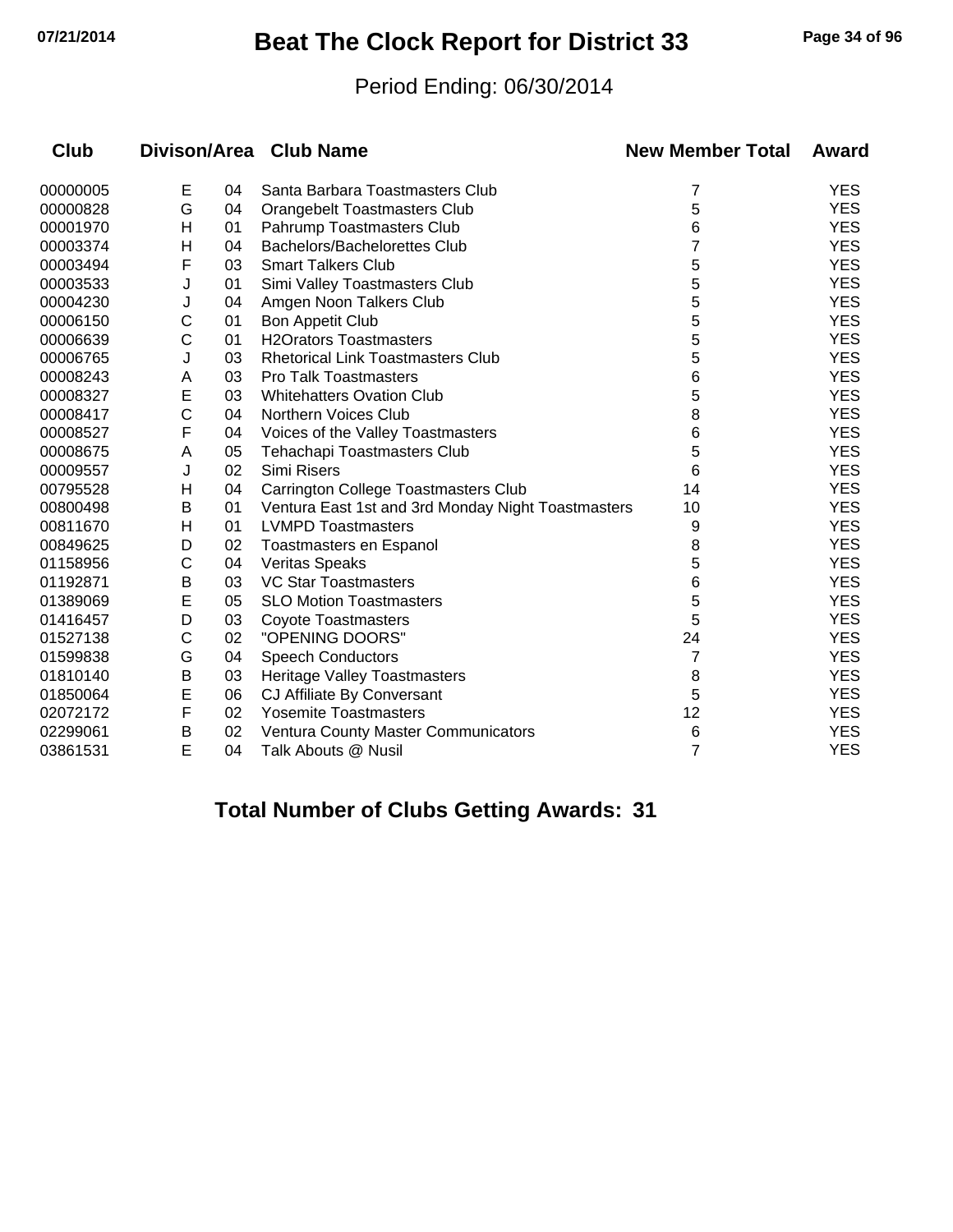# Beat The Clock Report for District 33

Period Ending: 06/30/2014

| Club | Divison/Area | | Club Name | New Member Total | Award |
|---|---|---|---|---|---|
| 00000005 | E | 04 | Santa Barbara Toastmasters Club | 7 | YES |
| 00000828 | G | 04 | Orangebelt Toastmasters Club | 5 | YES |
| 00001970 | H | 01 | Pahrump Toastmasters Club | 6 | YES |
| 00003374 | H | 04 | Bachelors/Bachelorettes Club | 7 | YES |
| 00003494 | F | 03 | Smart Talkers Club | 5 | YES |
| 00003533 | J | 01 | Simi Valley Toastmasters Club | 5 | YES |
| 00004230 | J | 04 | Amgen Noon Talkers Club | 5 | YES |
| 00006150 | C | 01 | Bon Appetit Club | 5 | YES |
| 00006639 | C | 01 | H2Orators Toastmasters | 5 | YES |
| 00006765 | J | 03 | Rhetorical Link Toastmasters Club | 5 | YES |
| 00008243 | A | 03 | Pro Talk Toastmasters | 6 | YES |
| 00008327 | E | 03 | Whitehatters Ovation Club | 5 | YES |
| 00008417 | C | 04 | Northern Voices Club | 8 | YES |
| 00008527 | F | 04 | Voices of the Valley Toastmasters | 6 | YES |
| 00008675 | A | 05 | Tehachapi Toastmasters Club | 5 | YES |
| 00009557 | J | 02 | Simi Risers | 6 | YES |
| 00795528 | H | 04 | Carrington College Toastmasters Club | 14 | YES |
| 00800498 | B | 01 | Ventura East 1st and 3rd Monday Night Toastmasters | 10 | YES |
| 00811670 | H | 01 | LVMPD Toastmasters | 9 | YES |
| 00849625 | D | 02 | Toastmasters en Espanol | 8 | YES |
| 01158956 | C | 04 | Veritas Speaks | 5 | YES |
| 01192871 | B | 03 | VC Star Toastmasters | 6 | YES |
| 01389069 | E | 05 | SLO Motion Toastmasters | 5 | YES |
| 01416457 | D | 03 | Coyote Toastmasters | 5 | YES |
| 01527138 | C | 02 | "OPENING DOORS" | 24 | YES |
| 01599838 | G | 04 | Speech Conductors | 7 | YES |
| 01810140 | B | 03 | Heritage Valley Toastmasters | 8 | YES |
| 01850064 | E | 06 | CJ Affiliate By Conversant | 5 | YES |
| 02072172 | F | 02 | Yosemite Toastmasters | 12 | YES |
| 02299061 | B | 02 | Ventura County Master Communicators | 6 | YES |
| 03861531 | E | 04 | Talk Abouts @ Nusil | 7 | YES |

**Total Number of Clubs Getting Awards: 31**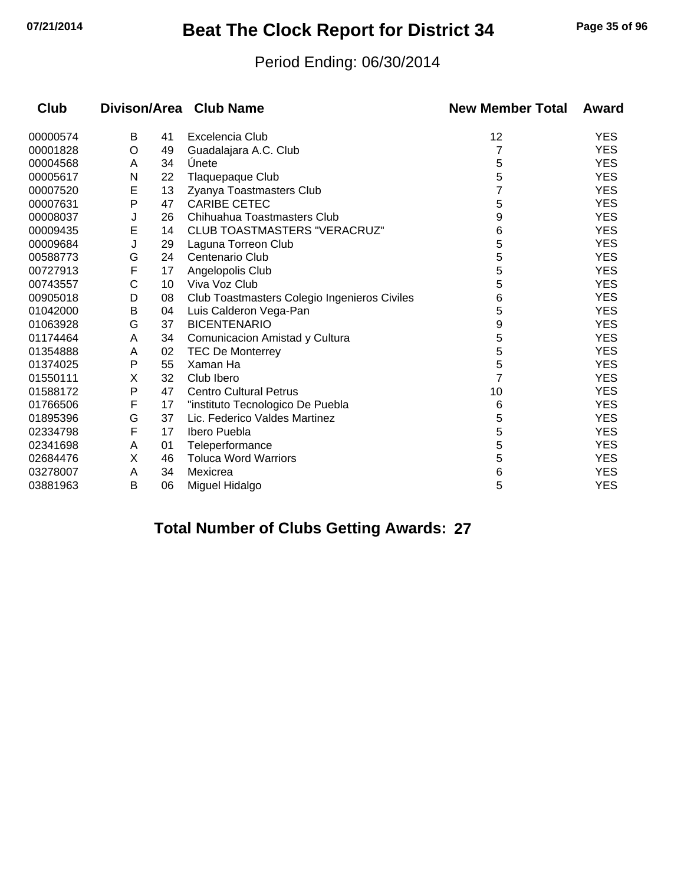# Beat The Clock Report for District 34

Period Ending: 06/30/2014

| Club | Divison/Area | | Club Name | New Member Total | Award |
|---|---|---|---|---|---|
| 00000574 | B | 41 | Excelencia Club | 12 | YES |
| 00001828 | O | 49 | Guadalajara A.C. Club | 7 | YES |
| 00004568 | A | 34 | Únete | 5 | YES |
| 00005617 | N | 22 | Tlaquepaque Club | 5 | YES |
| 00007520 | E | 13 | Zyanya Toastmasters Club | 7 | YES |
| 00007631 | P | 47 | CARIBE CETEC | 5 | YES |
| 00008037 | J | 26 | Chihuahua Toastmasters Club | 9 | YES |
| 00009435 | E | 14 | CLUB TOASTMASTERS "VERACRUZ" | 6 | YES |
| 00009684 | J | 29 | Laguna Torreon Club | 5 | YES |
| 00588773 | G | 24 | Centenario Club | 5 | YES |
| 00727913 | F | 17 | Angelopolis Club | 5 | YES |
| 00743557 | C | 10 | Viva Voz Club | 5 | YES |
| 00905018 | D | 08 | Club Toastmasters Colegio Ingenieros Civiles | 6 | YES |
| 01042000 | B | 04 | Luis Calderon Vega-Pan | 5 | YES |
| 01063928 | G | 37 | BICENTENARIO | 9 | YES |
| 01174464 | A | 34 | Comunicacion Amistad y Cultura | 5 | YES |
| 01354888 | A | 02 | TEC De Monterrey | 5 | YES |
| 01374025 | P | 55 | Xaman Ha | 5 | YES |
| 01550111 | X | 32 | Club Ibero | 7 | YES |
| 01588172 | P | 47 | Centro Cultural Petrus | 10 | YES |
| 01766506 | F | 17 | "instituto Tecnologico De Puebla | 6 | YES |
| 01895396 | G | 37 | Lic. Federico Valdes Martinez | 5 | YES |
| 02334798 | F | 17 | Ibero Puebla | 5 | YES |
| 02341698 | A | 01 | Teleperformance | 5 | YES |
| 02684476 | X | 46 | Toluca Word Warriors | 5 | YES |
| 03278007 | A | 34 | Mexicrea | 6 | YES |
| 03881963 | B | 06 | Miguel Hidalgo | 5 | YES |

**Total Number of Clubs Getting Awards: 27**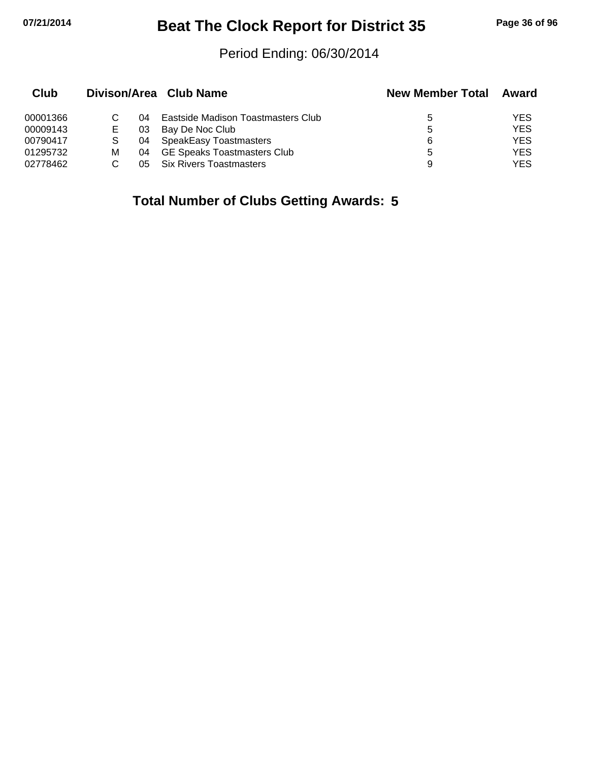# Beat The Clock Report for District 35

Period Ending: 06/30/2014

| Club | Divison/Area | | Club Name | New Member Total | Award |
|---|---|---|---|---|---|
| 00001366 | C | 04 | Eastside Madison Toastmasters Club | 5 | YES |
| 00009143 | E | 03 | Bay De Noc Club | 5 | YES |
| 00790417 | S | 04 | SpeakEasy Toastmasters | 6 | YES |
| 01295732 | M | 04 | GE Speaks Toastmasters Club | 5 | YES |
| 02778462 | C | 05 | Six Rivers Toastmasters | 9 | YES |

**Total Number of Clubs Getting Awards: 5**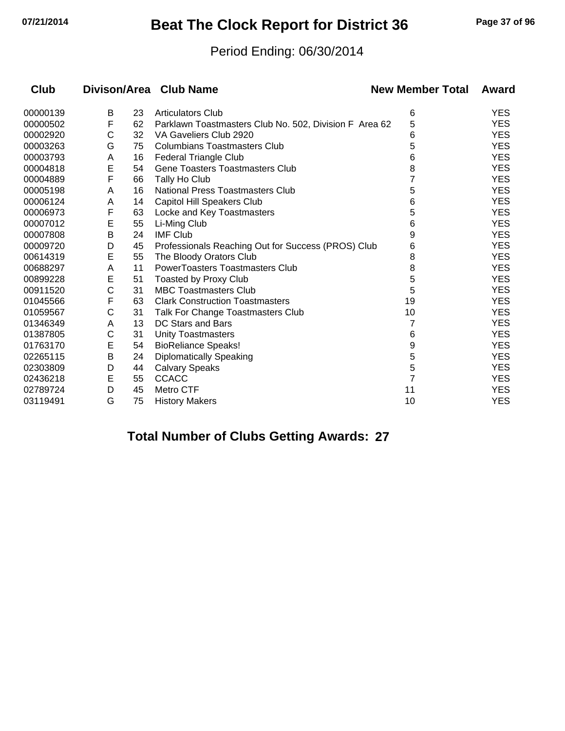# Beat The Clock Report for District 36

Period Ending: 06/30/2014

| Club | Divison/Area | | Club Name | New Member Total | Award |
|---|---|---|---|---|---|
| 00000139 | B | 23 | Articulators Club | 6 | YES |
| 00000502 | F | 62 | Parklawn Toastmasters Club No. 502, Division F Area 62 | 5 | YES |
| 00002920 | C | 32 | VA Gaveliers Club 2920 | 6 | YES |
| 00003263 | G | 75 | Columbians Toastmasters Club | 5 | YES |
| 00003793 | A | 16 | Federal Triangle Club | 6 | YES |
| 00004818 | E | 54 | Gene Toasters Toastmasters Club | 8 | YES |
| 00004889 | F | 66 | Tally Ho Club | 7 | YES |
| 00005198 | A | 16 | National Press Toastmasters Club | 5 | YES |
| 00006124 | A | 14 | Capitol Hill Speakers Club | 6 | YES |
| 00006973 | F | 63 | Locke and Key Toastmasters | 5 | YES |
| 00007012 | E | 55 | Li-Ming Club | 6 | YES |
| 00007808 | B | 24 | IMF Club | 9 | YES |
| 00009720 | D | 45 | Professionals Reaching Out for Success (PROS) Club | 6 | YES |
| 00614319 | E | 55 | The Bloody Orators Club | 8 | YES |
| 00688297 | A | 11 | PowerToasters Toastmasters Club | 8 | YES |
| 00899228 | E | 51 | Toasted by Proxy Club | 5 | YES |
| 00911520 | C | 31 | MBC Toastmasters Club | 5 | YES |
| 01045566 | F | 63 | Clark Construction Toastmasters | 19 | YES |
| 01059567 | C | 31 | Talk For Change Toastmasters Club | 10 | YES |
| 01346349 | A | 13 | DC Stars and Bars | 7 | YES |
| 01387805 | C | 31 | Unity Toastmasters | 6 | YES |
| 01763170 | E | 54 | BioReliance Speaks! | 9 | YES |
| 02265115 | B | 24 | Diplomatically Speaking | 5 | YES |
| 02303809 | D | 44 | Calvary Speaks | 5 | YES |
| 02436218 | E | 55 | CCACC | 7 | YES |
| 02789724 | D | 45 | Metro CTF | 11 | YES |
| 03119491 | G | 75 | History Makers | 10 | YES |

**Total Number of Clubs Getting Awards: 27**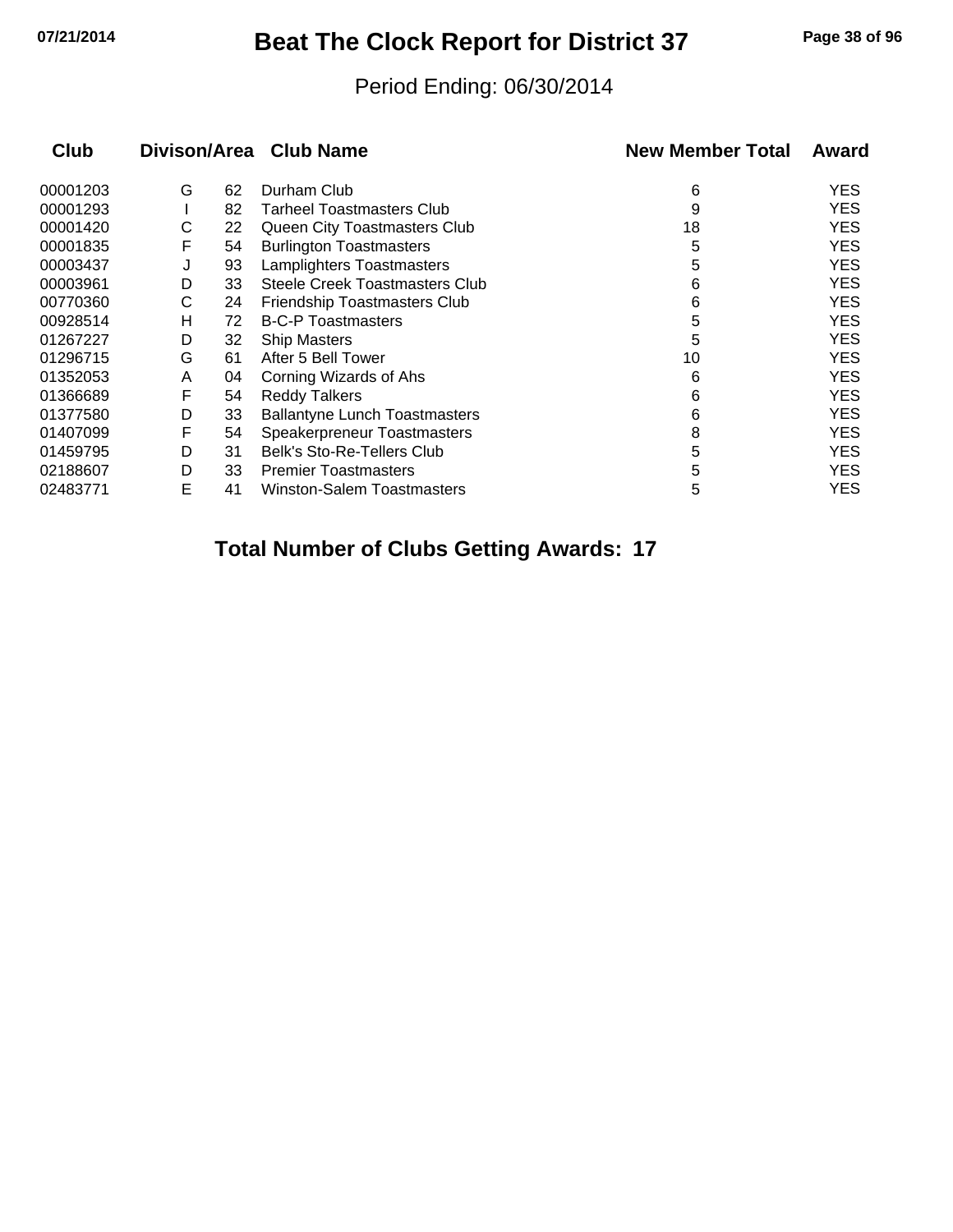# Beat The Clock Report for District 37

Period Ending: 06/30/2014

| Club | Divison | Area | Club Name | New Member Total | Award |
|---|---|---|---|---|---|
| 00001203 | G | 62 | Durham Club | 6 | YES |
| 00001293 | I | 82 | Tarheel Toastmasters Club | 9 | YES |
| 00001420 | C | 22 | Queen City Toastmasters Club | 18 | YES |
| 00001835 | F | 54 | Burlington Toastmasters | 5 | YES |
| 00003437 | J | 93 | Lamplighters Toastmasters | 5 | YES |
| 00003961 | D | 33 | Steele Creek Toastmasters Club | 6 | YES |
| 00770360 | C | 24 | Friendship Toastmasters Club | 6 | YES |
| 00928514 | H | 72 | B-C-P Toastmasters | 5 | YES |
| 01267227 | D | 32 | Ship Masters | 5 | YES |
| 01296715 | G | 61 | After 5 Bell Tower | 10 | YES |
| 01352053 | A | 04 | Corning Wizards of Ahs | 6 | YES |
| 01366689 | F | 54 | Reddy Talkers | 6 | YES |
| 01377580 | D | 33 | Ballantyne Lunch Toastmasters | 6 | YES |
| 01407099 | F | 54 | Speakerpreneur Toastmasters | 8 | YES |
| 01459795 | D | 31 | Belk's Sto-Re-Tellers Club | 5 | YES |
| 02188607 | D | 33 | Premier Toastmasters | 5 | YES |
| 02483771 | E | 41 | Winston-Salem Toastmasters | 5 | YES |

**Total Number of Clubs Getting Awards: 17**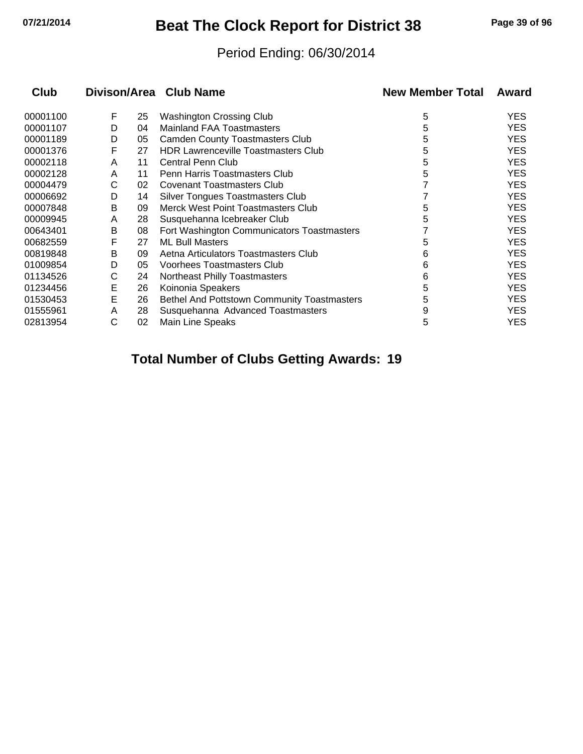# Beat The Clock Report for District 38

Period Ending: 06/30/2014

| Club | Divison | Area | Club Name | New Member Total | Award |
|---|---|---|---|---|---|
| 00001100 | F | 25 | Washington Crossing Club | 5 | YES |
| 00001107 | D | 04 | Mainland FAA Toastmasters | 5 | YES |
| 00001189 | D | 05 | Camden County Toastmasters Club | 5 | YES |
| 00001376 | F | 27 | HDR Lawrenceville Toastmasters Club | 5 | YES |
| 00002118 | A | 11 | Central Penn Club | 5 | YES |
| 00002128 | A | 11 | Penn Harris Toastmasters Club | 5 | YES |
| 00004479 | C | 02 | Covenant Toastmasters Club | 7 | YES |
| 00006692 | D | 14 | Silver Tongues Toastmasters Club | 7 | YES |
| 00007848 | B | 09 | Merck West Point Toastmasters Club | 5 | YES |
| 00009945 | A | 28 | Susquehanna Icebreaker Club | 5 | YES |
| 00643401 | B | 08 | Fort Washington Communicators Toastmasters | 7 | YES |
| 00682559 | F | 27 | ML Bull Masters | 5 | YES |
| 00819848 | B | 09 | Aetna Articulators Toastmasters Club | 6 | YES |
| 01009854 | D | 05 | Voorhees Toastmasters Club | 6 | YES |
| 01134526 | C | 24 | Northeast Philly Toastmasters | 6 | YES |
| 01234456 | E | 26 | Koinonia Speakers | 5 | YES |
| 01530453 | E | 26 | Bethel And Pottstown Community Toastmasters | 5 | YES |
| 01555961 | A | 28 | Susquehanna Advanced Toastmasters | 9 | YES |
| 02813954 | C | 02 | Main Line Speaks | 5 | YES |

**Total Number of Clubs Getting Awards: 19**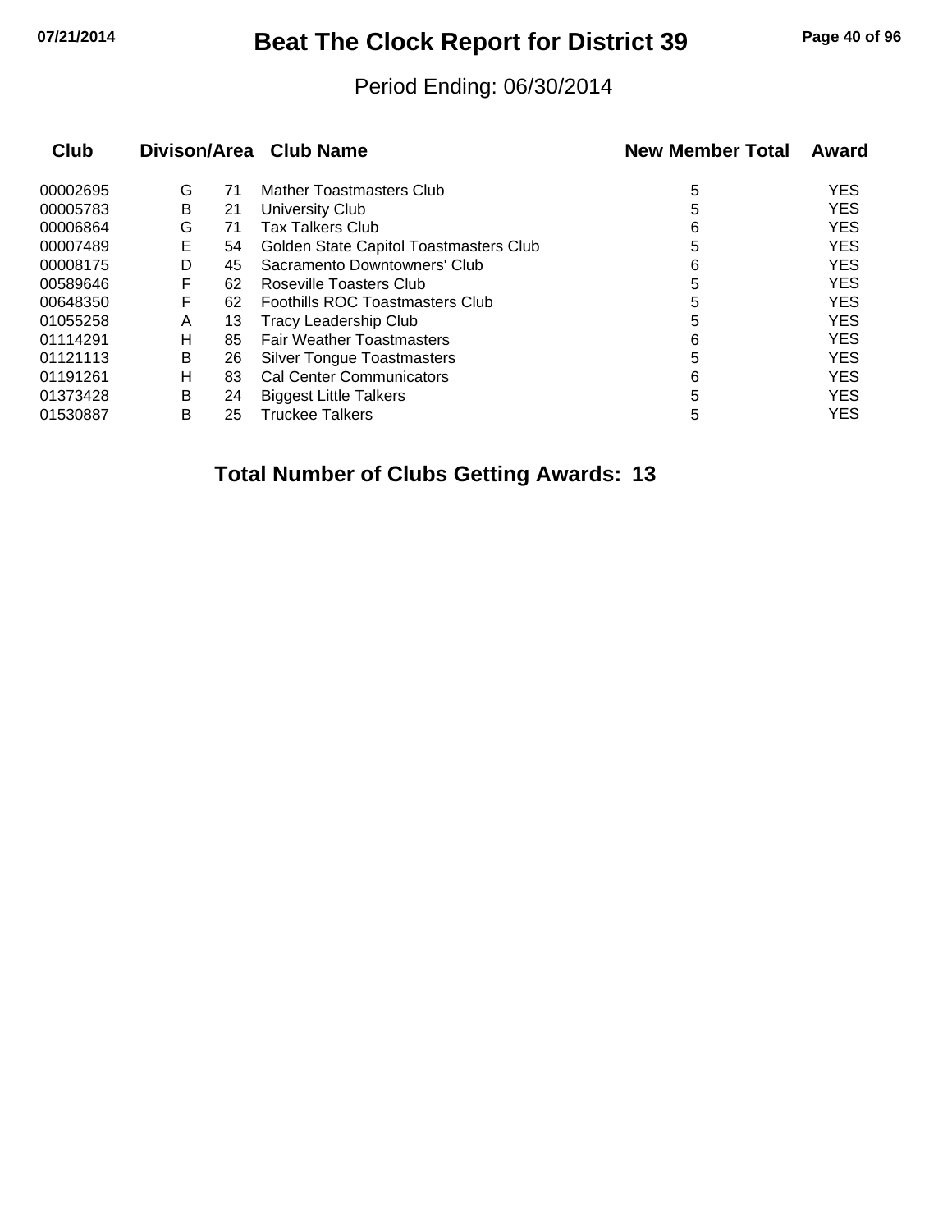# Beat The Clock Report for District 39

Period Ending: 06/30/2014

| Club | Divison/Area | | Club Name | New Member Total | Award |
|---|---|---|---|---|---|
| 00002695 | G | 71 | Mather Toastmasters Club | 5 | YES |
| 00005783 | B | 21 | University Club | 5 | YES |
| 00006864 | G | 71 | Tax Talkers Club | 6 | YES |
| 00007489 | E | 54 | Golden State Capitol Toastmasters Club | 5 | YES |
| 00008175 | D | 45 | Sacramento Downtowners' Club | 6 | YES |
| 00589646 | F | 62 | Roseville Toasters Club | 5 | YES |
| 00648350 | F | 62 | Foothills ROC Toastmasters Club | 5 | YES |
| 01055258 | A | 13 | Tracy Leadership Club | 5 | YES |
| 01114291 | H | 85 | Fair Weather Toastmasters | 6 | YES |
| 01121113 | B | 26 | Silver Tongue Toastmasters | 5 | YES |
| 01191261 | H | 83 | Cal Center Communicators | 6 | YES |
| 01373428 | B | 24 | Biggest Little Talkers | 5 | YES |
| 01530887 | B | 25 | Truckee Talkers | 5 | YES |

**Total Number of Clubs Getting Awards: 13**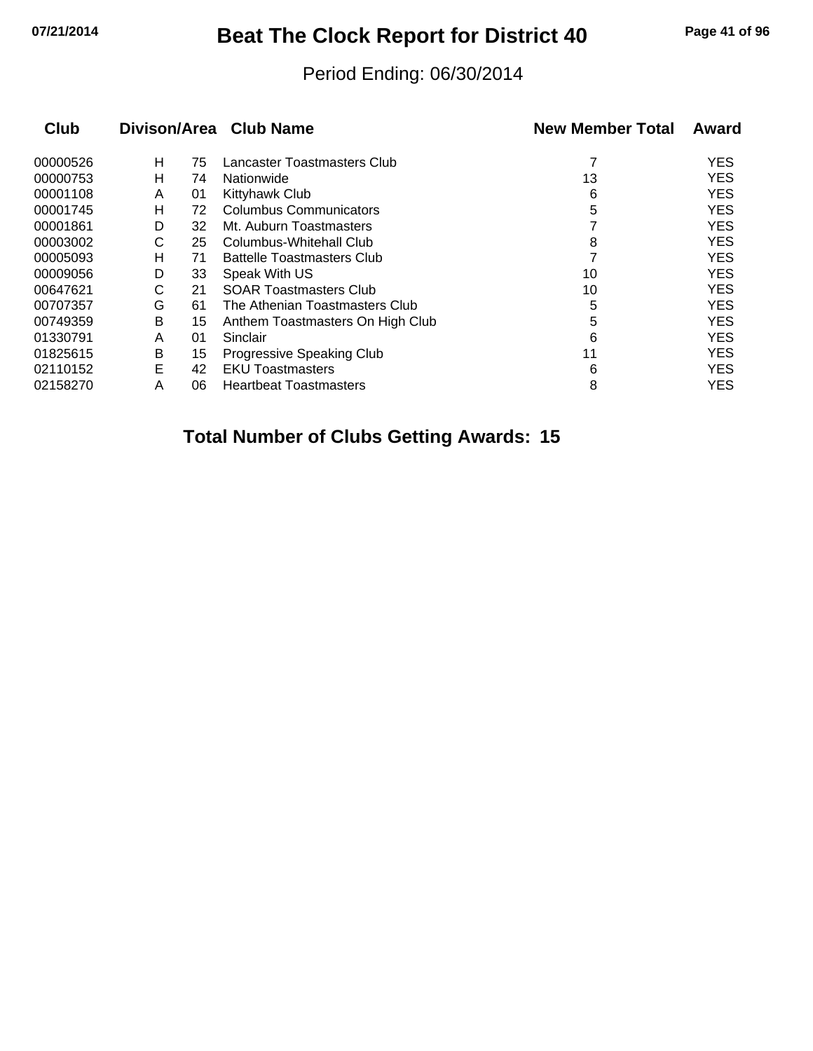# Beat The Clock Report for District 40

Period Ending: 06/30/2014

| Club | Divison/Area | | Club Name | New Member Total | Award |
|---|---|---|---|---|---|
| 00000526 | H | 75 | Lancaster Toastmasters Club | 7 | YES |
| 00000753 | H | 74 | Nationwide | 13 | YES |
| 00001108 | A | 01 | Kittyhawk Club | 6 | YES |
| 00001745 | H | 72 | Columbus Communicators | 5 | YES |
| 00001861 | D | 32 | Mt. Auburn Toastmasters | 7 | YES |
| 00003002 | C | 25 | Columbus-Whitehall Club | 8 | YES |
| 00005093 | H | 71 | Battelle Toastmasters Club | 7 | YES |
| 00009056 | D | 33 | Speak With US | 10 | YES |
| 00647621 | C | 21 | SOAR Toastmasters Club | 10 | YES |
| 00707357 | G | 61 | The Athenian Toastmasters Club | 5 | YES |
| 00749359 | B | 15 | Anthem Toastmasters On High Club | 5 | YES |
| 01330791 | A | 01 | Sinclair | 6 | YES |
| 01825615 | B | 15 | Progressive Speaking Club | 11 | YES |
| 02110152 | E | 42 | EKU Toastmasters | 6 | YES |
| 02158270 | A | 06 | Heartbeat Toastmasters | 8 | YES |

**Total Number of Clubs Getting Awards: 15**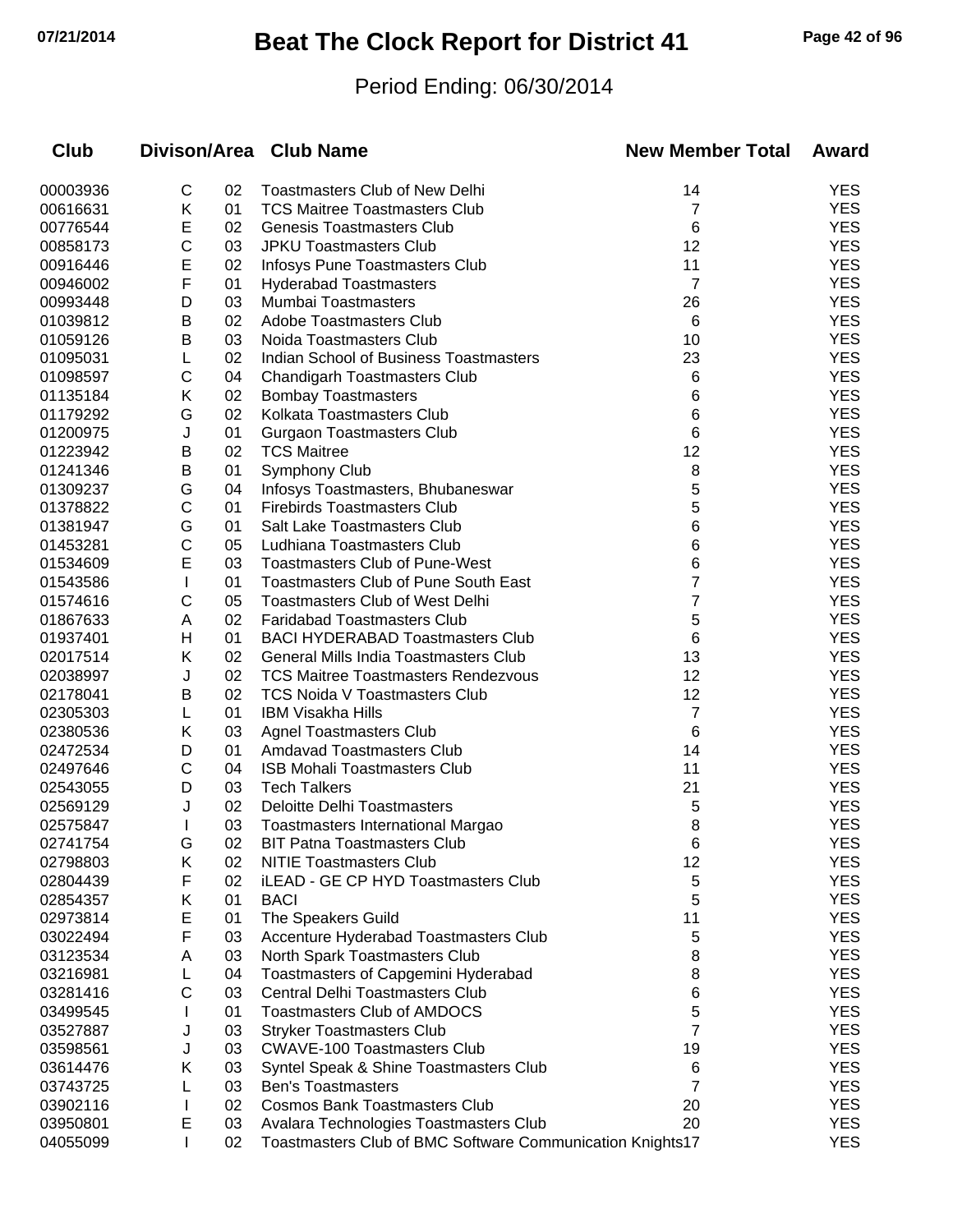# Beat The Clock Report for District 41

Period Ending: 06/30/2014

| Club | Divison/Area | | Club Name | New Member Total | Award |
|---|---|---|---|---|---|
| 00003936 | C | 02 | Toastmasters Club of New Delhi | 14 | YES |
| 00616631 | K | 01 | TCS Maitree Toastmasters Club | 7 | YES |
| 00776544 | E | 02 | Genesis Toastmasters Club | 6 | YES |
| 00858173 | C | 03 | JPKU Toastmasters Club | 12 | YES |
| 00916446 | E | 02 | Infosys Pune Toastmasters Club | 11 | YES |
| 00946002 | F | 01 | Hyderabad Toastmasters | 7 | YES |
| 00993448 | D | 03 | Mumbai Toastmasters | 26 | YES |
| 01039812 | B | 02 | Adobe Toastmasters Club | 6 | YES |
| 01059126 | B | 03 | Noida Toastmasters Club | 10 | YES |
| 01095031 | L | 02 | Indian School of Business Toastmasters | 23 | YES |
| 01098597 | C | 04 | Chandigarh Toastmasters Club | 6 | YES |
| 01135184 | K | 02 | Bombay Toastmasters | 6 | YES |
| 01179292 | G | 02 | Kolkata Toastmasters Club | 6 | YES |
| 01200975 | J | 01 | Gurgaon Toastmasters Club | 6 | YES |
| 01223942 | B | 02 | TCS Maitree | 12 | YES |
| 01241346 | B | 01 | Symphony Club | 8 | YES |
| 01309237 | G | 04 | Infosys Toastmasters, Bhubaneswar | 5 | YES |
| 01378822 | C | 01 | Firebirds Toastmasters Club | 5 | YES |
| 01381947 | G | 01 | Salt Lake Toastmasters Club | 6 | YES |
| 01453281 | C | 05 | Ludhiana Toastmasters Club | 6 | YES |
| 01534609 | E | 03 | Toastmasters Club of Pune-West | 6 | YES |
| 01543586 | I | 01 | Toastmasters Club of Pune South East | 7 | YES |
| 01574616 | C | 05 | Toastmasters Club of West Delhi | 7 | YES |
| 01867633 | A | 02 | Faridabad Toastmasters Club | 5 | YES |
| 01937401 | H | 01 | BACI HYDERABAD Toastmasters Club | 6 | YES |
| 02017514 | K | 02 | General Mills India Toastmasters Club | 13 | YES |
| 02038997 | J | 02 | TCS Maitree Toastmasters Rendezvous | 12 | YES |
| 02178041 | B | 02 | TCS Noida V Toastmasters Club | 12 | YES |
| 02305303 | L | 01 | IBM Visakha Hills | 7 | YES |
| 02380536 | K | 03 | Agnel Toastmasters Club | 6 | YES |
| 02472534 | D | 01 | Amdavad Toastmasters Club | 14 | YES |
| 02497646 | C | 04 | ISB Mohali Toastmasters Club | 11 | YES |
| 02543055 | D | 03 | Tech Talkers | 21 | YES |
| 02569129 | J | 02 | Deloitte Delhi Toastmasters | 5 | YES |
| 02575847 | I | 03 | Toastmasters International Margao | 8 | YES |
| 02741754 | G | 02 | BIT Patna Toastmasters Club | 6 | YES |
| 02798803 | K | 02 | NITIE Toastmasters Club | 12 | YES |
| 02804439 | F | 02 | iLEAD - GE CP HYD Toastmasters Club | 5 | YES |
| 02854357 | K | 01 | BACI | 5 | YES |
| 02973814 | E | 01 | The Speakers Guild | 11 | YES |
| 03022494 | F | 03 | Accenture Hyderabad Toastmasters Club | 5 | YES |
| 03123534 | A | 03 | North Spark Toastmasters Club | 8 | YES |
| 03216981 | L | 04 | Toastmasters of Capgemini Hyderabad | 8 | YES |
| 03281416 | C | 03 | Central Delhi Toastmasters Club | 6 | YES |
| 03499545 | I | 01 | Toastmasters Club of AMDOCS | 5 | YES |
| 03527887 | J | 03 | Stryker Toastmasters Club | 7 | YES |
| 03598561 | J | 03 | CWAVE-100 Toastmasters Club | 19 | YES |
| 03614476 | K | 03 | Syntel Speak & Shine Toastmasters Club | 6 | YES |
| 03743725 | L | 03 | Ben's Toastmasters | 7 | YES |
| 03902116 | I | 02 | Cosmos Bank Toastmasters Club | 20 | YES |
| 03950801 | E | 03 | Avalara Technologies Toastmasters Club | 20 | YES |
| 04055099 | I | 02 | Toastmasters Club of BMC Software Communication Knights | 17 | YES |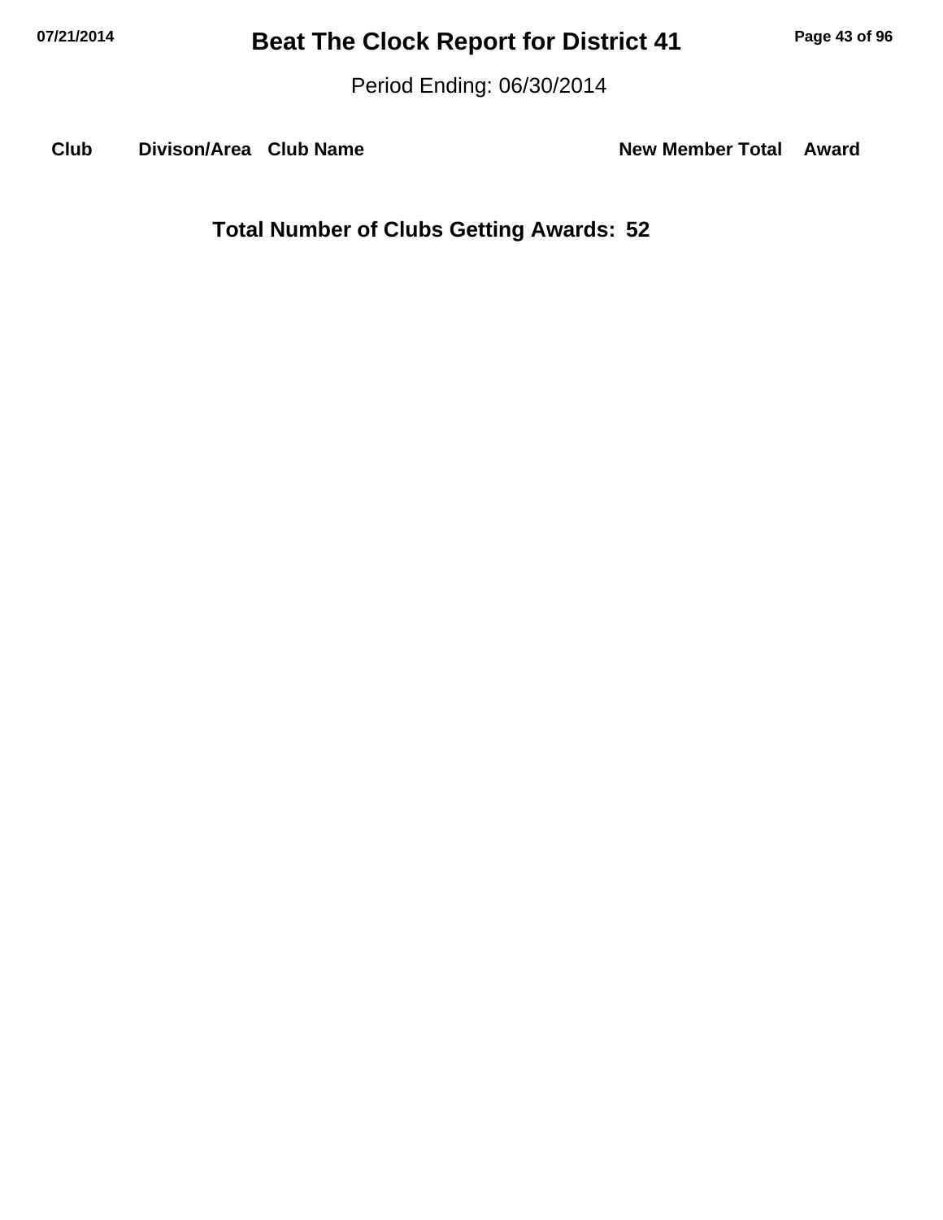# Beat The Clock Report for District 41

Period Ending: 06/30/2014

| Club | Divison/Area | Club Name | New Member Total | Award |
|---|---|---|---|---|

**Total Number of Clubs Getting Awards: 52**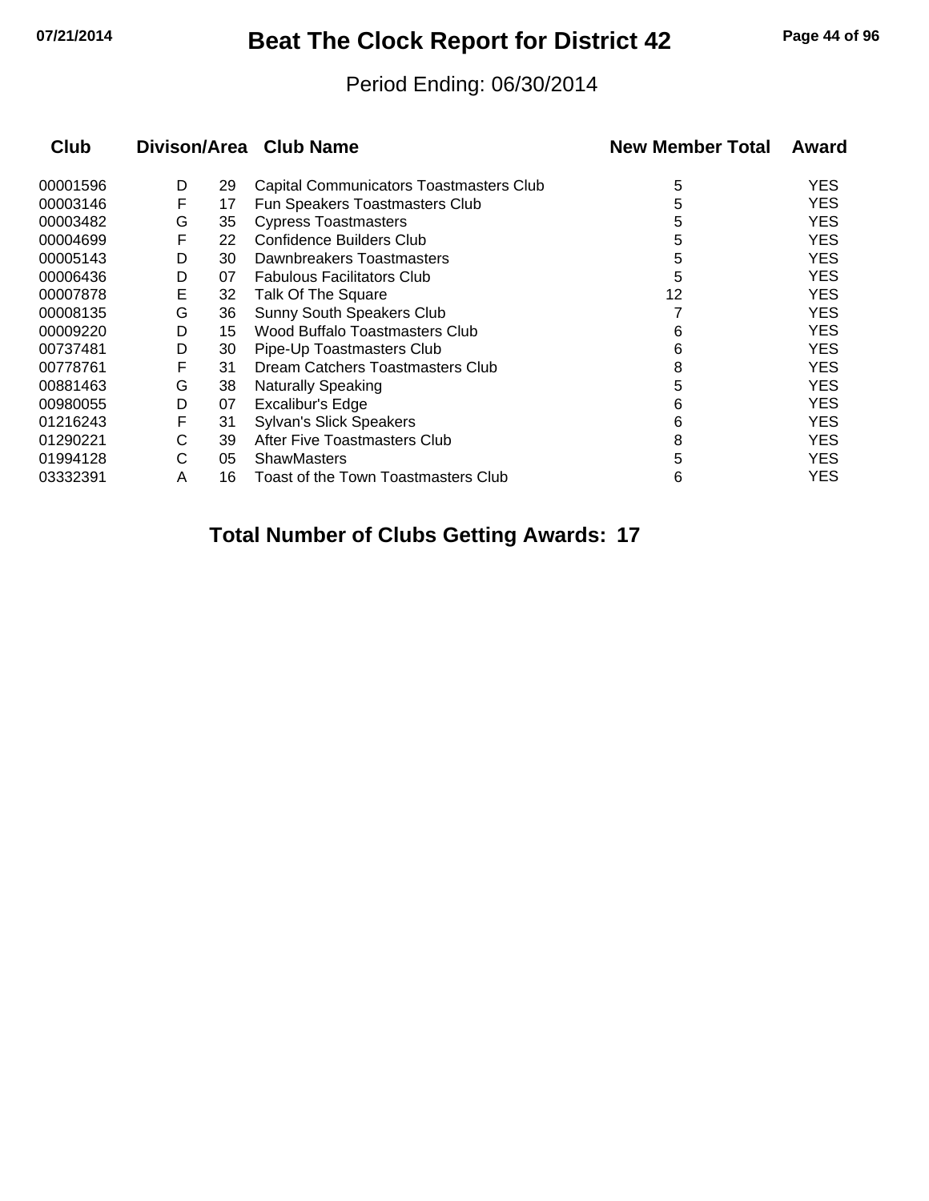# Beat The Clock Report for District 42

Period Ending: 06/30/2014

| Club | Divison/Area | | Club Name | New Member Total | Award |
|---|---|---|---|---|---|
| 00001596 | D | 29 | Capital Communicators Toastmasters Club | 5 | YES |
| 00003146 | F | 17 | Fun Speakers Toastmasters Club | 5 | YES |
| 00003482 | G | 35 | Cypress Toastmasters | 5 | YES |
| 00004699 | F | 22 | Confidence Builders Club | 5 | YES |
| 00005143 | D | 30 | Dawnbreakers Toastmasters | 5 | YES |
| 00006436 | D | 07 | Fabulous Facilitators Club | 5 | YES |
| 00007878 | E | 32 | Talk Of The Square | 12 | YES |
| 00008135 | G | 36 | Sunny South Speakers Club | 7 | YES |
| 00009220 | D | 15 | Wood Buffalo Toastmasters Club | 6 | YES |
| 00737481 | D | 30 | Pipe-Up Toastmasters Club | 6 | YES |
| 00778761 | F | 31 | Dream Catchers Toastmasters Club | 8 | YES |
| 00881463 | G | 38 | Naturally Speaking | 5 | YES |
| 00980055 | D | 07 | Excalibur's Edge | 6 | YES |
| 01216243 | F | 31 | Sylvan's Slick Speakers | 6 | YES |
| 01290221 | C | 39 | After Five Toastmasters Club | 8 | YES |
| 01994128 | C | 05 | ShawMasters | 5 | YES |
| 03332391 | A | 16 | Toast of the Town Toastmasters Club | 6 | YES |

**Total Number of Clubs Getting Awards: 17**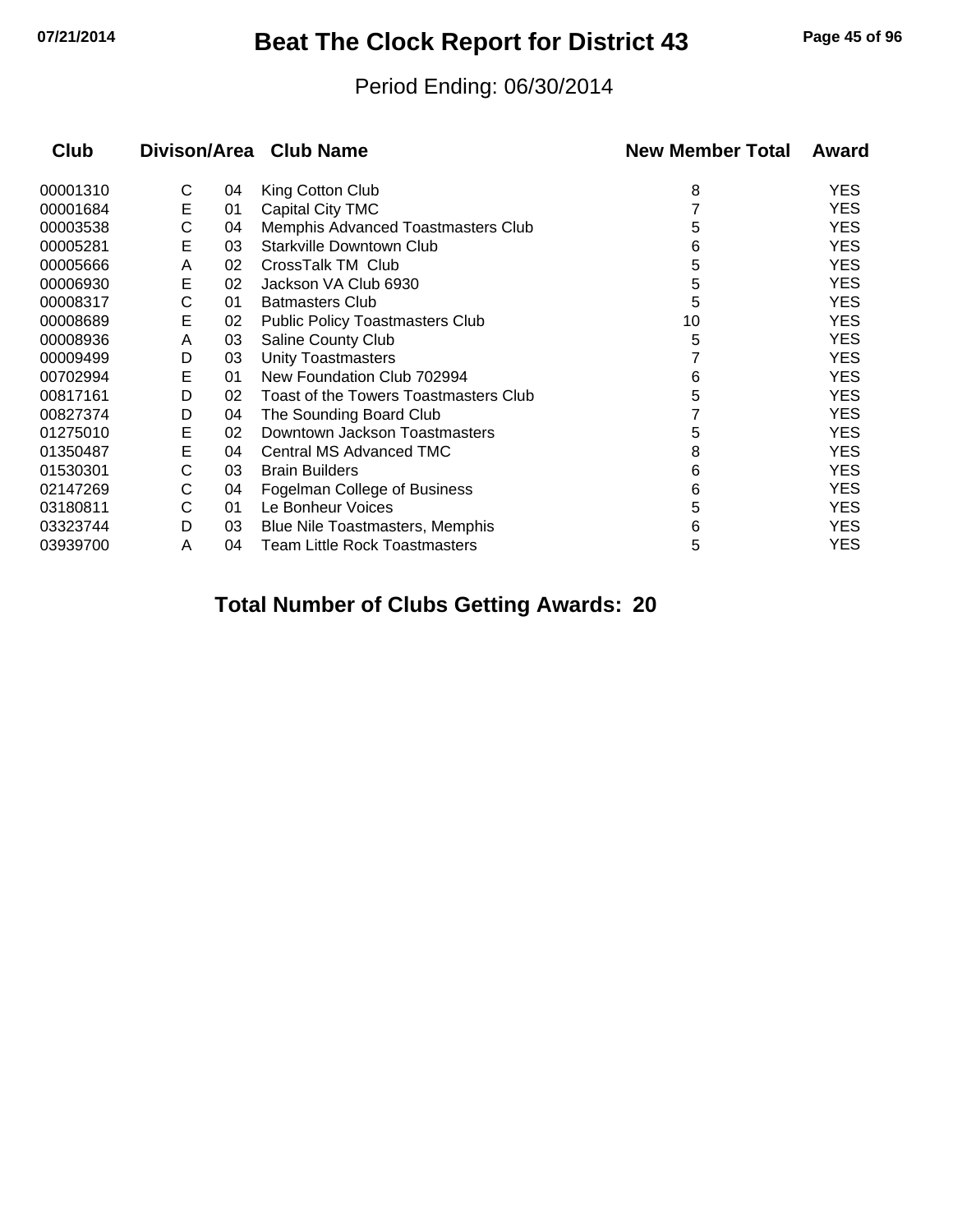# Beat The Clock Report for District 43

Period Ending: 06/30/2014

| Club | Divison/Area | | Club Name | New Member Total | Award |
|---|---|---|---|---|---|
| 00001310 | C | 04 | King Cotton Club | 8 | YES |
| 00001684 | E | 01 | Capital City TMC | 7 | YES |
| 00003538 | C | 04 | Memphis Advanced Toastmasters Club | 5 | YES |
| 00005281 | E | 03 | Starkville Downtown Club | 6 | YES |
| 00005666 | A | 02 | CrossTalk TM Club | 5 | YES |
| 00006930 | E | 02 | Jackson VA Club 6930 | 5 | YES |
| 00008317 | C | 01 | Batmasters Club | 5 | YES |
| 00008689 | E | 02 | Public Policy Toastmasters Club | 10 | YES |
| 00008936 | A | 03 | Saline County Club | 5 | YES |
| 00009499 | D | 03 | Unity Toastmasters | 7 | YES |
| 00702994 | E | 01 | New Foundation Club 702994 | 6 | YES |
| 00817161 | D | 02 | Toast of the Towers Toastmasters Club | 5 | YES |
| 00827374 | D | 04 | The Sounding Board Club | 7 | YES |
| 01275010 | E | 02 | Downtown Jackson Toastmasters | 5 | YES |
| 01350487 | E | 04 | Central MS Advanced TMC | 8 | YES |
| 01530301 | C | 03 | Brain Builders | 6 | YES |
| 02147269 | C | 04 | Fogelman College of Business | 6 | YES |
| 03180811 | C | 01 | Le Bonheur Voices | 5 | YES |
| 03323744 | D | 03 | Blue Nile Toastmasters, Memphis | 6 | YES |
| 03939700 | A | 04 | Team Little Rock Toastmasters | 5 | YES |

**Total Number of Clubs Getting Awards: 20**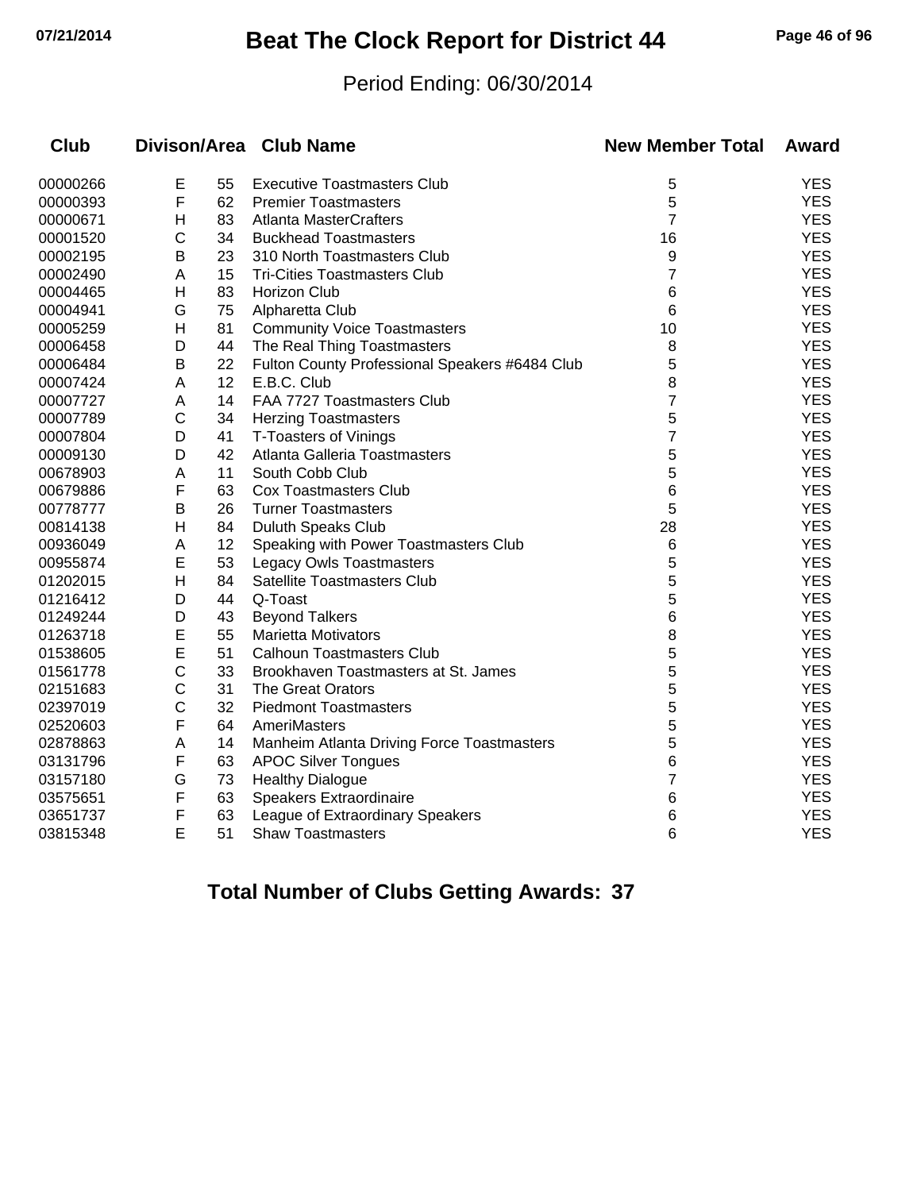# Beat The Clock Report for District 44

Period Ending: 06/30/2014

| Club | Divison | Area | Club Name | New Member Total | Award |
|---|---|---|---|---|---|
| 00000266 | E | 55 | Executive Toastmasters Club | 5 | YES |
| 00000393 | F | 62 | Premier Toastmasters | 5 | YES |
| 00000671 | H | 83 | Atlanta MasterCrafters | 7 | YES |
| 00001520 | C | 34 | Buckhead Toastmasters | 16 | YES |
| 00002195 | B | 23 | 310 North Toastmasters Club | 9 | YES |
| 00002490 | A | 15 | Tri-Cities Toastmasters Club | 7 | YES |
| 00004465 | H | 83 | Horizon Club | 6 | YES |
| 00004941 | G | 75 | Alpharetta Club | 6 | YES |
| 00005259 | H | 81 | Community Voice Toastmasters | 10 | YES |
| 00006458 | D | 44 | The Real Thing Toastmasters | 8 | YES |
| 00006484 | B | 22 | Fulton County Professional Speakers #6484 Club | 5 | YES |
| 00007424 | A | 12 | E.B.C. Club | 8 | YES |
| 00007727 | A | 14 | FAA 7727 Toastmasters Club | 7 | YES |
| 00007789 | C | 34 | Herzing Toastmasters | 5 | YES |
| 00007804 | D | 41 | T-Toasters of Vinings | 7 | YES |
| 00009130 | D | 42 | Atlanta Galleria Toastmasters | 5 | YES |
| 00678903 | A | 11 | South Cobb Club | 5 | YES |
| 00679886 | F | 63 | Cox Toastmasters Club | 6 | YES |
| 00778777 | B | 26 | Turner Toastmasters | 5 | YES |
| 00814138 | H | 84 | Duluth Speaks Club | 28 | YES |
| 00936049 | A | 12 | Speaking with Power Toastmasters Club | 6 | YES |
| 00955874 | E | 53 | Legacy Owls Toastmasters | 5 | YES |
| 01202015 | H | 84 | Satellite Toastmasters Club | 5 | YES |
| 01216412 | D | 44 | Q-Toast | 5 | YES |
| 01249244 | D | 43 | Beyond Talkers | 6 | YES |
| 01263718 | E | 55 | Marietta Motivators | 8 | YES |
| 01538605 | E | 51 | Calhoun Toastmasters Club | 5 | YES |
| 01561778 | C | 33 | Brookhaven Toastmasters at St. James | 5 | YES |
| 02151683 | C | 31 | The Great Orators | 5 | YES |
| 02397019 | C | 32 | Piedmont Toastmasters | 5 | YES |
| 02520603 | F | 64 | AmeriMasters | 5 | YES |
| 02878863 | A | 14 | Manheim Atlanta Driving Force Toastmasters | 5 | YES |
| 03131796 | F | 63 | APOC Silver Tongues | 6 | YES |
| 03157180 | G | 73 | Healthy Dialogue | 7 | YES |
| 03575651 | F | 63 | Speakers Extraordinaire | 6 | YES |
| 03651737 | F | 63 | League of Extraordinary Speakers | 6 | YES |
| 03815348 | E | 51 | Shaw Toastmasters | 6 | YES |

**Total Number of Clubs Getting Awards: 37**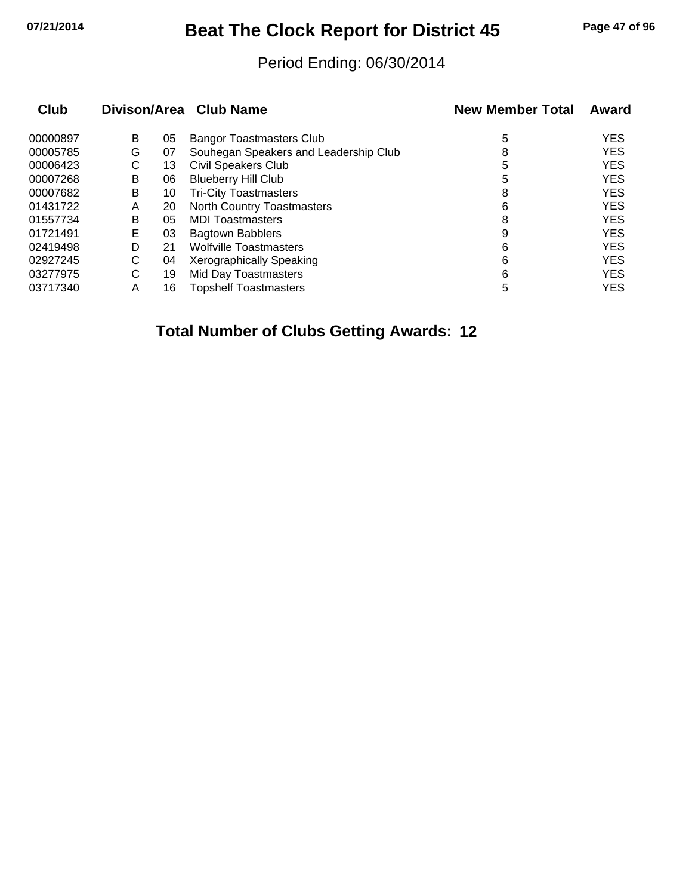# Beat The Clock Report for District 45

Period Ending: 06/30/2014

| Club | Divison/Area | | Club Name | New Member Total | Award |
|---|---|---|---|---|---|
| 00000897 | B | 05 | Bangor Toastmasters Club | 5 | YES |
| 00005785 | G | 07 | Souhegan Speakers and Leadership Club | 8 | YES |
| 00006423 | C | 13 | Civil Speakers Club | 5 | YES |
| 00007268 | B | 06 | Blueberry Hill Club | 5 | YES |
| 00007682 | B | 10 | Tri-City Toastmasters | 8 | YES |
| 01431722 | A | 20 | North Country Toastmasters | 6 | YES |
| 01557734 | B | 05 | MDI Toastmasters | 8 | YES |
| 01721491 | E | 03 | Bagtown Babblers | 9 | YES |
| 02419498 | D | 21 | Wolfville Toastmasters | 6 | YES |
| 02927245 | C | 04 | Xerographically Speaking | 6 | YES |
| 03277975 | C | 19 | Mid Day Toastmasters | 6 | YES |
| 03717340 | A | 16 | Topshelf Toastmasters | 5 | YES |

**Total Number of Clubs Getting Awards: 12**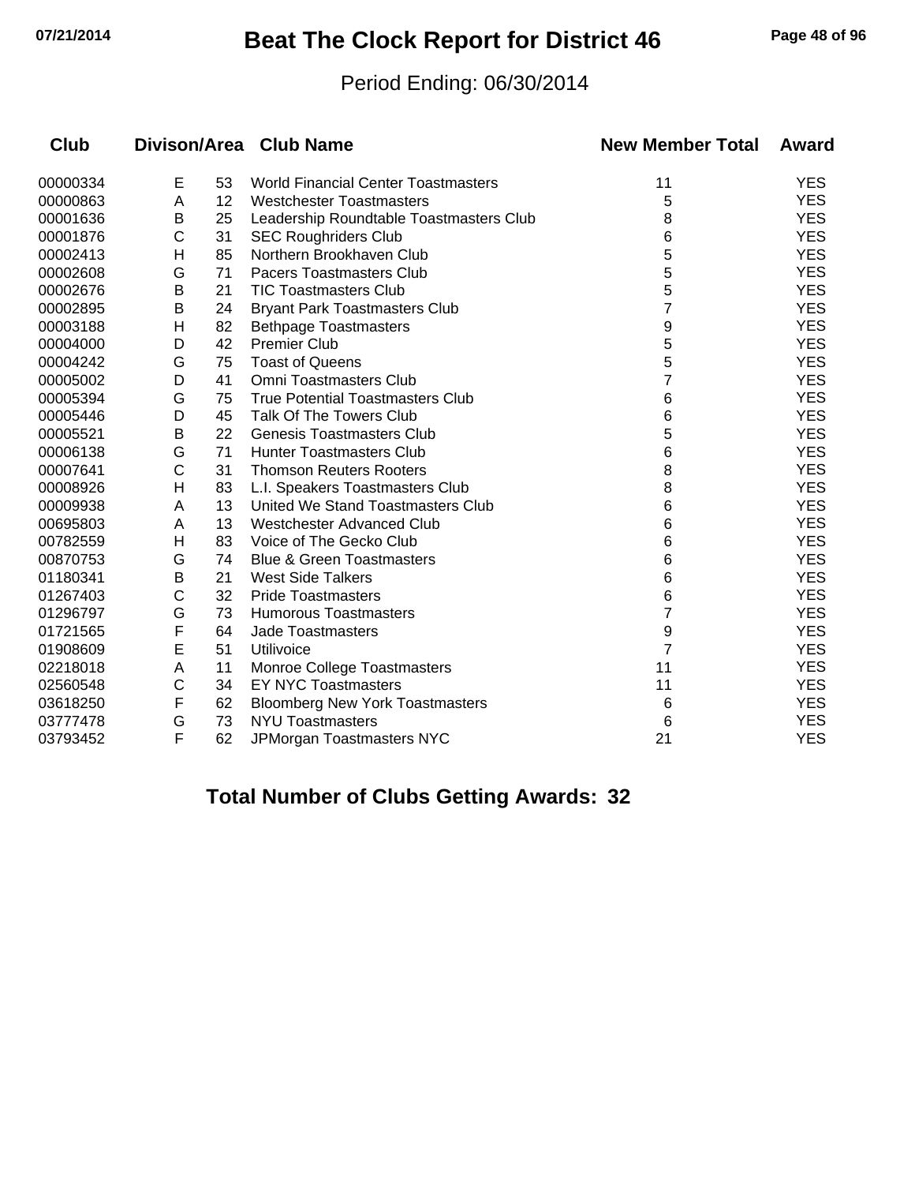# Beat The Clock Report for District 46

07/21/2014

Period Ending: 06/30/2014

| Club | Divison/Area | | Club Name | New Member Total | Award |
|---|---|---|---|---|---|
| 00000334 | E | 53 | World Financial Center Toastmasters | 11 | YES |
| 00000863 | A | 12 | Westchester Toastmasters | 5 | YES |
| 00001636 | B | 25 | Leadership Roundtable Toastmasters Club | 8 | YES |
| 00001876 | C | 31 | SEC Roughriders Club | 6 | YES |
| 00002413 | H | 85 | Northern Brookhaven Club | 5 | YES |
| 00002608 | G | 71 | Pacers Toastmasters Club | 5 | YES |
| 00002676 | B | 21 | TIC Toastmasters Club | 5 | YES |
| 00002895 | B | 24 | Bryant Park Toastmasters Club | 7 | YES |
| 00003188 | H | 82 | Bethpage Toastmasters | 9 | YES |
| 00004000 | D | 42 | Premier Club | 5 | YES |
| 00004242 | G | 75 | Toast of Queens | 5 | YES |
| 00005002 | D | 41 | Omni Toastmasters Club | 7 | YES |
| 00005394 | G | 75 | True Potential Toastmasters Club | 6 | YES |
| 00005446 | D | 45 | Talk Of The Towers Club | 6 | YES |
| 00005521 | B | 22 | Genesis Toastmasters Club | 5 | YES |
| 00006138 | G | 71 | Hunter Toastmasters Club | 6 | YES |
| 00007641 | C | 31 | Thomson Reuters Rooters | 8 | YES |
| 00008926 | H | 83 | L.I. Speakers Toastmasters Club | 8 | YES |
| 00009938 | A | 13 | United We Stand Toastmasters Club | 6 | YES |
| 00695803 | A | 13 | Westchester Advanced Club | 6 | YES |
| 00782559 | H | 83 | Voice of The Gecko Club | 6 | YES |
| 00870753 | G | 74 | Blue & Green Toastmasters | 6 | YES |
| 01180341 | B | 21 | West Side Talkers | 6 | YES |
| 01267403 | C | 32 | Pride Toastmasters | 6 | YES |
| 01296797 | G | 73 | Humorous Toastmasters | 7 | YES |
| 01721565 | F | 64 | Jade Toastmasters | 9 | YES |
| 01908609 | E | 51 | Utilivoice | 7 | YES |
| 02218018 | A | 11 | Monroe College Toastmasters | 11 | YES |
| 02560548 | C | 34 | EY NYC Toastmasters | 11 | YES |
| 03618250 | F | 62 | Bloomberg New York Toastmasters | 6 | YES |
| 03777478 | G | 73 | NYU Toastmasters | 6 | YES |
| 03793452 | F | 62 | JPMorgan Toastmasters NYC | 21 | YES |

**Total Number of Clubs Getting Awards: 32**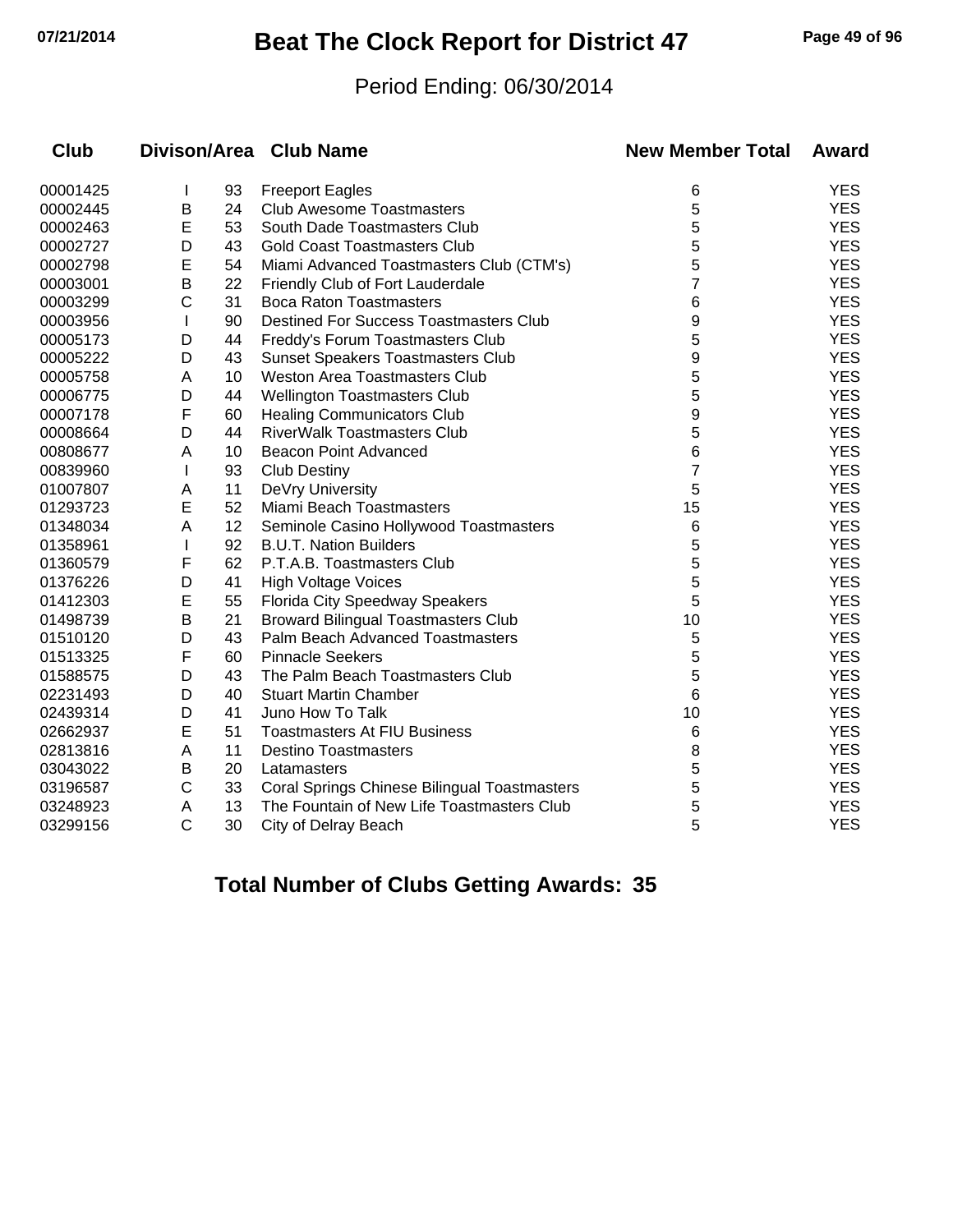# Beat The Clock Report for District 47

Period Ending: 06/30/2014

| Club | Divison/Area | | Club Name | New Member Total | Award |
|---|---|---|---|---|---|
| 00001425 | I | 93 | Freeport Eagles | 6 | YES |
| 00002445 | B | 24 | Club Awesome Toastmasters | 5 | YES |
| 00002463 | E | 53 | South Dade Toastmasters Club | 5 | YES |
| 00002727 | D | 43 | Gold Coast Toastmasters Club | 5 | YES |
| 00002798 | E | 54 | Miami Advanced Toastmasters Club (CTM's) | 5 | YES |
| 00003001 | B | 22 | Friendly Club of Fort Lauderdale | 7 | YES |
| 00003299 | C | 31 | Boca Raton Toastmasters | 6 | YES |
| 00003956 | I | 90 | Destined For Success Toastmasters Club | 9 | YES |
| 00005173 | D | 44 | Freddy's Forum Toastmasters Club | 5 | YES |
| 00005222 | D | 43 | Sunset Speakers Toastmasters Club | 9 | YES |
| 00005758 | A | 10 | Weston Area Toastmasters Club | 5 | YES |
| 00006775 | D | 44 | Wellington Toastmasters Club | 5 | YES |
| 00007178 | F | 60 | Healing Communicators Club | 9 | YES |
| 00008664 | D | 44 | RiverWalk Toastmasters Club | 5 | YES |
| 00808677 | A | 10 | Beacon Point Advanced | 6 | YES |
| 00839960 | I | 93 | Club Destiny | 7 | YES |
| 01007807 | A | 11 | DeVry University | 5 | YES |
| 01293723 | E | 52 | Miami Beach Toastmasters | 15 | YES |
| 01348034 | A | 12 | Seminole Casino Hollywood Toastmasters | 6 | YES |
| 01358961 | I | 92 | B.U.T. Nation Builders | 5 | YES |
| 01360579 | F | 62 | P.T.A.B. Toastmasters Club | 5 | YES |
| 01376226 | D | 41 | High Voltage Voices | 5 | YES |
| 01412303 | E | 55 | Florida City Speedway Speakers | 5 | YES |
| 01498739 | B | 21 | Broward Bilingual Toastmasters Club | 10 | YES |
| 01510120 | D | 43 | Palm Beach Advanced Toastmasters | 5 | YES |
| 01513325 | F | 60 | Pinnacle Seekers | 5 | YES |
| 01588575 | D | 43 | The Palm Beach Toastmasters Club | 5 | YES |
| 02231493 | D | 40 | Stuart Martin Chamber | 6 | YES |
| 02439314 | D | 41 | Juno How To Talk | 10 | YES |
| 02662937 | E | 51 | Toastmasters At FIU Business | 6 | YES |
| 02813816 | A | 11 | Destino Toastmasters | 8 | YES |
| 03043022 | B | 20 | Latamasters | 5 | YES |
| 03196587 | C | 33 | Coral Springs Chinese Bilingual Toastmasters | 5 | YES |
| 03248923 | A | 13 | The Fountain of New Life Toastmasters Club | 5 | YES |
| 03299156 | C | 30 | City of Delray Beach | 5 | YES |

**Total Number of Clubs Getting Awards: 35**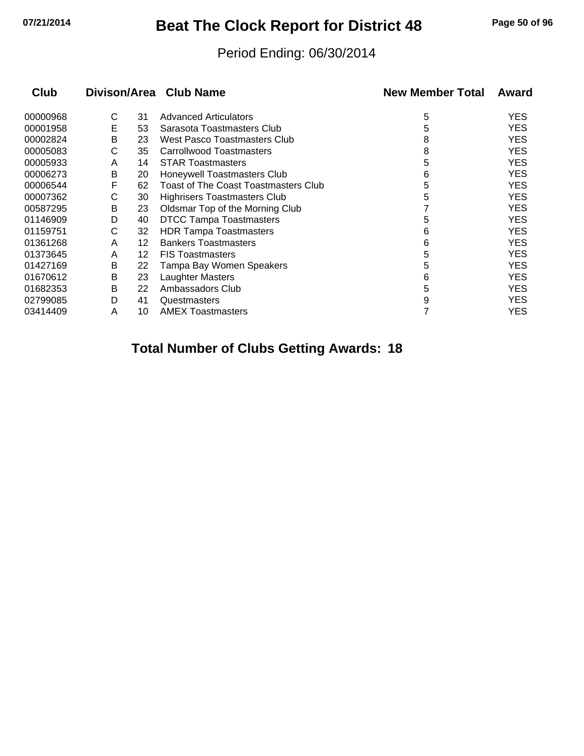# Beat The Clock Report for District 48

Period Ending: 06/30/2014

| Club | Divison/Area | | Club Name | New Member Total | Award |
|---|---|---|---|---|---|
| 00000968 | C | 31 | Advanced Articulators | 5 | YES |
| 00001958 | E | 53 | Sarasota Toastmasters Club | 5 | YES |
| 00002824 | B | 23 | West Pasco Toastmasters Club | 8 | YES |
| 00005083 | C | 35 | Carrollwood Toastmasters | 8 | YES |
| 00005933 | A | 14 | STAR Toastmasters | 5 | YES |
| 00006273 | B | 20 | Honeywell Toastmasters Club | 6 | YES |
| 00006544 | F | 62 | Toast of The Coast Toastmasters Club | 5 | YES |
| 00007362 | C | 30 | Highrisers Toastmasters Club | 5 | YES |
| 00587295 | B | 23 | Oldsmar Top of the Morning Club | 7 | YES |
| 01146909 | D | 40 | DTCC Tampa Toastmasters | 5 | YES |
| 01159751 | C | 32 | HDR Tampa Toastmasters | 6 | YES |
| 01361268 | A | 12 | Bankers Toastmasters | 6 | YES |
| 01373645 | A | 12 | FIS Toastmasters | 5 | YES |
| 01427169 | B | 22 | Tampa Bay Women Speakers | 5 | YES |
| 01670612 | B | 23 | Laughter Masters | 6 | YES |
| 01682353 | B | 22 | Ambassadors Club | 5 | YES |
| 02799085 | D | 41 | Questmasters | 9 | YES |
| 03414409 | A | 10 | AMEX Toastmasters | 7 | YES |

**Total Number of Clubs Getting Awards: 18**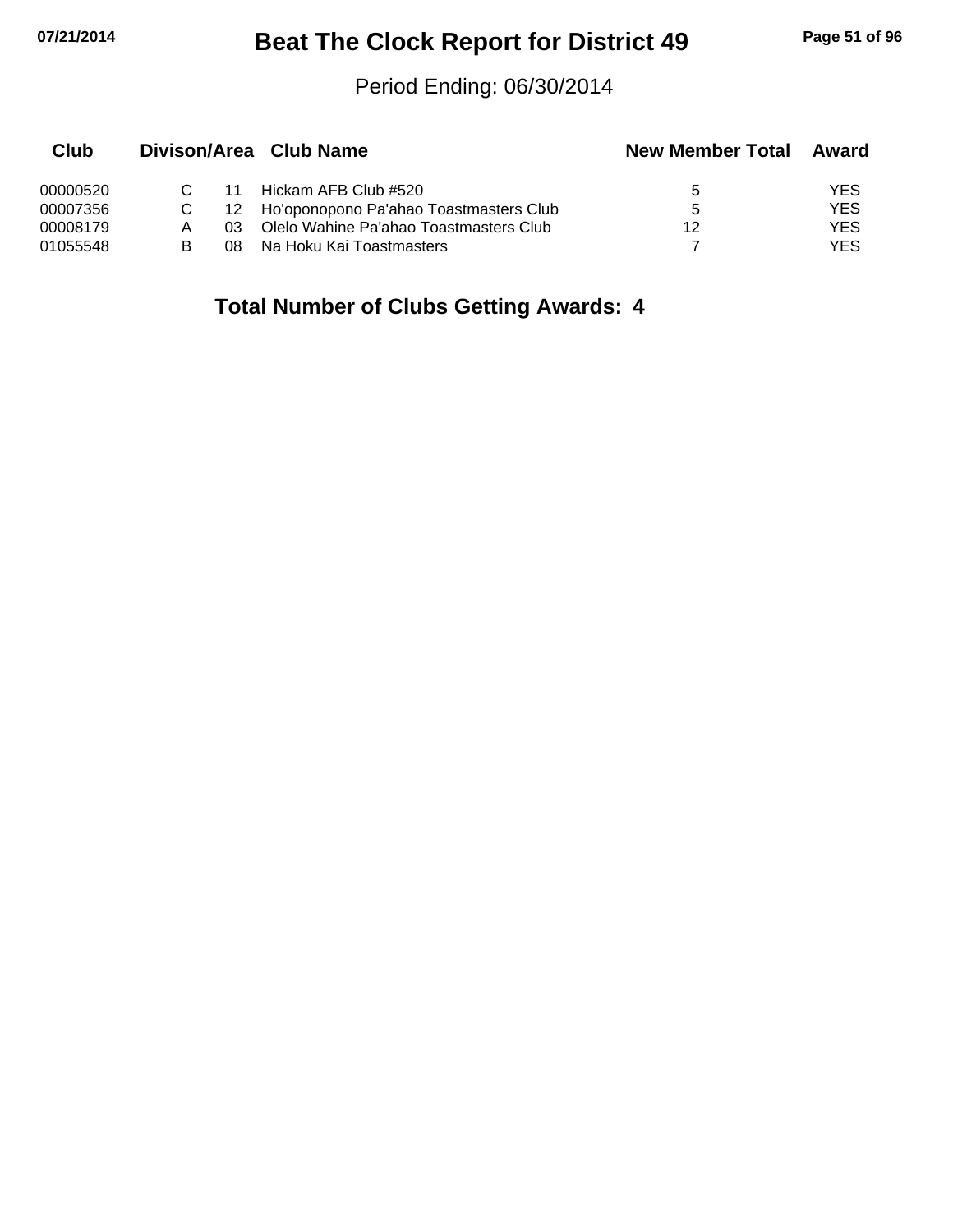# Beat The Clock Report for District 49

Period Ending: 06/30/2014

| Club | Divison/Area | | Club Name | New Member Total | Award |
|---|---|---|---|---|---|
| 00000520 | C | 11 | Hickam AFB Club #520 | 5 | YES |
| 00007356 | C | 12 | Ho'oponopono Pa'ahao Toastmasters Club | 5 | YES |
| 00008179 | A | 03 | Olelo Wahine Pa'ahao Toastmasters Club | 12 | YES |
| 01055548 | B | 08 | Na Hoku Kai Toastmasters | 7 | YES |

**Total Number of Clubs Getting Awards: 4**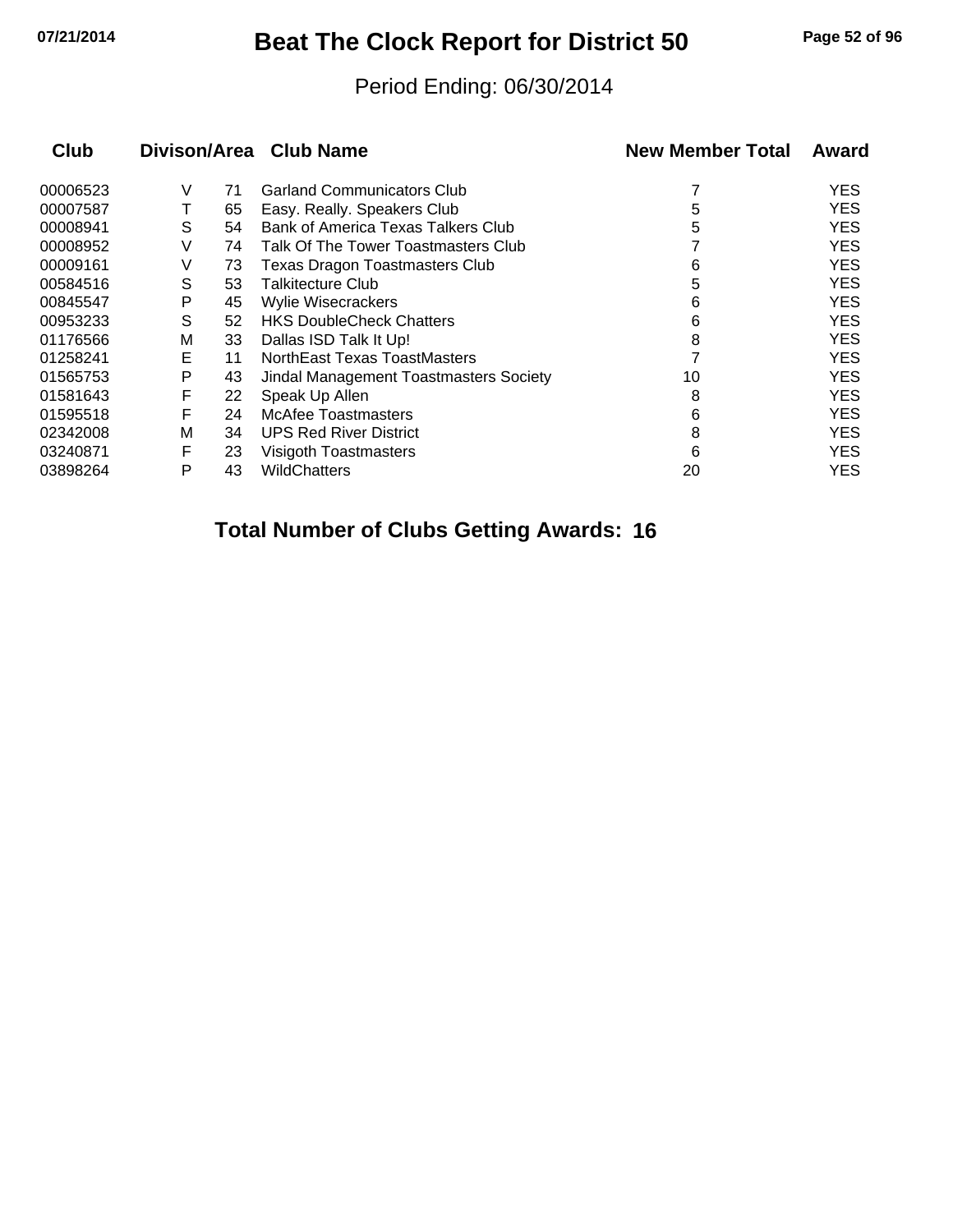# Beat The Clock Report for District 50

Period Ending: 06/30/2014

| Club | Divison/Area | | Club Name | New Member Total | Award |
|---|---|---|---|---|---|
| 00006523 | V | 71 | Garland Communicators Club | 7 | YES |
| 00007587 | T | 65 | Easy. Really. Speakers Club | 5 | YES |
| 00008941 | S | 54 | Bank of America Texas Talkers Club | 5 | YES |
| 00008952 | V | 74 | Talk Of The Tower Toastmasters Club | 7 | YES |
| 00009161 | V | 73 | Texas Dragon Toastmasters Club | 6 | YES |
| 00584516 | S | 53 | Talkitecture Club | 5 | YES |
| 00845547 | P | 45 | Wylie Wisecrackers | 6 | YES |
| 00953233 | S | 52 | HKS DoubleCheck Chatters | 6 | YES |
| 01176566 | M | 33 | Dallas ISD Talk It Up! | 8 | YES |
| 01258241 | E | 11 | NorthEast Texas ToastMasters | 7 | YES |
| 01565753 | P | 43 | Jindal Management Toastmasters Society | 10 | YES |
| 01581643 | F | 22 | Speak Up Allen | 8 | YES |
| 01595518 | F | 24 | McAfee Toastmasters | 6 | YES |
| 02342008 | M | 34 | UPS Red River District | 8 | YES |
| 03240871 | F | 23 | Visigoth Toastmasters | 6 | YES |
| 03898264 | P | 43 | WildChatters | 20 | YES |

**Total Number of Clubs Getting Awards: 16**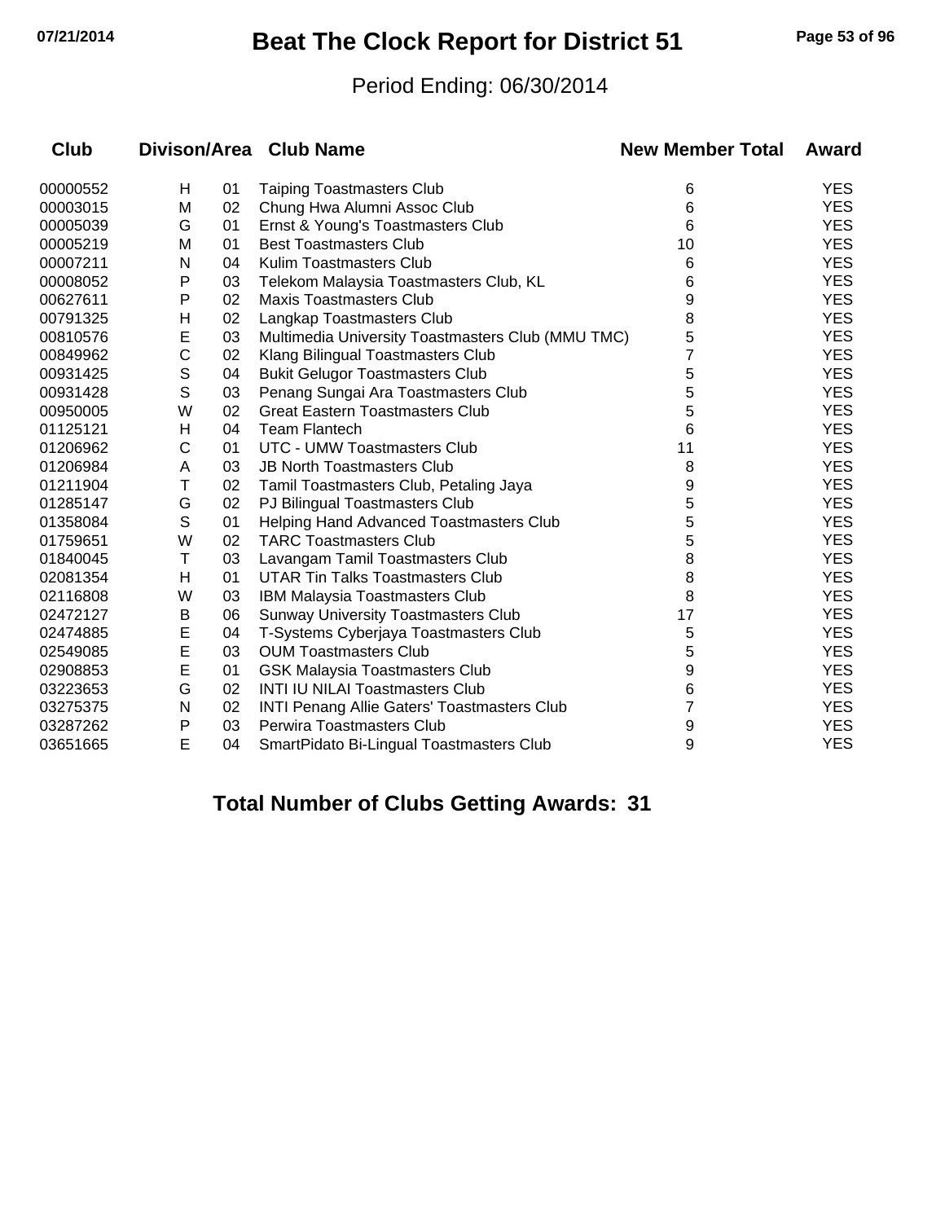# Beat The Clock Report for District 51

Period Ending: 06/30/2014

| Club | Divison/Area | | Club Name | New Member Total | Award |
|---|---|---|---|---|---|
| 00000552 | H | 01 | Taiping Toastmasters Club | 6 | YES |
| 00003015 | M | 02 | Chung Hwa Alumni Assoc Club | 6 | YES |
| 00005039 | G | 01 | Ernst & Young's Toastmasters Club | 6 | YES |
| 00005219 | M | 01 | Best Toastmasters Club | 10 | YES |
| 00007211 | N | 04 | Kulim Toastmasters Club | 6 | YES |
| 00008052 | P | 03 | Telekom Malaysia Toastmasters Club, KL | 6 | YES |
| 00627611 | P | 02 | Maxis Toastmasters Club | 9 | YES |
| 00791325 | H | 02 | Langkap Toastmasters Club | 8 | YES |
| 00810576 | E | 03 | Multimedia University Toastmasters Club (MMU TMC) | 5 | YES |
| 00849962 | C | 02 | Klang Bilingual Toastmasters Club | 7 | YES |
| 00931425 | S | 04 | Bukit Gelugor Toastmasters Club | 5 | YES |
| 00931428 | S | 03 | Penang Sungai Ara Toastmasters Club | 5 | YES |
| 00950005 | W | 02 | Great Eastern Toastmasters Club | 5 | YES |
| 01125121 | H | 04 | Team Flantech | 6 | YES |
| 01206962 | C | 01 | UTC - UMW Toastmasters Club | 11 | YES |
| 01206984 | A | 03 | JB North Toastmasters Club | 8 | YES |
| 01211904 | T | 02 | Tamil Toastmasters Club, Petaling Jaya | 9 | YES |
| 01285147 | G | 02 | PJ Bilingual Toastmasters Club | 5 | YES |
| 01358084 | S | 01 | Helping Hand Advanced Toastmasters Club | 5 | YES |
| 01759651 | W | 02 | TARC Toastmasters Club | 5 | YES |
| 01840045 | T | 03 | Lavangam Tamil Toastmasters Club | 8 | YES |
| 02081354 | H | 01 | UTAR Tin Talks Toastmasters Club | 8 | YES |
| 02116808 | W | 03 | IBM Malaysia Toastmasters Club | 8 | YES |
| 02472127 | B | 06 | Sunway University Toastmasters Club | 17 | YES |
| 02474885 | E | 04 | T-Systems Cyberjaya Toastmasters Club | 5 | YES |
| 02549085 | E | 03 | OUM Toastmasters Club | 5 | YES |
| 02908853 | E | 01 | GSK Malaysia Toastmasters Club | 9 | YES |
| 03223653 | G | 02 | INTI IU NILAI Toastmasters Club | 6 | YES |
| 03275375 | N | 02 | INTI Penang Allie Gaters' Toastmasters Club | 7 | YES |
| 03287262 | P | 03 | Perwira Toastmasters Club | 9 | YES |
| 03651665 | E | 04 | SmartPidato Bi-Lingual Toastmasters Club | 9 | YES |

**Total Number of Clubs Getting Awards: 31**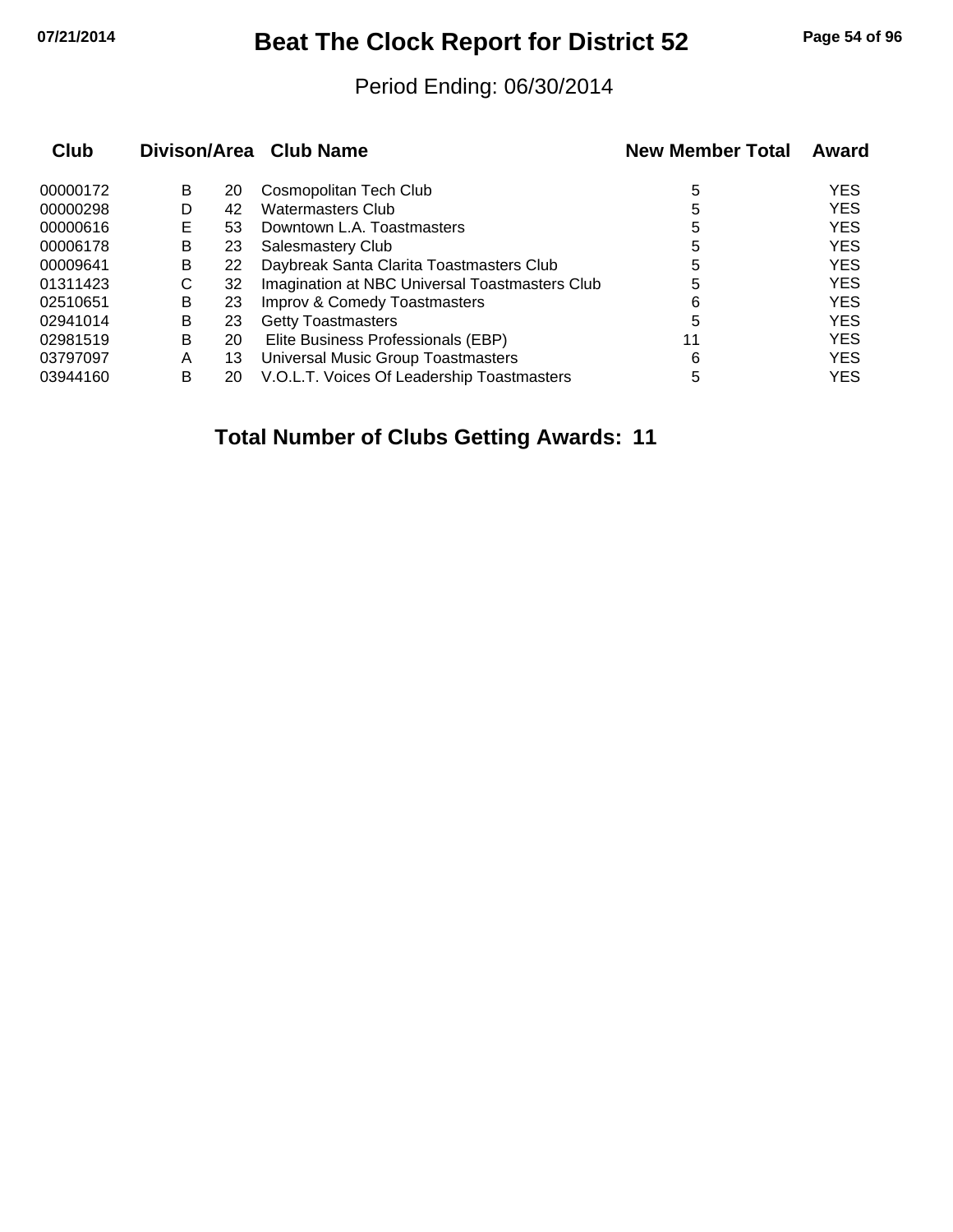# Beat The Clock Report for District 52

Period Ending: 06/30/2014

| Club | Divison/Area | | Club Name | New Member Total | Award |
|---|---|---|---|---|---|
| 00000172 | B | 20 | Cosmopolitan Tech Club | 5 | YES |
| 00000298 | D | 42 | Watermasters Club | 5 | YES |
| 00000616 | E | 53 | Downtown L.A. Toastmasters | 5 | YES |
| 00006178 | B | 23 | Salesmastery Club | 5 | YES |
| 00009641 | B | 22 | Daybreak Santa Clarita Toastmasters Club | 5 | YES |
| 01311423 | C | 32 | Imagination at NBC Universal Toastmasters Club | 5 | YES |
| 02510651 | B | 23 | Improv & Comedy Toastmasters | 6 | YES |
| 02941014 | B | 23 | Getty Toastmasters | 5 | YES |
| 02981519 | B | 20 | Elite Business Professionals (EBP) | 11 | YES |
| 03797097 | A | 13 | Universal Music Group Toastmasters | 6 | YES |
| 03944160 | B | 20 | V.O.L.T. Voices Of Leadership Toastmasters | 5 | YES |

**Total Number of Clubs Getting Awards: 11**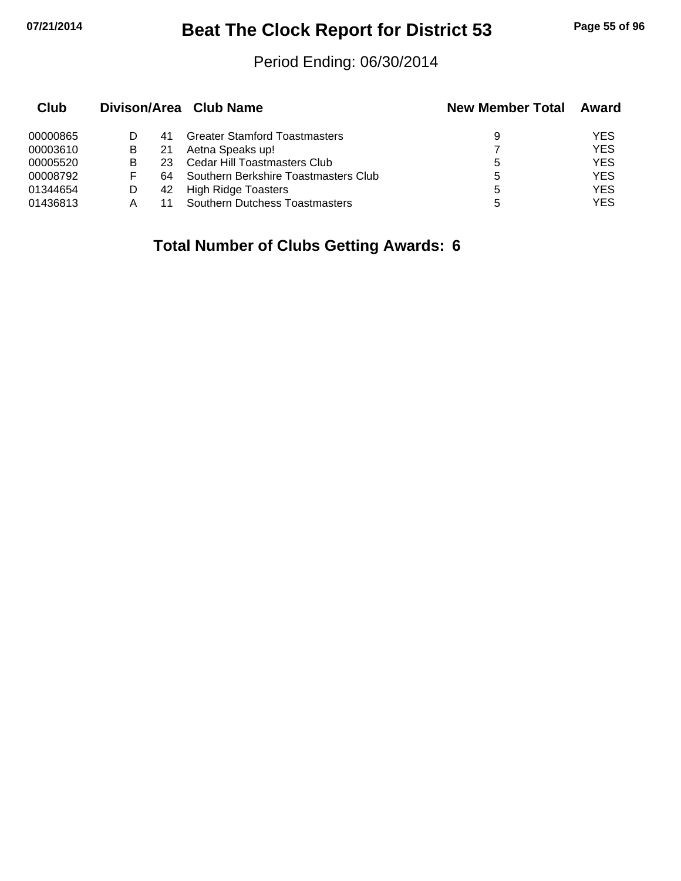# Beat The Clock Report for District 53

Period Ending: 06/30/2014

| Club | Divison/Area | | Club Name | New Member Total | Award |
|---|---|---|---|---|---|
| 00000865 | D | 41 | Greater Stamford Toastmasters | 9 | YES |
| 00003610 | B | 21 | Aetna Speaks up! | 7 | YES |
| 00005520 | B | 23 | Cedar Hill Toastmasters Club | 5 | YES |
| 00008792 | F | 64 | Southern Berkshire Toastmasters Club | 5 | YES |
| 01344654 | D | 42 | High Ridge Toasters | 5 | YES |
| 01436813 | A | 11 | Southern Dutchess Toastmasters | 5 | YES |

**Total Number of Clubs Getting Awards: 6**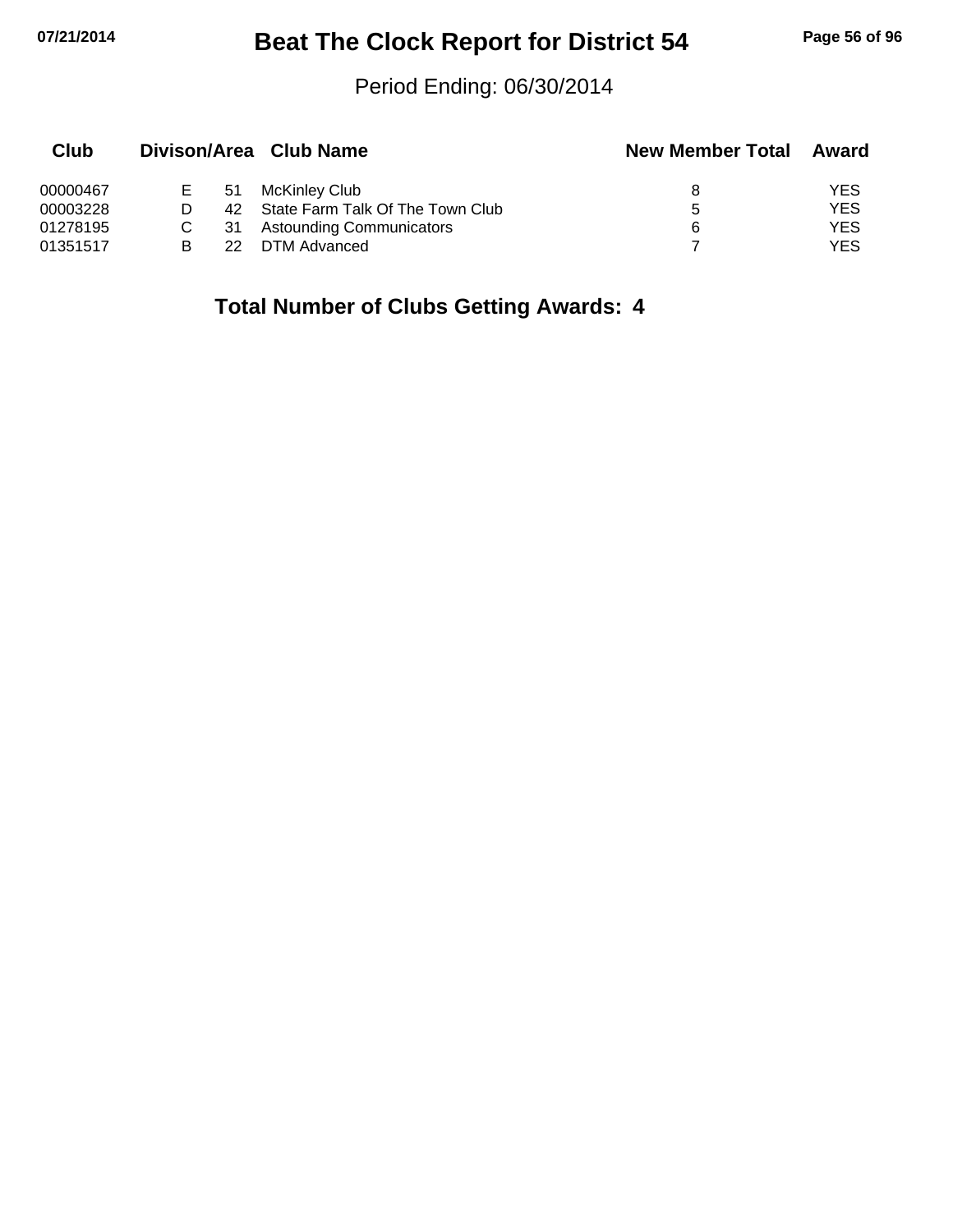# Beat The Clock Report for District 54

Period Ending: 06/30/2014

| Club | Divison/Area | | Club Name | New Member Total | Award |
|---|---|---|---|---|---|
| 00000467 | E | 51 | McKinley Club | 8 | YES |
| 00003228 | D | 42 | State Farm Talk Of The Town Club | 5 | YES |
| 01278195 | C | 31 | Astounding Communicators | 6 | YES |
| 01351517 | B | 22 | DTM Advanced | 7 | YES |

**Total Number of Clubs Getting Awards: 4**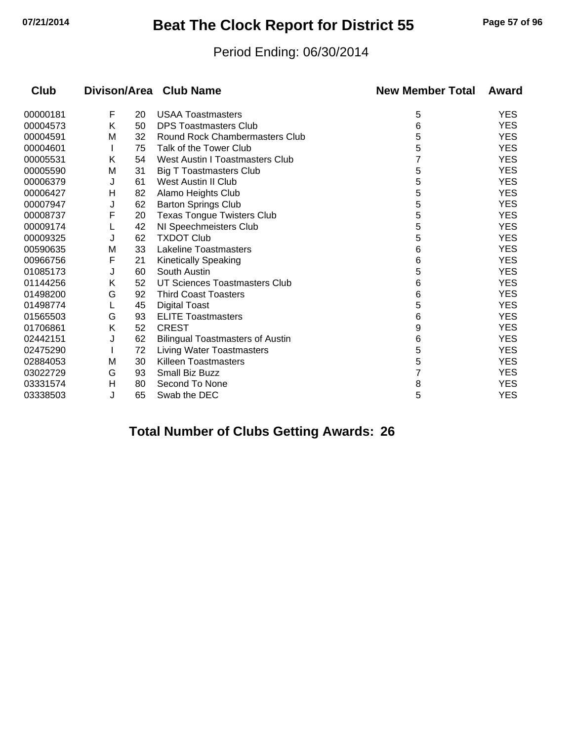# Beat The Clock Report for District 55

Period Ending: 06/30/2014

| Club | Divison/Area | | Club Name | New Member Total | Award |
|---|---|---|---|---|---|
| 00000181 | F | 20 | USAA Toastmasters | 5 | YES |
| 00004573 | K | 50 | DPS Toastmasters Club | 6 | YES |
| 00004591 | M | 32 | Round Rock Chambermasters Club | 5 | YES |
| 00004601 | I | 75 | Talk of the Tower Club | 5 | YES |
| 00005531 | K | 54 | West Austin I Toastmasters Club | 7 | YES |
| 00005590 | M | 31 | Big T Toastmasters Club | 5 | YES |
| 00006379 | J | 61 | West Austin II Club | 5 | YES |
| 00006427 | H | 82 | Alamo Heights Club | 5 | YES |
| 00007947 | J | 62 | Barton Springs Club | 5 | YES |
| 00008737 | F | 20 | Texas Tongue Twisters Club | 5 | YES |
| 00009174 | L | 42 | NI Speechmeisters Club | 5 | YES |
| 00009325 | J | 62 | TXDOT Club | 5 | YES |
| 00590635 | M | 33 | Lakeline Toastmasters | 6 | YES |
| 00966756 | F | 21 | Kinetically Speaking | 6 | YES |
| 01085173 | J | 60 | South Austin | 5 | YES |
| 01144256 | K | 52 | UT Sciences Toastmasters Club | 6 | YES |
| 01498200 | G | 92 | Third Coast Toasters | 6 | YES |
| 01498774 | L | 45 | Digital Toast | 5 | YES |
| 01565503 | G | 93 | ELITE Toastmasters | 6 | YES |
| 01706861 | K | 52 | CREST | 9 | YES |
| 02442151 | J | 62 | Bilingual Toastmasters of Austin | 6 | YES |
| 02475290 | I | 72 | Living Water Toastmasters | 5 | YES |
| 02884053 | M | 30 | Killeen Toastmasters | 5 | YES |
| 03022729 | G | 93 | Small Biz Buzz | 7 | YES |
| 03331574 | H | 80 | Second To None | 8 | YES |
| 03338503 | J | 65 | Swab the DEC | 5 | YES |

**Total Number of Clubs Getting Awards: 26**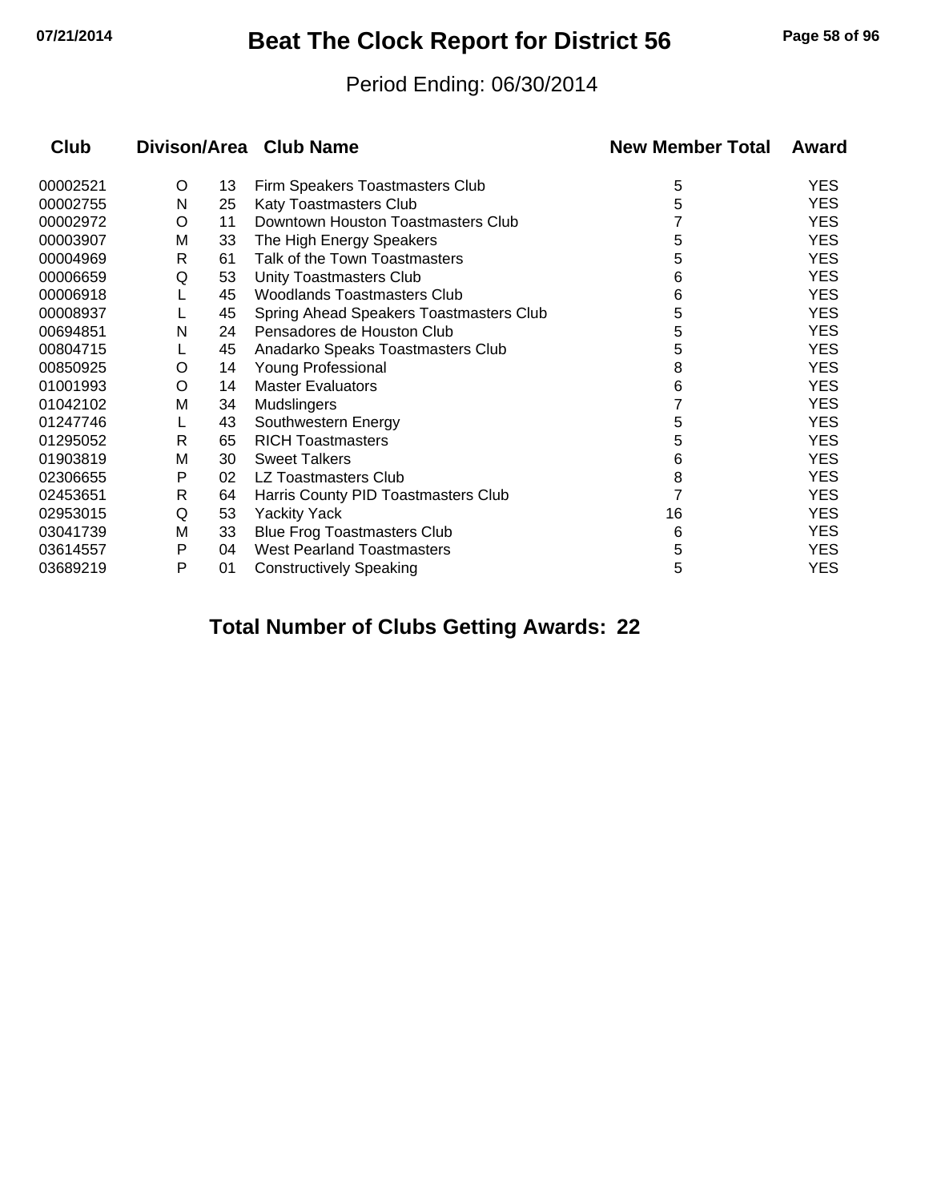# Beat The Clock Report for District 56

Period Ending: 06/30/2014

| Club | Divison/Area | | Club Name | New Member Total | Award |
|---|---|---|---|---|---|
| 00002521 | O | 13 | Firm Speakers Toastmasters Club | 5 | YES |
| 00002755 | N | 25 | Katy Toastmasters Club | 5 | YES |
| 00002972 | O | 11 | Downtown Houston Toastmasters Club | 7 | YES |
| 00003907 | M | 33 | The High Energy Speakers | 5 | YES |
| 00004969 | R | 61 | Talk of the Town Toastmasters | 5 | YES |
| 00006659 | Q | 53 | Unity Toastmasters Club | 6 | YES |
| 00006918 | L | 45 | Woodlands Toastmasters Club | 6 | YES |
| 00008937 | L | 45 | Spring Ahead Speakers Toastmasters Club | 5 | YES |
| 00694851 | N | 24 | Pensadores de Houston Club | 5 | YES |
| 00804715 | L | 45 | Anadarko Speaks Toastmasters Club | 5 | YES |
| 00850925 | O | 14 | Young Professional | 8 | YES |
| 01001993 | O | 14 | Master Evaluators | 6 | YES |
| 01042102 | M | 34 | Mudslingers | 7 | YES |
| 01247746 | L | 43 | Southwestern Energy | 5 | YES |
| 01295052 | R | 65 | RICH Toastmasters | 5 | YES |
| 01903819 | M | 30 | Sweet Talkers | 6 | YES |
| 02306655 | P | 02 | LZ Toastmasters Club | 8 | YES |
| 02453651 | R | 64 | Harris County PID Toastmasters Club | 7 | YES |
| 02953015 | Q | 53 | Yackity Yack | 16 | YES |
| 03041739 | M | 33 | Blue Frog Toastmasters Club | 6 | YES |
| 03614557 | P | 04 | West Pearland Toastmasters | 5 | YES |
| 03689219 | P | 01 | Constructively Speaking | 5 | YES |

**Total Number of Clubs Getting Awards: 22**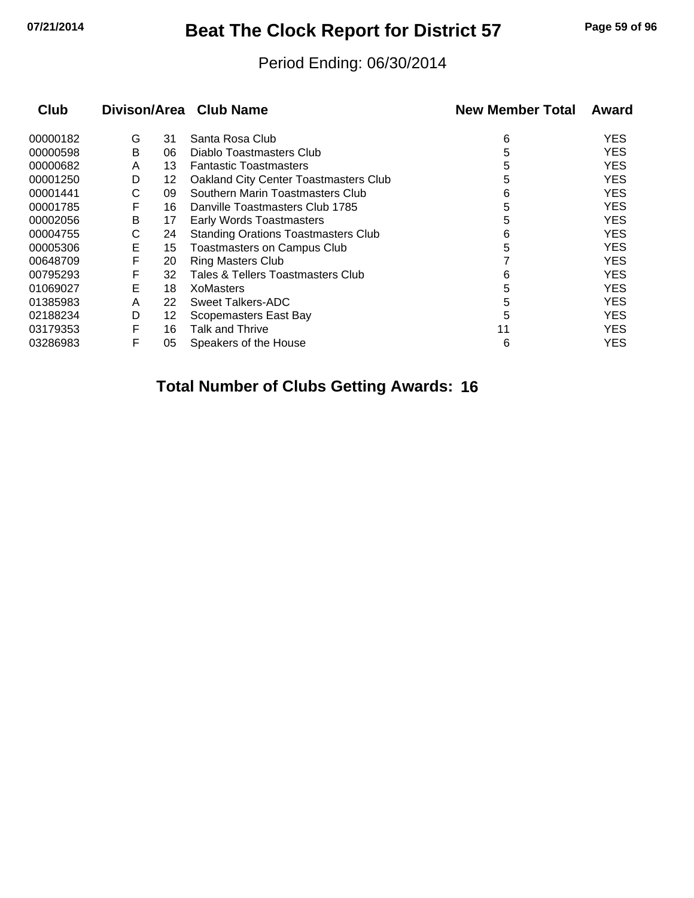# Beat The Clock Report for District 57

Period Ending: 06/30/2014

| Club | Divison/Area | | Club Name | New Member Total | Award |
|---|---|---|---|---|---|
| 00000182 | G | 31 | Santa Rosa Club | 6 | YES |
| 00000598 | B | 06 | Diablo Toastmasters Club | 5 | YES |
| 00000682 | A | 13 | Fantastic Toastmasters | 5 | YES |
| 00001250 | D | 12 | Oakland City Center Toastmasters Club | 5 | YES |
| 00001441 | C | 09 | Southern Marin Toastmasters Club | 6 | YES |
| 00001785 | F | 16 | Danville Toastmasters Club 1785 | 5 | YES |
| 00002056 | B | 17 | Early Words Toastmasters | 5 | YES |
| 00004755 | C | 24 | Standing Orations Toastmasters Club | 6 | YES |
| 00005306 | E | 15 | Toastmasters on Campus Club | 5 | YES |
| 00648709 | F | 20 | Ring Masters Club | 7 | YES |
| 00795293 | F | 32 | Tales & Tellers Toastmasters Club | 6 | YES |
| 01069027 | E | 18 | XoMasters | 5 | YES |
| 01385983 | A | 22 | Sweet Talkers-ADC | 5 | YES |
| 02188234 | D | 12 | Scopemasters East Bay | 5 | YES |
| 03179353 | F | 16 | Talk and Thrive | 11 | YES |
| 03286983 | F | 05 | Speakers of the House | 6 | YES |

**Total Number of Clubs Getting Awards: 16**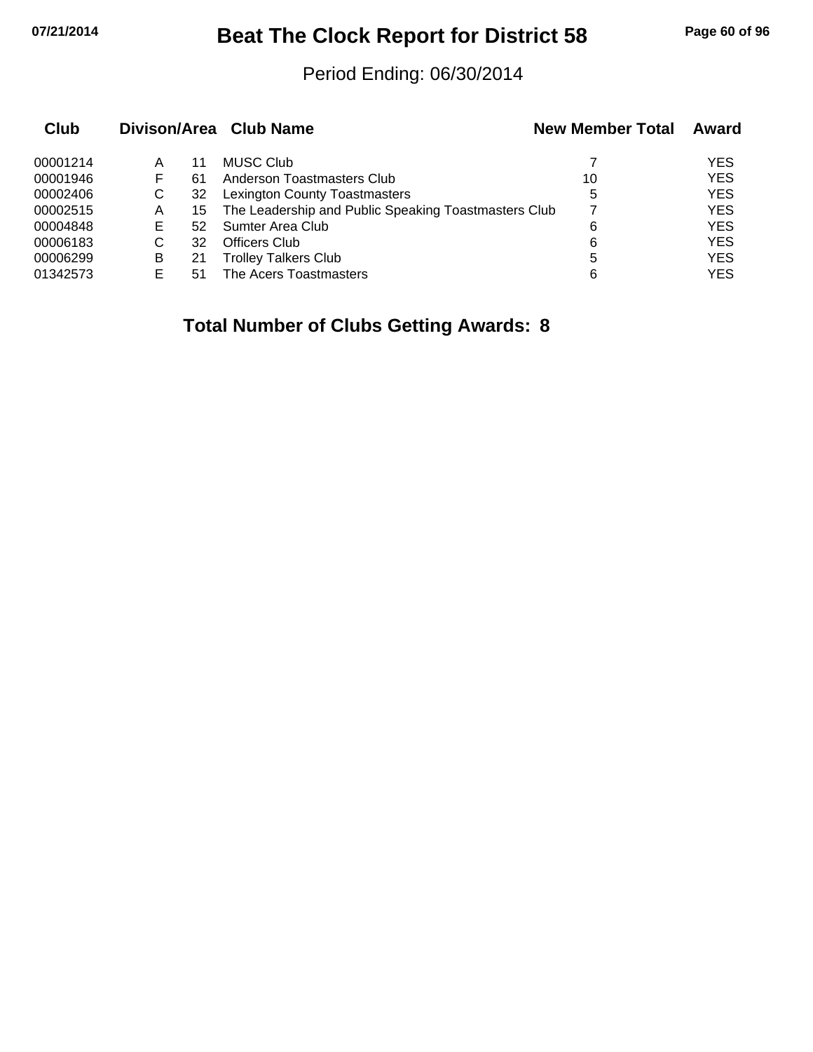# Beat The Clock Report for District 58

Period Ending: 06/30/2014

| Club | Divison/Area | | Club Name | New Member Total | Award |
|---|---|---|---|---|---|
| 00001214 | A | 11 | MUSC Club | 7 | YES |
| 00001946 | F | 61 | Anderson Toastmasters Club | 10 | YES |
| 00002406 | C | 32 | Lexington County Toastmasters | 5 | YES |
| 00002515 | A | 15 | The Leadership and Public Speaking Toastmasters Club | 7 | YES |
| 00004848 | E | 52 | Sumter Area Club | 6 | YES |
| 00006183 | C | 32 | Officers Club | 6 | YES |
| 00006299 | B | 21 | Trolley Talkers Club | 5 | YES |
| 01342573 | E | 51 | The Acers Toastmasters | 6 | YES |

## Total Number of Clubs Getting Awards: 8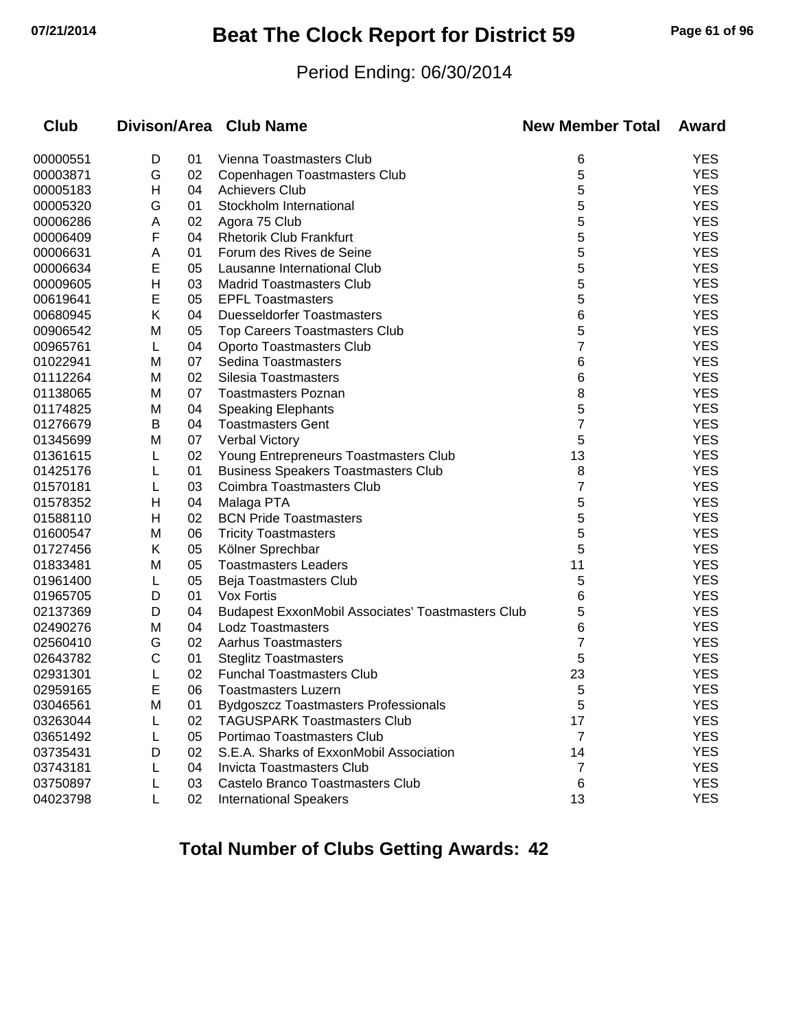# Beat The Clock Report for District 59

Period Ending: 06/30/2014

| Club | Divison/Area | | Club Name | New Member Total | Award |
|---|---|---|---|---|---|
| 00000551 | D | 01 | Vienna Toastmasters Club | 6 | YES |
| 00003871 | G | 02 | Copenhagen Toastmasters Club | 5 | YES |
| 00005183 | H | 04 | Achievers Club | 5 | YES |
| 00005320 | G | 01 | Stockholm International | 5 | YES |
| 00006286 | A | 02 | Agora 75 Club | 5 | YES |
| 00006409 | F | 04 | Rhetorik Club Frankfurt | 5 | YES |
| 00006631 | A | 01 | Forum des Rives de Seine | 5 | YES |
| 00006634 | E | 05 | Lausanne International Club | 5 | YES |
| 00009605 | H | 03 | Madrid Toastmasters Club | 5 | YES |
| 00619641 | E | 05 | EPFL Toastmasters | 5 | YES |
| 00680945 | K | 04 | Duesseldorfer Toastmasters | 6 | YES |
| 00906542 | M | 05 | Top Careers Toastmasters Club | 5 | YES |
| 00965761 | L | 04 | Oporto Toastmasters Club | 7 | YES |
| 01022941 | M | 07 | Sedina Toastmasters | 6 | YES |
| 01112264 | M | 02 | Silesia Toastmasters | 6 | YES |
| 01138065 | M | 07 | Toastmasters Poznan | 8 | YES |
| 01174825 | M | 04 | Speaking Elephants | 5 | YES |
| 01276679 | B | 04 | Toastmasters Gent | 7 | YES |
| 01345699 | M | 07 | Verbal Victory | 5 | YES |
| 01361615 | L | 02 | Young Entrepreneurs Toastmasters Club | 13 | YES |
| 01425176 | L | 01 | Business Speakers Toastmasters Club | 8 | YES |
| 01570181 | L | 03 | Coimbra Toastmasters Club | 7 | YES |
| 01578352 | H | 04 | Malaga PTA | 5 | YES |
| 01588110 | H | 02 | BCN Pride Toastmasters | 5 | YES |
| 01600547 | M | 06 | Tricity Toastmasters | 5 | YES |
| 01727456 | K | 05 | Kölner Sprechbar | 5 | YES |
| 01833481 | M | 05 | Toastmasters Leaders | 11 | YES |
| 01961400 | L | 05 | Beja Toastmasters Club | 5 | YES |
| 01965705 | D | 01 | Vox Fortis | 6 | YES |
| 02137369 | D | 04 | Budapest ExxonMobil Associates' Toastmasters Club | 5 | YES |
| 02490276 | M | 04 | Lodz Toastmasters | 6 | YES |
| 02560410 | G | 02 | Aarhus Toastmasters | 7 | YES |
| 02643782 | C | 01 | Steglitz Toastmasters | 5 | YES |
| 02931301 | L | 02 | Funchal Toastmasters Club | 23 | YES |
| 02959165 | E | 06 | Toastmasters Luzern | 5 | YES |
| 03046561 | M | 01 | Bydgoszcz Toastmasters Professionals | 5 | YES |
| 03263044 | L | 02 | TAGUSPARK Toastmasters Club | 17 | YES |
| 03651492 | L | 05 | Portimao Toastmasters Club | 7 | YES |
| 03735431 | D | 02 | S.E.A. Sharks of ExxonMobil Association | 14 | YES |
| 03743181 | L | 04 | Invicta Toastmasters Club | 7 | YES |
| 03750897 | L | 03 | Castelo Branco Toastmasters Club | 6 | YES |
| 04023798 | L | 02 | International Speakers | 13 | YES |

**Total Number of Clubs Getting Awards: 42**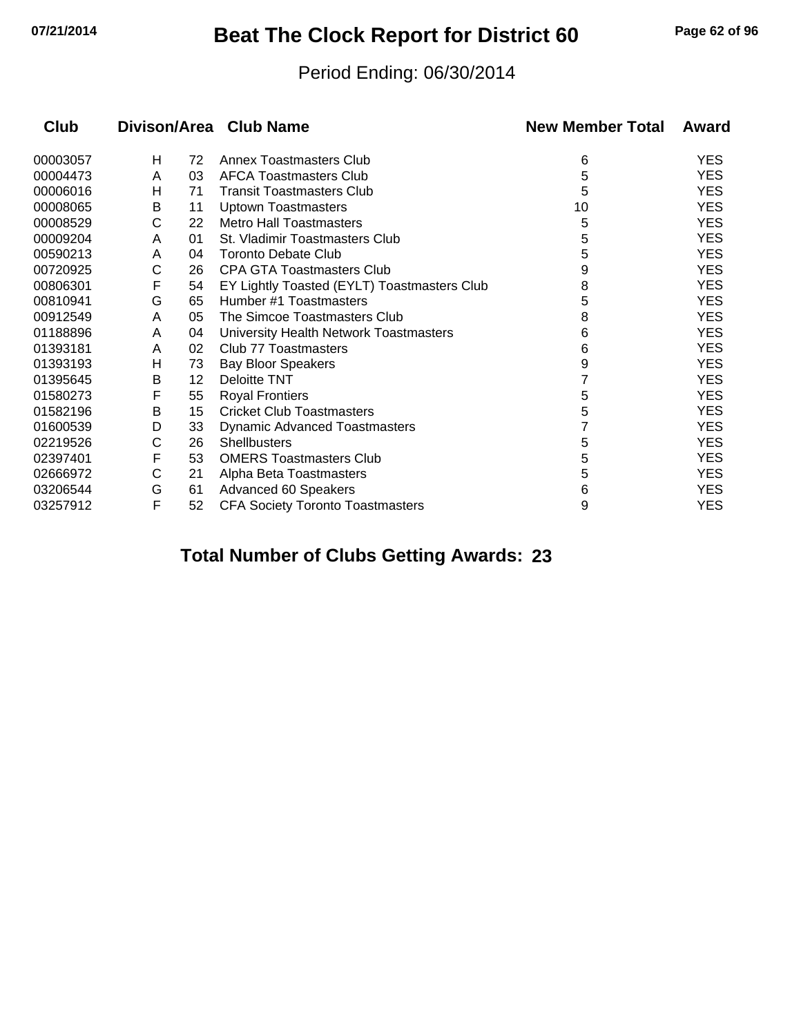# Beat The Clock Report for District 60

Period Ending: 06/30/2014

| Club | Divison/Area | | Club Name | New Member Total | Award |
|---|---|---|---|---|---|
| 00003057 | H | 72 | Annex Toastmasters Club | 6 | YES |
| 00004473 | A | 03 | AFCA Toastmasters Club | 5 | YES |
| 00006016 | H | 71 | Transit Toastmasters Club | 5 | YES |
| 00008065 | B | 11 | Uptown Toastmasters | 10 | YES |
| 00008529 | C | 22 | Metro Hall Toastmasters | 5 | YES |
| 00009204 | A | 01 | St. Vladimir Toastmasters Club | 5 | YES |
| 00590213 | A | 04 | Toronto Debate Club | 5 | YES |
| 00720925 | C | 26 | CPA GTA Toastmasters Club | 9 | YES |
| 00806301 | F | 54 | EY Lightly Toasted (EYLT) Toastmasters Club | 8 | YES |
| 00810941 | G | 65 | Humber #1 Toastmasters | 5 | YES |
| 00912549 | A | 05 | The Simcoe Toastmasters Club | 8 | YES |
| 01188896 | A | 04 | University Health Network Toastmasters | 6 | YES |
| 01393181 | A | 02 | Club 77 Toastmasters | 6 | YES |
| 01393193 | H | 73 | Bay Bloor Speakers | 9 | YES |
| 01395645 | B | 12 | Deloitte TNT | 7 | YES |
| 01580273 | F | 55 | Royal Frontiers | 5 | YES |
| 01582196 | B | 15 | Cricket Club Toastmasters | 5 | YES |
| 01600539 | D | 33 | Dynamic Advanced Toastmasters | 7 | YES |
| 02219526 | C | 26 | Shellbusters | 5 | YES |
| 02397401 | F | 53 | OMERS Toastmasters Club | 5 | YES |
| 02666972 | C | 21 | Alpha Beta Toastmasters | 5 | YES |
| 03206544 | G | 61 | Advanced 60 Speakers | 6 | YES |
| 03257912 | F | 52 | CFA Society Toronto Toastmasters | 9 | YES |

**Total Number of Clubs Getting Awards: 23**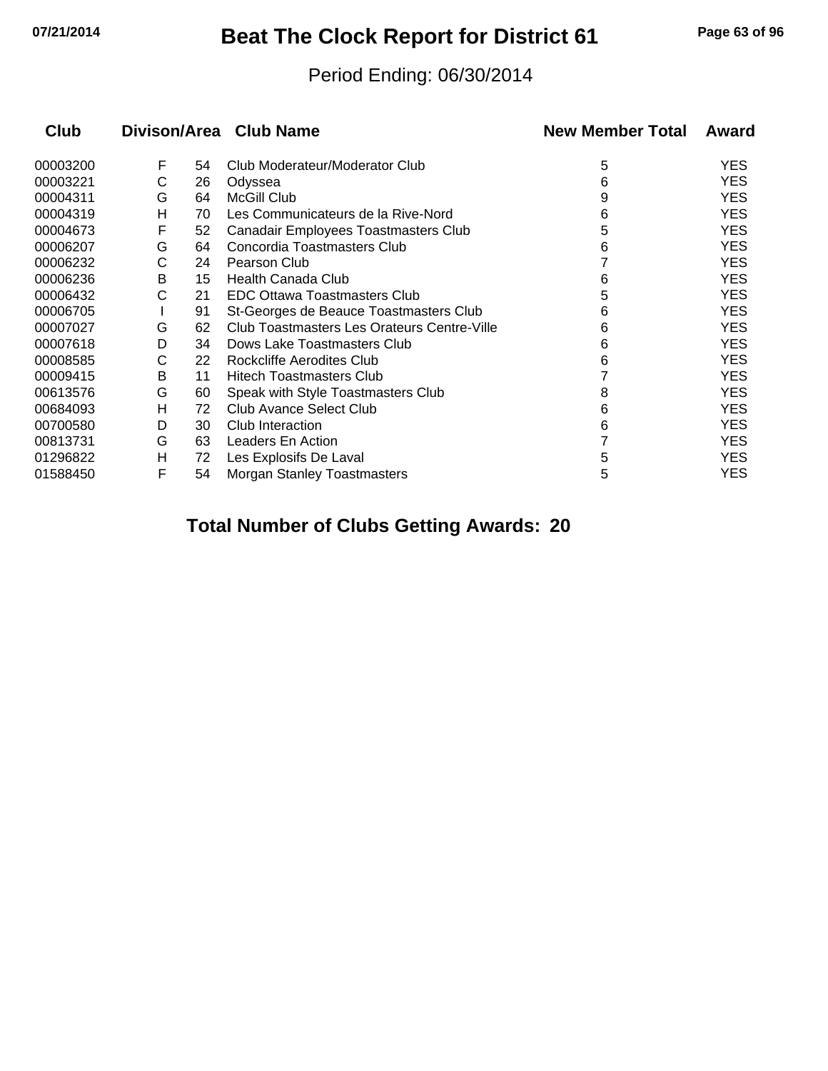# Beat The Clock Report for District 61

Period Ending: 06/30/2014

| Club | Divison/Area | | Club Name | New Member Total | Award |
|---|---|---|---|---|---|
| 00003200 | F | 54 | Club Moderateur/Moderator Club | 5 | YES |
| 00003221 | C | 26 | Odyssea | 6 | YES |
| 00004311 | G | 64 | McGill Club | 9 | YES |
| 00004319 | H | 70 | Les Communicateurs de la Rive-Nord | 6 | YES |
| 00004673 | F | 52 | Canadair Employees Toastmasters Club | 5 | YES |
| 00006207 | G | 64 | Concordia Toastmasters Club | 6 | YES |
| 00006232 | C | 24 | Pearson Club | 7 | YES |
| 00006236 | B | 15 | Health Canada Club | 6 | YES |
| 00006432 | C | 21 | EDC Ottawa Toastmasters Club | 5 | YES |
| 00006705 | I | 91 | St-Georges de Beauce Toastmasters Club | 6 | YES |
| 00007027 | G | 62 | Club Toastmasters Les Orateurs Centre-Ville | 6 | YES |
| 00007618 | D | 34 | Dows Lake Toastmasters Club | 6 | YES |
| 00008585 | C | 22 | Rockcliffe Aerodites Club | 6 | YES |
| 00009415 | B | 11 | Hitech Toastmasters Club | 7 | YES |
| 00613576 | G | 60 | Speak with Style Toastmasters Club | 8 | YES |
| 00684093 | H | 72 | Club Avance Select Club | 6 | YES |
| 00700580 | D | 30 | Club Interaction | 6 | YES |
| 00813731 | G | 63 | Leaders En Action | 7 | YES |
| 01296822 | H | 72 | Les Explosifs De Laval | 5 | YES |
| 01588450 | F | 54 | Morgan Stanley Toastmasters | 5 | YES |

**Total Number of Clubs Getting Awards: 20**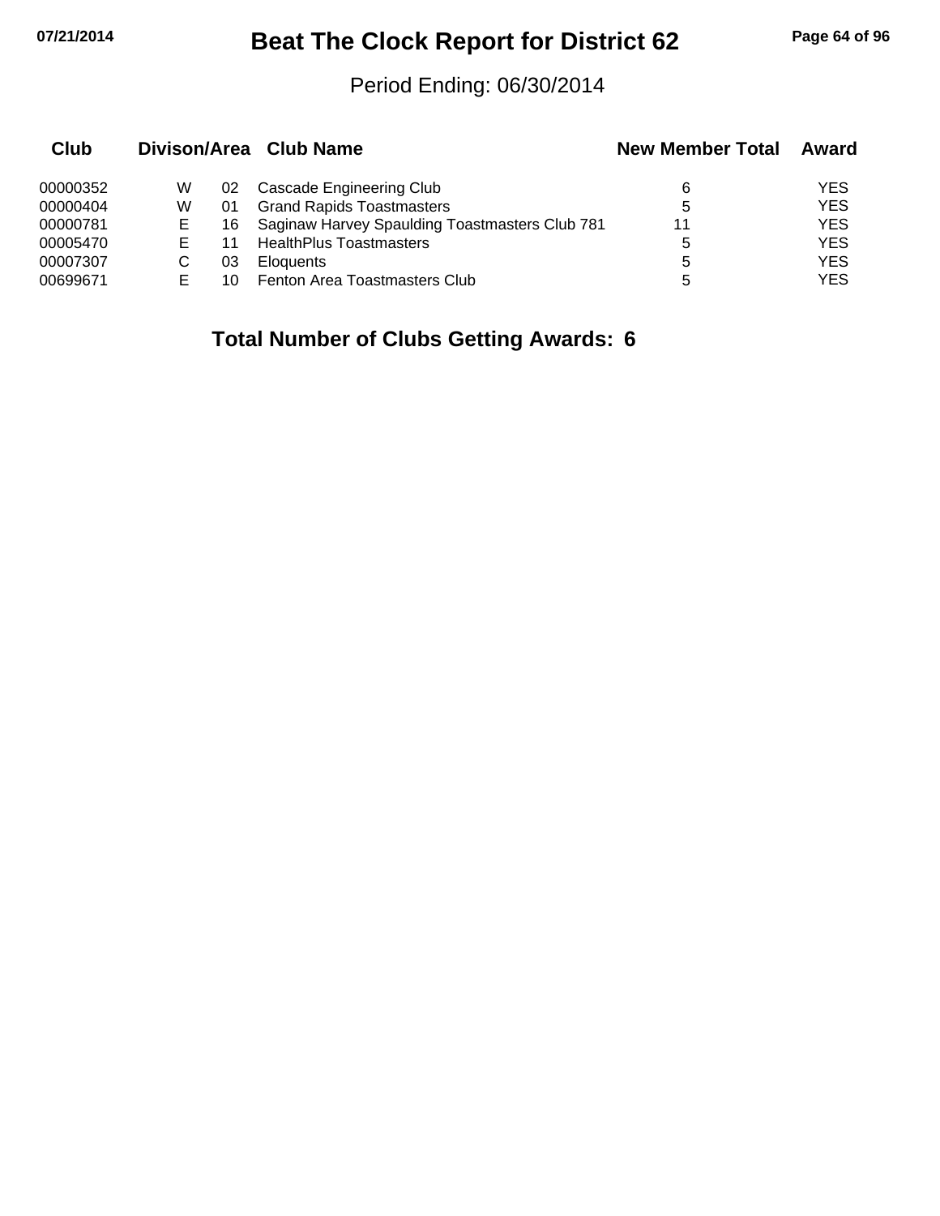# Beat The Clock Report for District 62

Period Ending: 06/30/2014

| Club | Divison/Area | | Club Name | New Member Total | Award |
|---|---|---|---|---|---|
| 00000352 | W | 02 | Cascade Engineering Club | 6 | YES |
| 00000404 | W | 01 | Grand Rapids Toastmasters | 5 | YES |
| 00000781 | E | 16 | Saginaw Harvey Spaulding Toastmasters Club 781 | 11 | YES |
| 00005470 | E | 11 | HealthPlus Toastmasters | 5 | YES |
| 00007307 | C | 03 | Eloquents | 5 | YES |
| 00699671 | E | 10 | Fenton Area Toastmasters Club | 5 | YES |

**Total Number of Clubs Getting Awards: 6**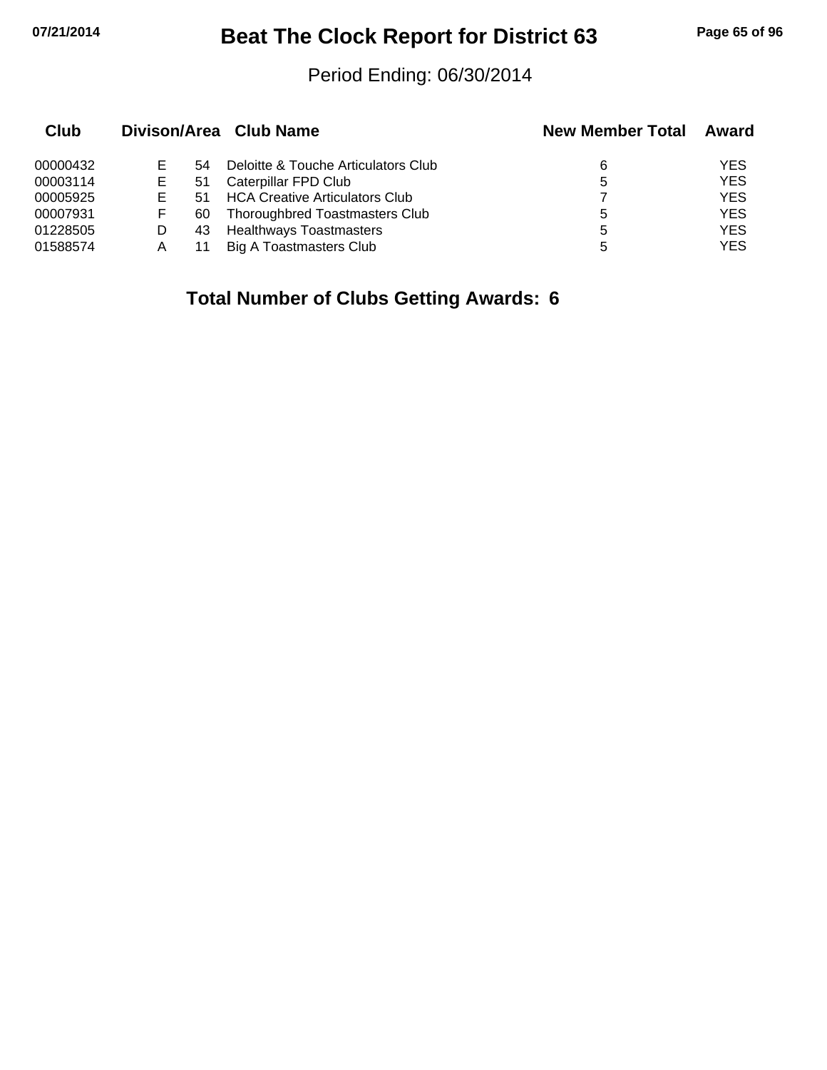# Beat The Clock Report for District 63

Period Ending: 06/30/2014

| Club | Divison/Area | | Club Name | New Member Total | Award |
|---|---|---|---|---|---|
| 00000432 | E | 54 | Deloitte & Touche Articulators Club | 6 | YES |
| 00003114 | E | 51 | Caterpillar FPD Club | 5 | YES |
| 00005925 | E | 51 | HCA Creative Articulators Club | 7 | YES |
| 00007931 | F | 60 | Thoroughbred Toastmasters Club | 5 | YES |
| 01228505 | D | 43 | Healthways Toastmasters | 5 | YES |
| 01588574 | A | 11 | Big A Toastmasters Club | 5 | YES |

**Total Number of Clubs Getting Awards: 6**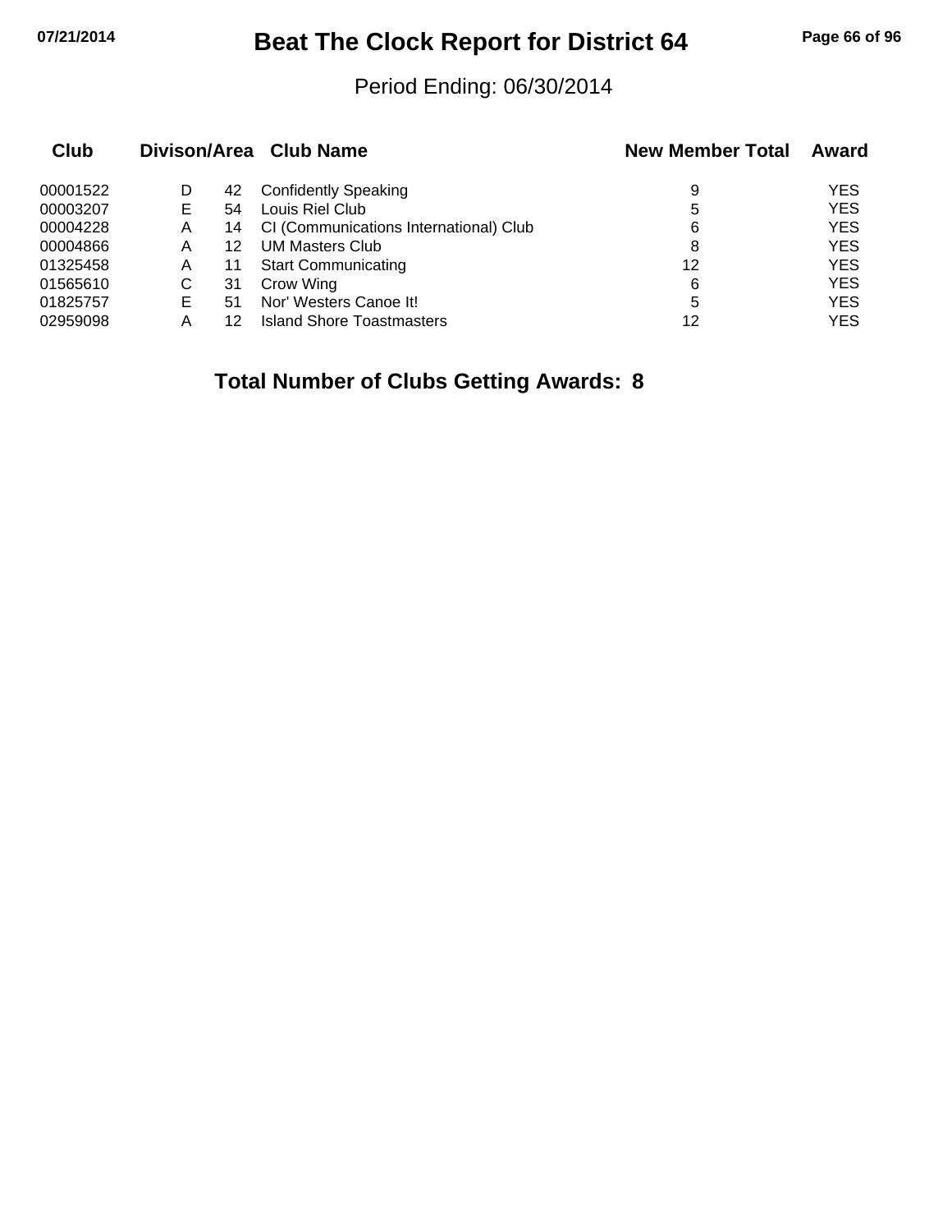# Beat The Clock Report for District 64

Period Ending: 06/30/2014

| Club | Divison/Area | | Club Name | New Member Total | Award |
|---|---|---|---|---|---|
| 00001522 | D | 42 | Confidently Speaking | 9 | YES |
| 00003207 | E | 54 | Louis Riel Club | 5 | YES |
| 00004228 | A | 14 | CI (Communications International) Club | 6 | YES |
| 00004866 | A | 12 | UM Masters Club | 8 | YES |
| 01325458 | A | 11 | Start Communicating | 12 | YES |
| 01565610 | C | 31 | Crow Wing | 6 | YES |
| 01825757 | E | 51 | Nor' Westers Canoe It! | 5 | YES |
| 02959098 | A | 12 | Island Shore Toastmasters | 12 | YES |

**Total Number of Clubs Getting Awards: 8**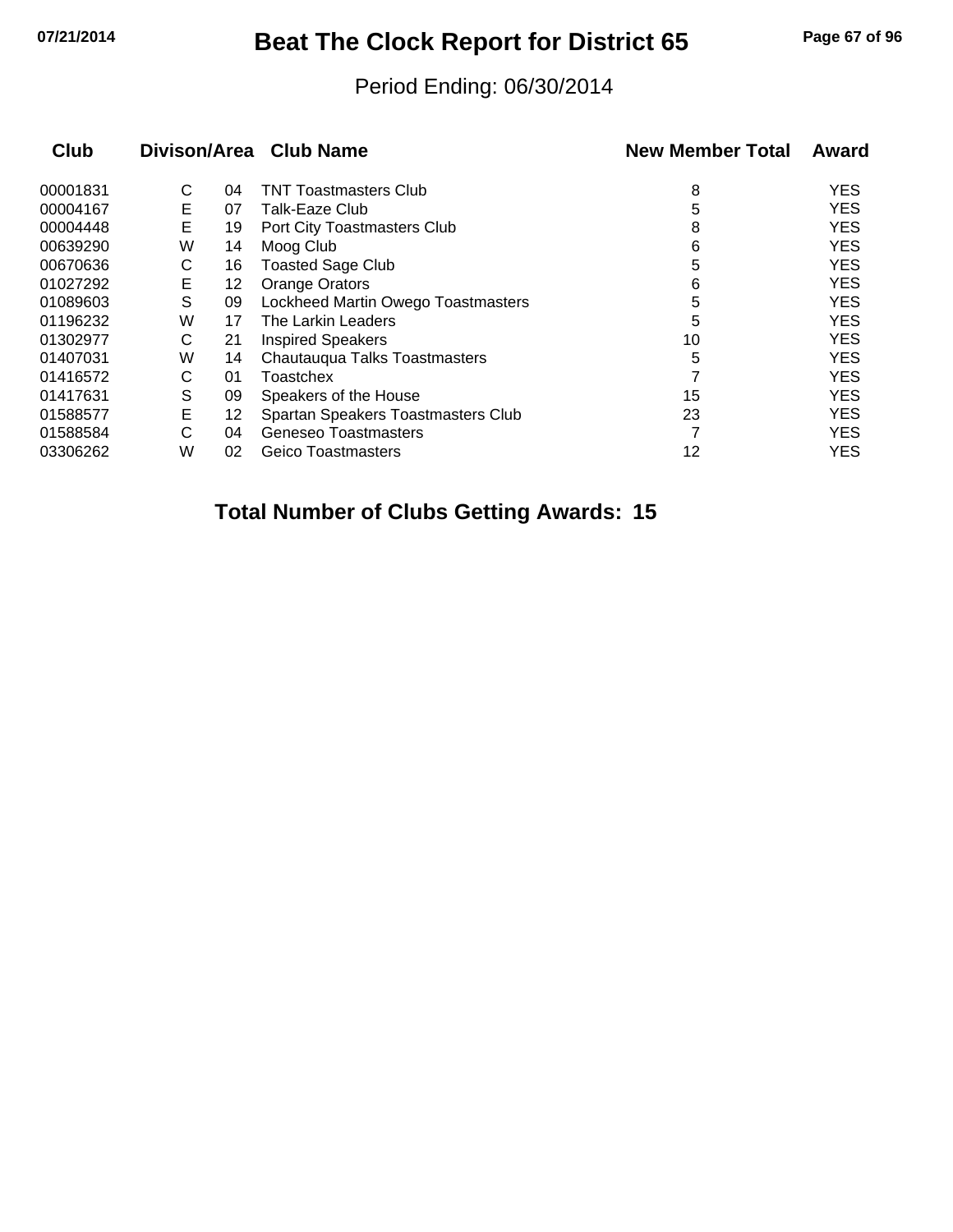# Beat The Clock Report for District 65

Period Ending: 06/30/2014

| Club | Divison/Area | | Club Name | New Member Total | Award |
|---|---|---|---|---|---|
| 00001831 | C | 04 | TNT Toastmasters Club | 8 | YES |
| 00004167 | E | 07 | Talk-Eaze Club | 5 | YES |
| 00004448 | E | 19 | Port City Toastmasters Club | 8 | YES |
| 00639290 | W | 14 | Moog Club | 6 | YES |
| 00670636 | C | 16 | Toasted Sage Club | 5 | YES |
| 01027292 | E | 12 | Orange Orators | 6 | YES |
| 01089603 | S | 09 | Lockheed Martin Owego Toastmasters | 5 | YES |
| 01196232 | W | 17 | The Larkin Leaders | 5 | YES |
| 01302977 | C | 21 | Inspired Speakers | 10 | YES |
| 01407031 | W | 14 | Chautauqua Talks Toastmasters | 5 | YES |
| 01416572 | C | 01 | Toastchex | 7 | YES |
| 01417631 | S | 09 | Speakers of the House | 15 | YES |
| 01588577 | E | 12 | Spartan Speakers Toastmasters Club | 23 | YES |
| 01588584 | C | 04 | Geneseo Toastmasters | 7 | YES |
| 03306262 | W | 02 | Geico Toastmasters | 12 | YES |

**Total Number of Clubs Getting Awards: 15**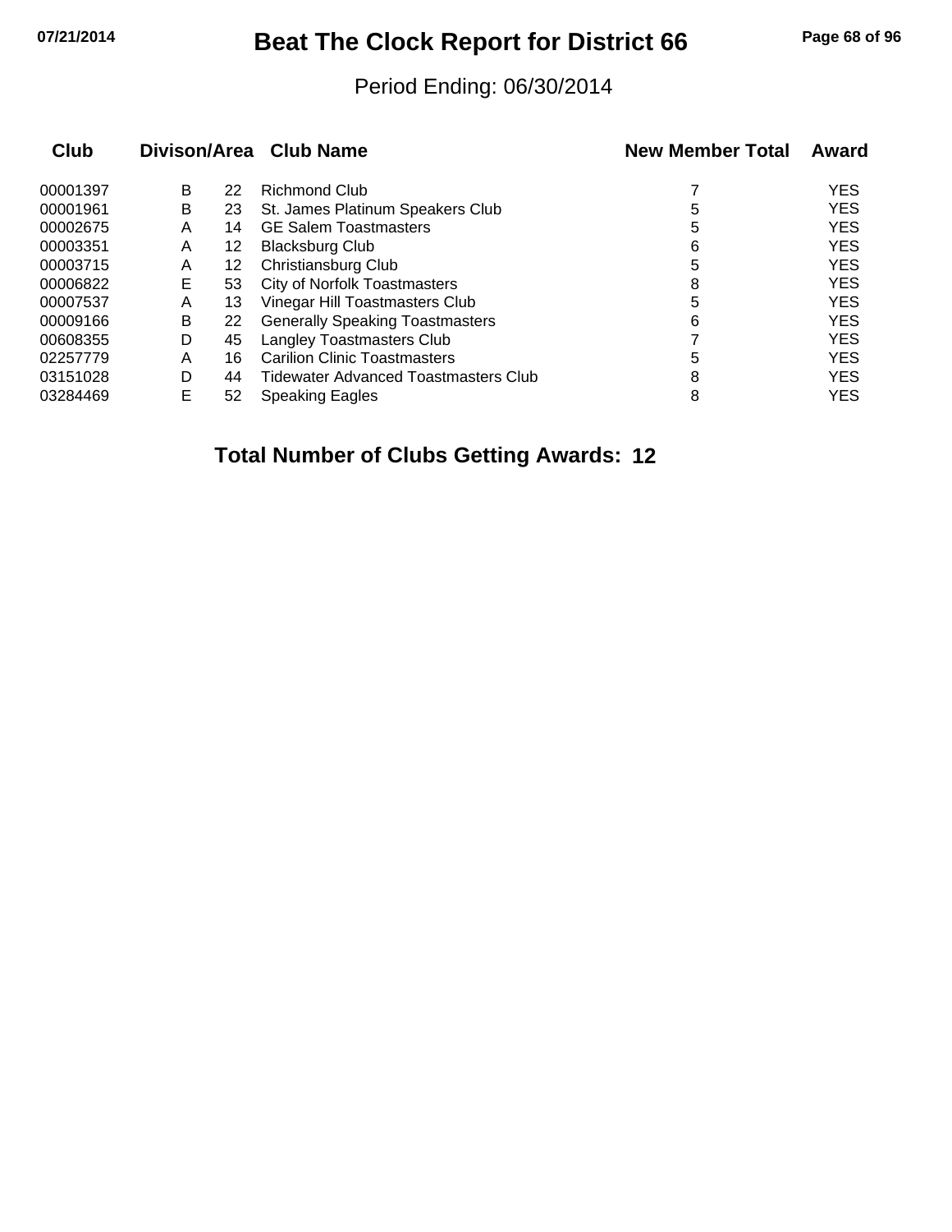# Beat The Clock Report for District 66

Period Ending: 06/30/2014

| Club | Divison | Area | Club Name | New Member Total | Award |
|---|---|---|---|---|---|
| 00001397 | B | 22 | Richmond Club | 7 | YES |
| 00001961 | B | 23 | St. James Platinum Speakers Club | 5 | YES |
| 00002675 | A | 14 | GE Salem Toastmasters | 5 | YES |
| 00003351 | A | 12 | Blacksburg Club | 6 | YES |
| 00003715 | A | 12 | Christiansburg Club | 5 | YES |
| 00006822 | E | 53 | City of Norfolk Toastmasters | 8 | YES |
| 00007537 | A | 13 | Vinegar Hill Toastmasters Club | 5 | YES |
| 00009166 | B | 22 | Generally Speaking Toastmasters | 6 | YES |
| 00608355 | D | 45 | Langley Toastmasters Club | 7 | YES |
| 02257779 | A | 16 | Carilion Clinic Toastmasters | 5 | YES |
| 03151028 | D | 44 | Tidewater Advanced Toastmasters Club | 8 | YES |
| 03284469 | E | 52 | Speaking Eagles | 8 | YES |

**Total Number of Clubs Getting Awards: 12**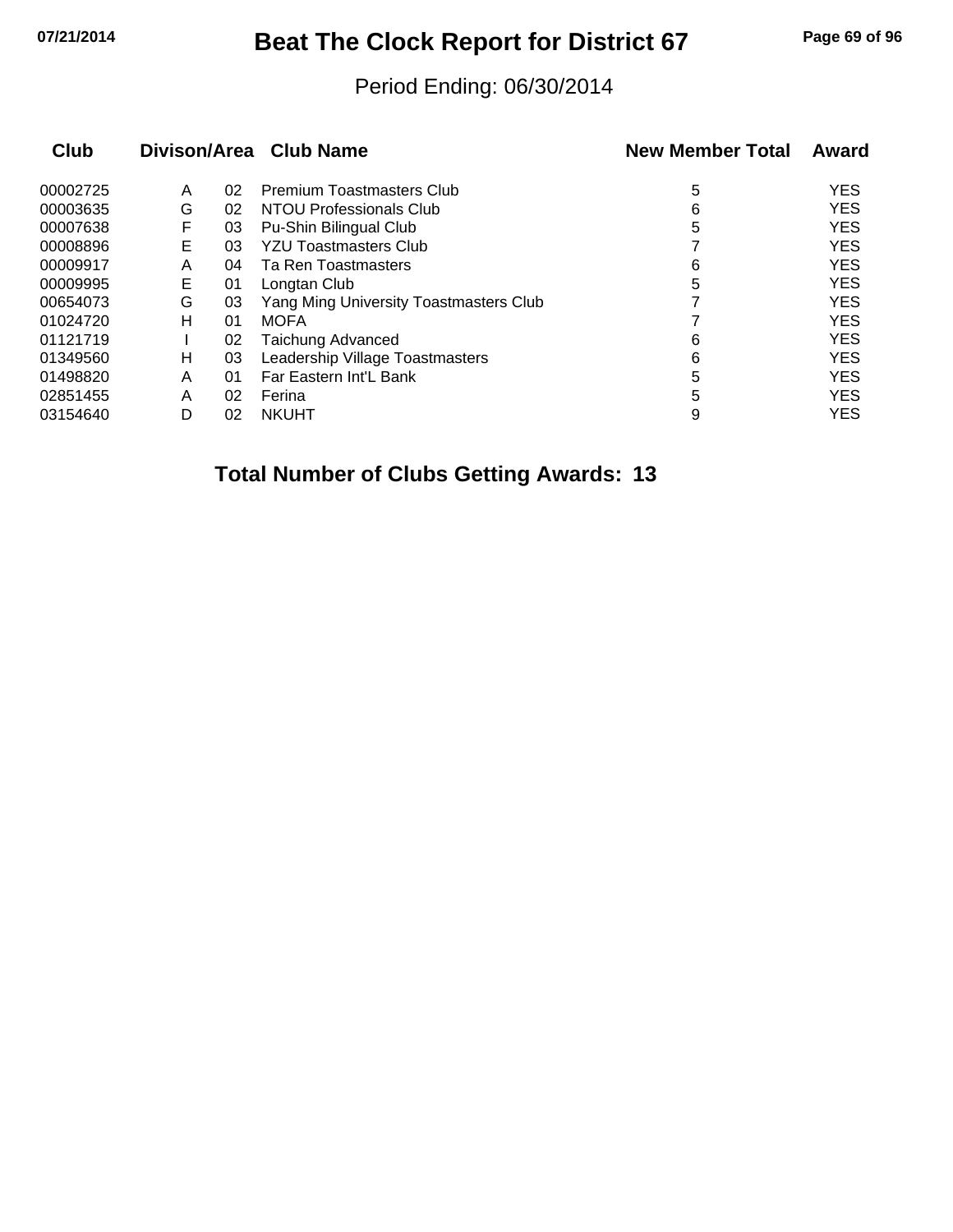# Beat The Clock Report for District 67

Period Ending: 06/30/2014

| Club | Divison | Area | Club Name | New Member Total | Award |
|---|---|---|---|---|---|
| 00002725 | A | 02 | Premium Toastmasters Club | 5 | YES |
| 00003635 | G | 02 | NTOU Professionals Club | 6 | YES |
| 00007638 | F | 03 | Pu-Shin Bilingual Club | 5 | YES |
| 00008896 | E | 03 | YZU Toastmasters Club | 7 | YES |
| 00009917 | A | 04 | Ta Ren Toastmasters | 6 | YES |
| 00009995 | E | 01 | Longtan Club | 5 | YES |
| 00654073 | G | 03 | Yang Ming University Toastmasters Club | 7 | YES |
| 01024720 | H | 01 | MOFA | 7 | YES |
| 01121719 | I | 02 | Taichung Advanced | 6 | YES |
| 01349560 | H | 03 | Leadership Village Toastmasters | 6 | YES |
| 01498820 | A | 01 | Far Eastern Int'L Bank | 5 | YES |
| 02851455 | A | 02 | Ferina | 5 | YES |
| 03154640 | D | 02 | NKUHT | 9 | YES |

**Total Number of Clubs Getting Awards: 13**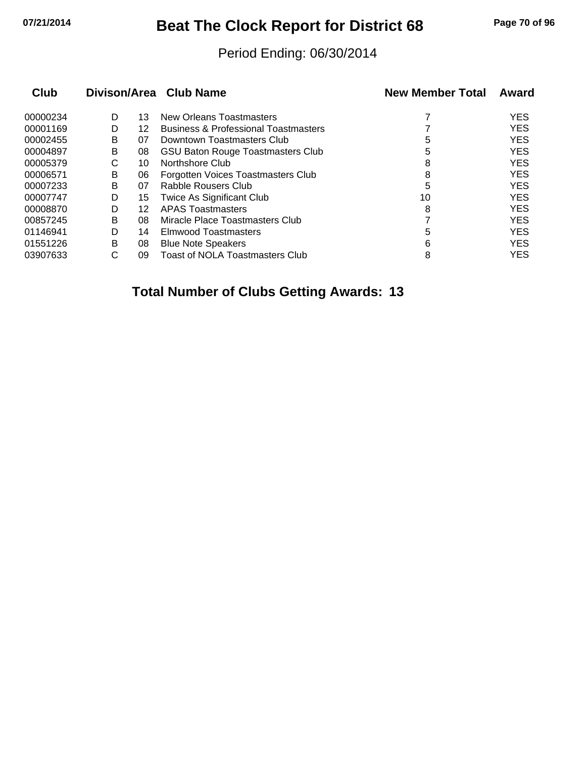# Beat The Clock Report for District 68

Period Ending: 06/30/2014

| Club | Divison/Area | | Club Name | New Member Total | Award |
|---|---|---|---|---|---|
| 00000234 | D | 13 | New Orleans Toastmasters | 7 | YES |
| 00001169 | D | 12 | Business & Professional Toastmasters | 7 | YES |
| 00002455 | B | 07 | Downtown Toastmasters Club | 5 | YES |
| 00004897 | B | 08 | GSU Baton Rouge Toastmasters Club | 5 | YES |
| 00005379 | C | 10 | Northshore Club | 8 | YES |
| 00006571 | B | 06 | Forgotten Voices Toastmasters Club | 8 | YES |
| 00007233 | B | 07 | Rabble Rousers Club | 5 | YES |
| 00007747 | D | 15 | Twice As Significant Club | 10 | YES |
| 00008870 | D | 12 | APAS Toastmasters | 8 | YES |
| 00857245 | B | 08 | Miracle Place Toastmasters Club | 7 | YES |
| 01146941 | D | 14 | Elmwood Toastmasters | 5 | YES |
| 01551226 | B | 08 | Blue Note Speakers | 6 | YES |
| 03907633 | C | 09 | Toast of NOLA Toastmasters Club | 8 | YES |

**Total Number of Clubs Getting Awards: 13**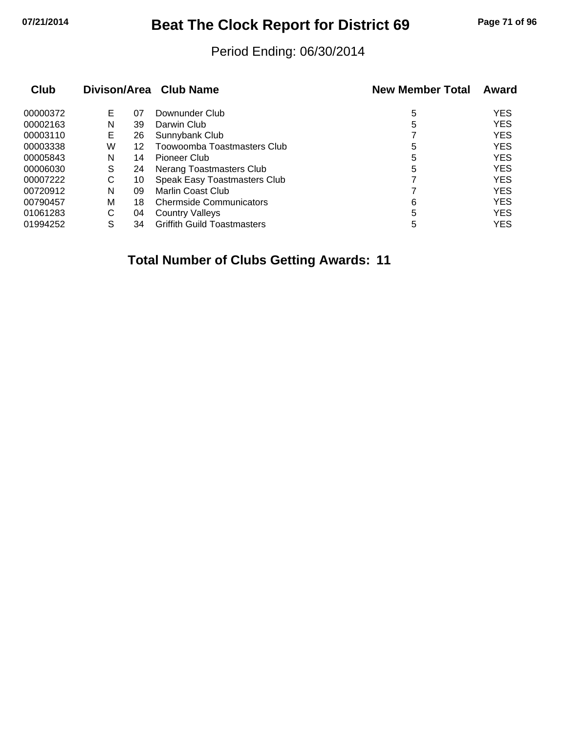# Beat The Clock Report for District 69

Period Ending: 06/30/2014

| Club | Divison/Area | | Club Name | New Member Total | Award |
|---|---|---|---|---|---|
| 00000372 | E | 07 | Downunder Club | 5 | YES |
| 00002163 | N | 39 | Darwin Club | 5 | YES |
| 00003110 | E | 26 | Sunnybank Club | 7 | YES |
| 00003338 | W | 12 | Toowoomba Toastmasters Club | 5 | YES |
| 00005843 | N | 14 | Pioneer Club | 5 | YES |
| 00006030 | S | 24 | Nerang Toastmasters Club | 5 | YES |
| 00007222 | C | 10 | Speak Easy Toastmasters Club | 7 | YES |
| 00720912 | N | 09 | Marlin Coast Club | 7 | YES |
| 00790457 | M | 18 | Chermside Communicators | 6 | YES |
| 01061283 | C | 04 | Country Valleys | 5 | YES |
| 01994252 | S | 34 | Griffith Guild Toastmasters | 5 | YES |

**Total Number of Clubs Getting Awards: 11**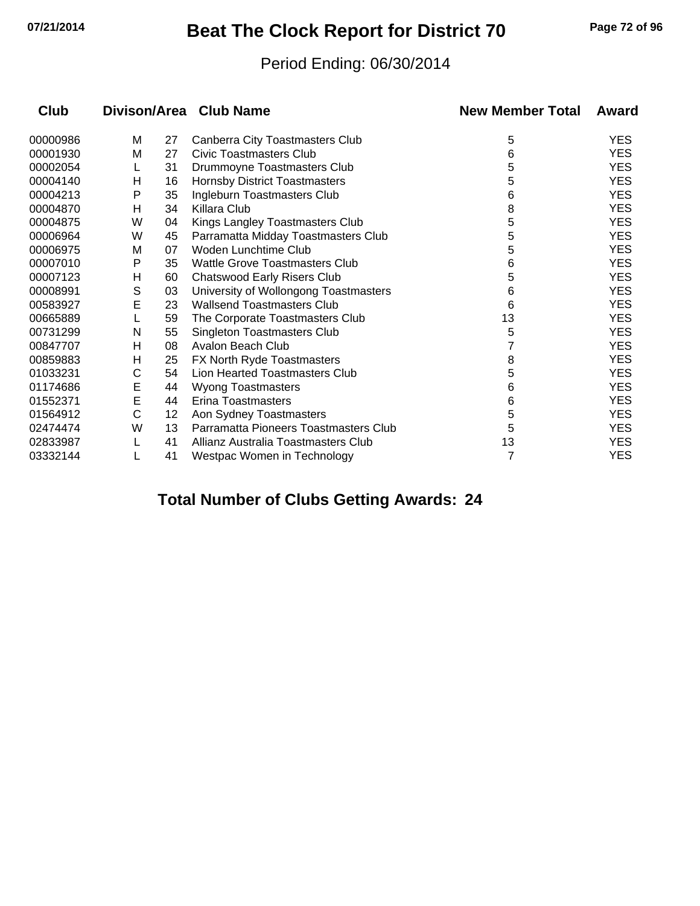# Beat The Clock Report for District 70

Period Ending: 06/30/2014

| Club | Divison/Area | | Club Name | New Member Total | Award |
|---|---|---|---|---|---|
| 00000986 | M | 27 | Canberra City Toastmasters Club | 5 | YES |
| 00001930 | M | 27 | Civic Toastmasters Club | 6 | YES |
| 00002054 | L | 31 | Drummoyne Toastmasters Club | 5 | YES |
| 00004140 | H | 16 | Hornsby District Toastmasters | 5 | YES |
| 00004213 | P | 35 | Ingleburn Toastmasters Club | 6 | YES |
| 00004870 | H | 34 | Killara Club | 8 | YES |
| 00004875 | W | 04 | Kings Langley Toastmasters Club | 5 | YES |
| 00006964 | W | 45 | Parramatta Midday Toastmasters Club | 5 | YES |
| 00006975 | M | 07 | Woden Lunchtime Club | 5 | YES |
| 00007010 | P | 35 | Wattle Grove Toastmasters Club | 6 | YES |
| 00007123 | H | 60 | Chatswood Early Risers Club | 5 | YES |
| 00008991 | S | 03 | University of Wollongong Toastmasters | 6 | YES |
| 00583927 | E | 23 | Wallsend Toastmasters Club | 6 | YES |
| 00665889 | L | 59 | The Corporate Toastmasters Club | 13 | YES |
| 00731299 | N | 55 | Singleton Toastmasters Club | 5 | YES |
| 00847707 | H | 08 | Avalon Beach Club | 7 | YES |
| 00859883 | H | 25 | FX North Ryde Toastmasters | 8 | YES |
| 01033231 | C | 54 | Lion Hearted Toastmasters Club | 5 | YES |
| 01174686 | E | 44 | Wyong Toastmasters | 6 | YES |
| 01552371 | E | 44 | Erina Toastmasters | 6 | YES |
| 01564912 | C | 12 | Aon Sydney Toastmasters | 5 | YES |
| 02474474 | W | 13 | Parramatta Pioneers Toastmasters Club | 5 | YES |
| 02833987 | L | 41 | Allianz Australia Toastmasters Club | 13 | YES |
| 03332144 | L | 41 | Westpac Women in Technology | 7 | YES |

**Total Number of Clubs Getting Awards: 24**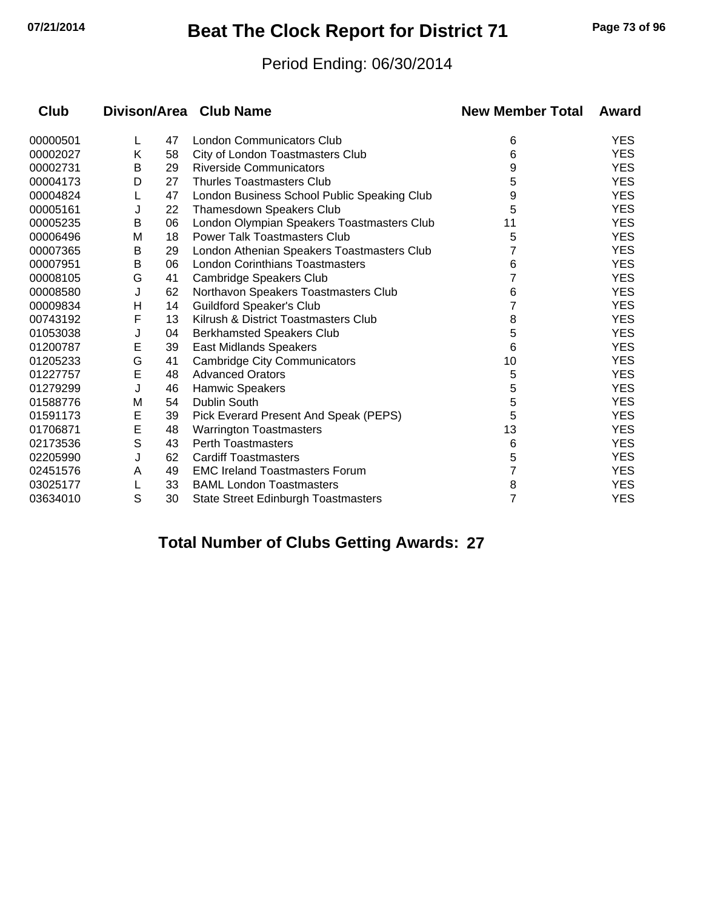# Beat The Clock Report for District 71

Period Ending: 06/30/2014

| Club | Divison/Area | | Club Name | New Member Total | Award |
|---|---|---|---|---|---|
| 00000501 | L | 47 | London Communicators Club | 6 | YES |
| 00002027 | K | 58 | City of London Toastmasters Club | 6 | YES |
| 00002731 | B | 29 | Riverside Communicators | 9 | YES |
| 00004173 | D | 27 | Thurles Toastmasters Club | 5 | YES |
| 00004824 | L | 47 | London Business School Public Speaking Club | 9 | YES |
| 00005161 | J | 22 | Thamesdown Speakers Club | 5 | YES |
| 00005235 | B | 06 | London Olympian Speakers Toastmasters Club | 11 | YES |
| 00006496 | M | 18 | Power Talk Toastmasters Club | 5 | YES |
| 00007365 | B | 29 | London Athenian Speakers Toastmasters Club | 7 | YES |
| 00007951 | B | 06 | London Corinthians Toastmasters | 6 | YES |
| 00008105 | G | 41 | Cambridge Speakers Club | 7 | YES |
| 00008580 | J | 62 | Northavon Speakers Toastmasters Club | 6 | YES |
| 00009834 | H | 14 | Guildford Speaker's Club | 7 | YES |
| 00743192 | F | 13 | Kilrush & District Toastmasters Club | 8 | YES |
| 01053038 | J | 04 | Berkhamsted Speakers Club | 5 | YES |
| 01200787 | E | 39 | East Midlands Speakers | 6 | YES |
| 01205233 | G | 41 | Cambridge City Communicators | 10 | YES |
| 01227757 | E | 48 | Advanced Orators | 5 | YES |
| 01279299 | J | 46 | Hamwic Speakers | 5 | YES |
| 01588776 | M | 54 | Dublin South | 5 | YES |
| 01591173 | E | 39 | Pick Everard Present And Speak (PEPS) | 5 | YES |
| 01706871 | E | 48 | Warrington Toastmasters | 13 | YES |
| 02173536 | S | 43 | Perth Toastmasters | 6 | YES |
| 02205990 | J | 62 | Cardiff Toastmasters | 5 | YES |
| 02451576 | A | 49 | EMC Ireland Toastmasters Forum | 7 | YES |
| 03025177 | L | 33 | BAML London Toastmasters | 8 | YES |
| 03634010 | S | 30 | State Street Edinburgh Toastmasters | 7 | YES |

**Total Number of Clubs Getting Awards: 27**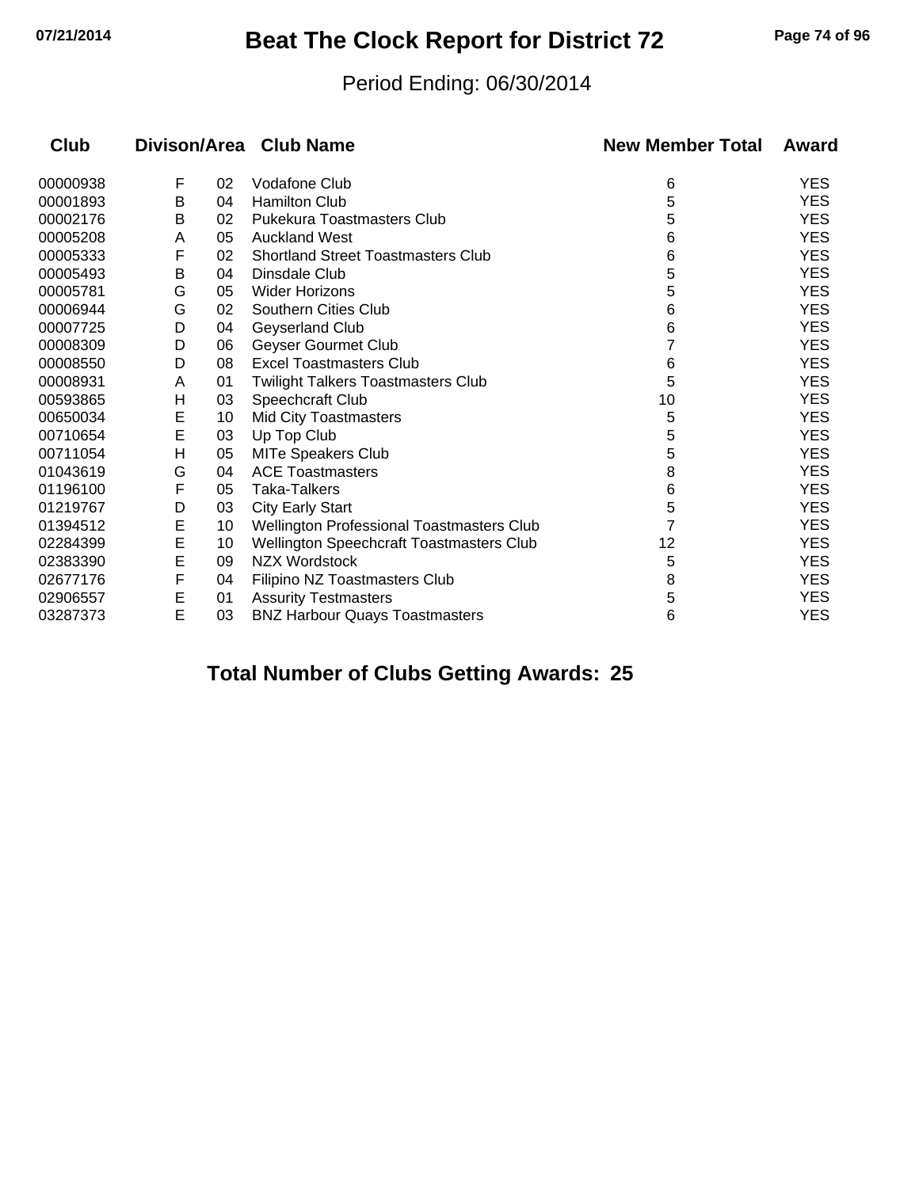# Beat The Clock Report for District 72

Period Ending: 06/30/2014

| Club | Divison | Area | Club Name | New Member Total | Award |
|---|---|---|---|---|---|
| 00000938 | F | 02 | Vodafone Club | 6 | YES |
| 00001893 | B | 04 | Hamilton Club | 5 | YES |
| 00002176 | B | 02 | Pukekura Toastmasters Club | 5 | YES |
| 00005208 | A | 05 | Auckland West | 6 | YES |
| 00005333 | F | 02 | Shortland Street Toastmasters Club | 6 | YES |
| 00005493 | B | 04 | Dinsdale Club | 5 | YES |
| 00005781 | G | 05 | Wider Horizons | 5 | YES |
| 00006944 | G | 02 | Southern Cities Club | 6 | YES |
| 00007725 | D | 04 | Geyserland Club | 6 | YES |
| 00008309 | D | 06 | Geyser Gourmet Club | 7 | YES |
| 00008550 | D | 08 | Excel Toastmasters Club | 6 | YES |
| 00008931 | A | 01 | Twilight Talkers Toastmasters Club | 5 | YES |
| 00593865 | H | 03 | Speechcraft Club | 10 | YES |
| 00650034 | E | 10 | Mid City Toastmasters | 5 | YES |
| 00710654 | E | 03 | Up Top Club | 5 | YES |
| 00711054 | H | 05 | MITe Speakers Club | 5 | YES |
| 01043619 | G | 04 | ACE Toastmasters | 8 | YES |
| 01196100 | F | 05 | Taka-Talkers | 6 | YES |
| 01219767 | D | 03 | City Early Start | 5 | YES |
| 01394512 | E | 10 | Wellington Professional Toastmasters Club | 7 | YES |
| 02284399 | E | 10 | Wellington Speechcraft Toastmasters Club | 12 | YES |
| 02383390 | E | 09 | NZX Wordstock | 5 | YES |
| 02677176 | F | 04 | Filipino NZ Toastmasters Club | 8 | YES |
| 02906557 | E | 01 | Assurity Testmasters | 5 | YES |
| 03287373 | E | 03 | BNZ Harbour Quays Toastmasters | 6 | YES |

**Total Number of Clubs Getting Awards: 25**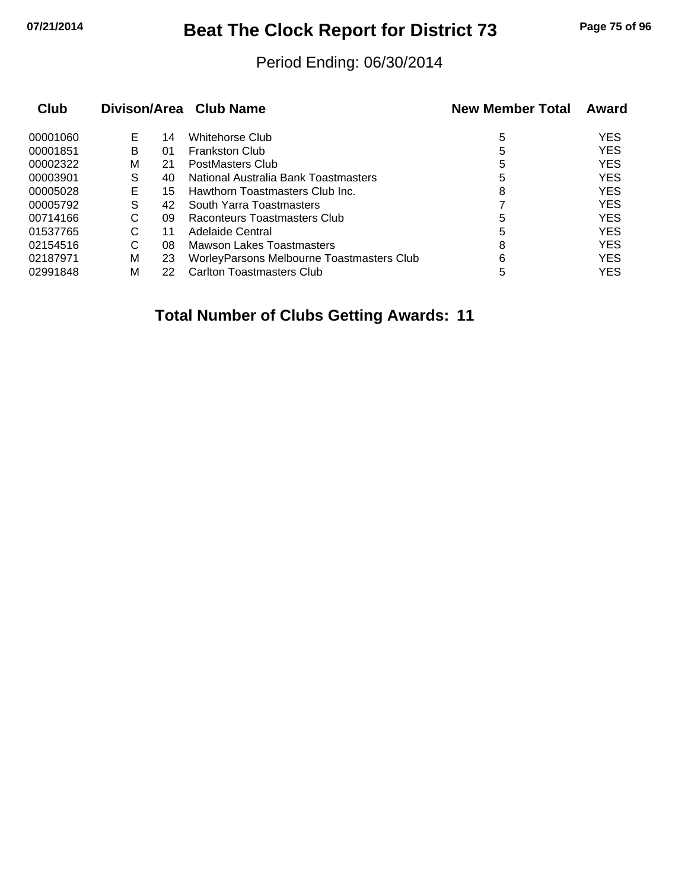# Beat The Clock Report for District 73

Period Ending: 06/30/2014

| Club | Divison/Area | | Club Name | New Member Total | Award |
|---|---|---|---|---|---|
| 00001060 | E | 14 | Whitehorse Club | 5 | YES |
| 00001851 | B | 01 | Frankston Club | 5 | YES |
| 00002322 | M | 21 | PostMasters Club | 5 | YES |
| 00003901 | S | 40 | National Australia Bank Toastmasters | 5 | YES |
| 00005028 | E | 15 | Hawthorn Toastmasters Club Inc. | 8 | YES |
| 00005792 | S | 42 | South Yarra Toastmasters | 7 | YES |
| 00714166 | C | 09 | Raconteurs Toastmasters Club | 5 | YES |
| 01537765 | C | 11 | Adelaide Central | 5 | YES |
| 02154516 | C | 08 | Mawson Lakes Toastmasters | 8 | YES |
| 02187971 | M | 23 | WorleyParsons Melbourne Toastmasters Club | 6 | YES |
| 02991848 | M | 22 | Carlton Toastmasters Club | 5 | YES |

**Total Number of Clubs Getting Awards: 11**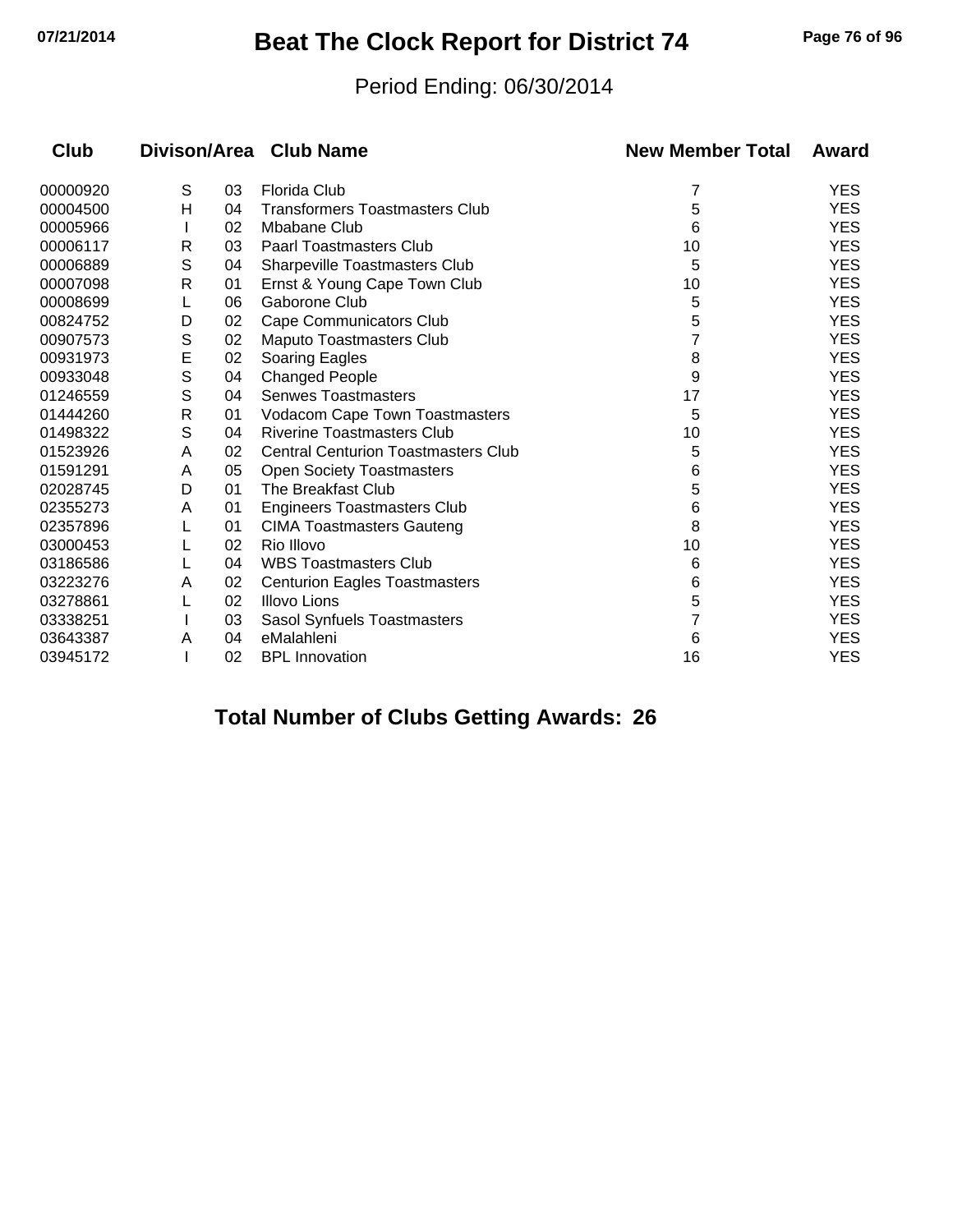# Beat The Clock Report for District 74

Period Ending: 06/30/2014

| Club | Divison/Area | | Club Name | New Member Total | Award |
|---|---|---|---|---|---|
| 00000920 | S | 03 | Florida Club | 7 | YES |
| 00004500 | H | 04 | Transformers Toastmasters Club | 5 | YES |
| 00005966 | I | 02 | Mbabane Club | 6 | YES |
| 00006117 | R | 03 | Paarl Toastmasters Club | 10 | YES |
| 00006889 | S | 04 | Sharpeville Toastmasters Club | 5 | YES |
| 00007098 | R | 01 | Ernst & Young Cape Town Club | 10 | YES |
| 00008699 | L | 06 | Gaborone Club | 5 | YES |
| 00824752 | D | 02 | Cape Communicators Club | 5 | YES |
| 00907573 | S | 02 | Maputo Toastmasters Club | 7 | YES |
| 00931973 | E | 02 | Soaring Eagles | 8 | YES |
| 00933048 | S | 04 | Changed People | 9 | YES |
| 01246559 | S | 04 | Senwes Toastmasters | 17 | YES |
| 01444260 | R | 01 | Vodacom Cape Town Toastmasters | 5 | YES |
| 01498322 | S | 04 | Riverine Toastmasters Club | 10 | YES |
| 01523926 | A | 02 | Central Centurion Toastmasters Club | 5 | YES |
| 01591291 | A | 05 | Open Society Toastmasters | 6 | YES |
| 02028745 | D | 01 | The Breakfast Club | 5 | YES |
| 02355273 | A | 01 | Engineers Toastmasters Club | 6 | YES |
| 02357896 | L | 01 | CIMA Toastmasters Gauteng | 8 | YES |
| 03000453 | L | 02 | Rio Illovo | 10 | YES |
| 03186586 | L | 04 | WBS Toastmasters Club | 6 | YES |
| 03223276 | A | 02 | Centurion Eagles Toastmasters | 6 | YES |
| 03278861 | L | 02 | Illovo Lions | 5 | YES |
| 03338251 | I | 03 | Sasol Synfuels Toastmasters | 7 | YES |
| 03643387 | A | 04 | eMalahleni | 6 | YES |
| 03945172 | I | 02 | BPL Innovation | 16 | YES |

**Total Number of Clubs Getting Awards: 26**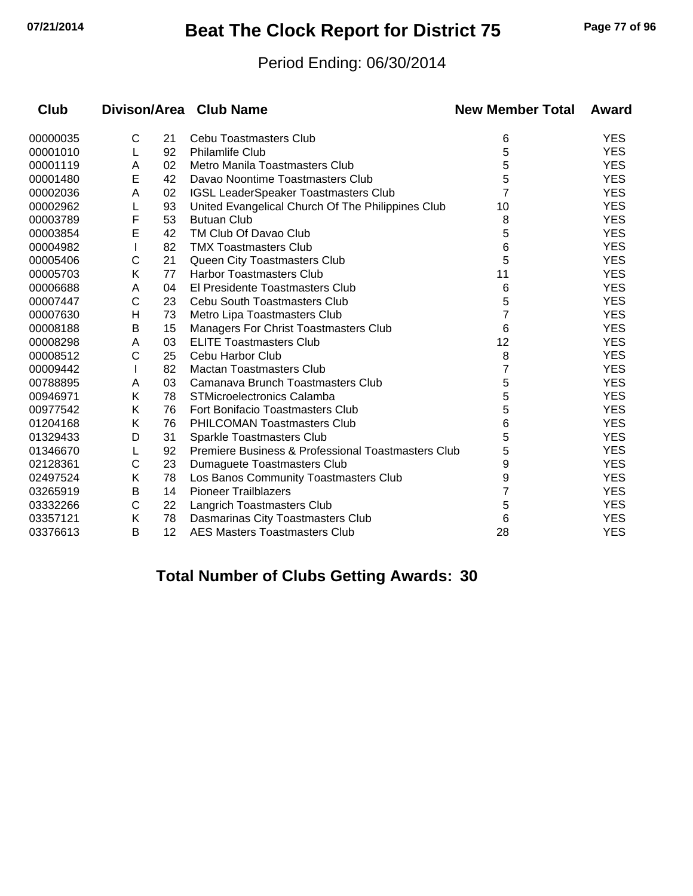# Beat The Clock Report for District 75

Period Ending: 06/30/2014

| Club | Divison/Area | | Club Name | New Member Total | Award |
|---|---|---|---|---|---|
| 00000035 | C | 21 | Cebu Toastmasters Club | 6 | YES |
| 00001010 | L | 92 | Philamlife Club | 5 | YES |
| 00001119 | A | 02 | Metro Manila Toastmasters Club | 5 | YES |
| 00001480 | E | 42 | Davao Noontime Toastmasters Club | 5 | YES |
| 00002036 | A | 02 | IGSL LeaderSpeaker Toastmasters Club | 7 | YES |
| 00002962 | L | 93 | United Evangelical Church Of The Philippines Club | 10 | YES |
| 00003789 | F | 53 | Butuan Club | 8 | YES |
| 00003854 | E | 42 | TM Club Of Davao Club | 5 | YES |
| 00004982 | I | 82 | TMX Toastmasters Club | 6 | YES |
| 00005406 | C | 21 | Queen City Toastmasters Club | 5 | YES |
| 00005703 | K | 77 | Harbor Toastmasters Club | 11 | YES |
| 00006688 | A | 04 | El Presidente Toastmasters Club | 6 | YES |
| 00007447 | C | 23 | Cebu South Toastmasters Club | 5 | YES |
| 00007630 | H | 73 | Metro Lipa Toastmasters Club | 7 | YES |
| 00008188 | B | 15 | Managers For Christ Toastmasters Club | 6 | YES |
| 00008298 | A | 03 | ELITE Toastmasters Club | 12 | YES |
| 00008512 | C | 25 | Cebu Harbor Club | 8 | YES |
| 00009442 | I | 82 | Mactan Toastmasters Club | 7 | YES |
| 00788895 | A | 03 | Camanava Brunch Toastmasters Club | 5 | YES |
| 00946971 | K | 78 | STMicroelectronics Calamba | 5 | YES |
| 00977542 | K | 76 | Fort Bonifacio Toastmasters Club | 5 | YES |
| 01204168 | K | 76 | PHILCOMAN Toastmasters Club | 6 | YES |
| 01329433 | D | 31 | Sparkle Toastmasters Club | 5 | YES |
| 01346670 | L | 92 | Premiere Business & Professional Toastmasters Club | 5 | YES |
| 02128361 | C | 23 | Dumaguete Toastmasters Club | 9 | YES |
| 02497524 | K | 78 | Los Banos Community Toastmasters Club | 9 | YES |
| 03265919 | B | 14 | Pioneer Trailblazers | 7 | YES |
| 03332266 | C | 22 | Langrich Toastmasters Club | 5 | YES |
| 03357121 | K | 78 | Dasmarinas City Toastmasters Club | 6 | YES |
| 03376613 | B | 12 | AES Masters Toastmasters Club | 28 | YES |

**Total Number of Clubs Getting Awards: 30**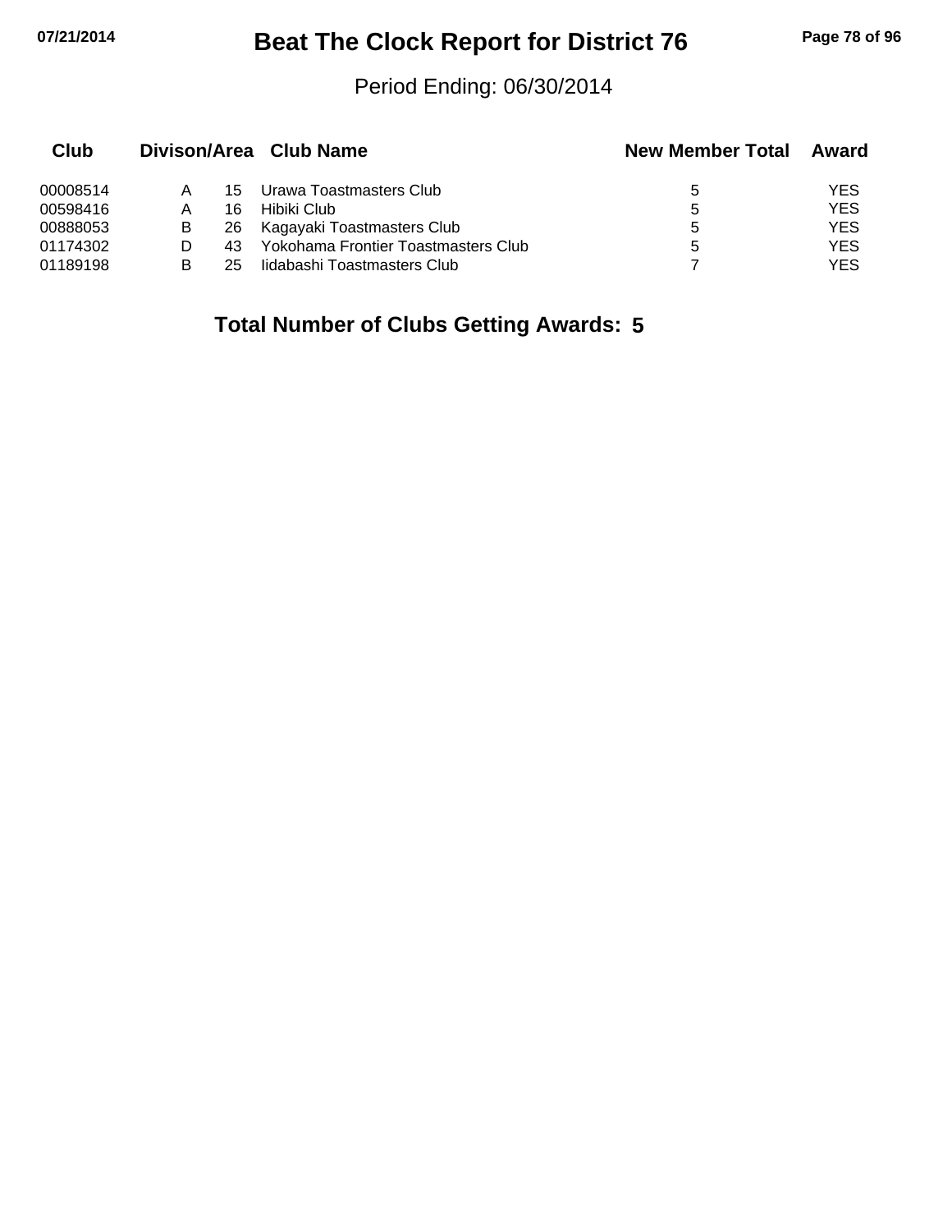# Beat The Clock Report for District 76

Period Ending: 06/30/2014

| Club | Divison/Area | | Club Name | New Member Total | Award |
|---|---|---|---|---|---|
| 00008514 | A | 15 | Urawa Toastmasters Club | 5 | YES |
| 00598416 | A | 16 | Hibiki Club | 5 | YES |
| 00888053 | B | 26 | Kagayaki Toastmasters Club | 5 | YES |
| 01174302 | D | 43 | Yokohama Frontier Toastmasters Club | 5 | YES |
| 01189198 | B | 25 | Iidabashi Toastmasters Club | 7 | YES |

**Total Number of Clubs Getting Awards: 5**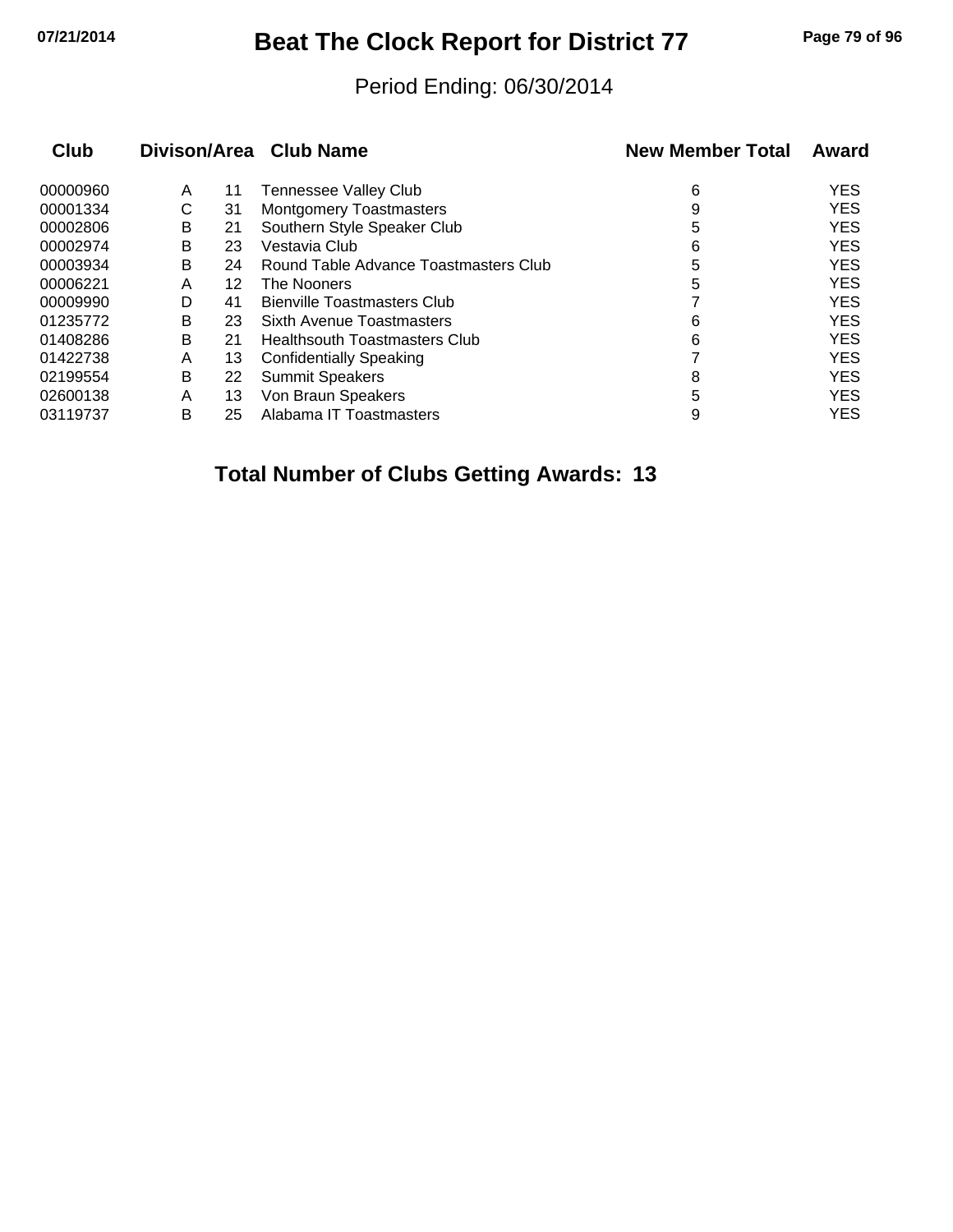# Beat The Clock Report for District 77

Period Ending: 06/30/2014

| Club | Divison/Area | | Club Name | New Member Total | Award |
|---|---|---|---|---|---|
| 00000960 | A | 11 | Tennessee Valley Club | 6 | YES |
| 00001334 | C | 31 | Montgomery Toastmasters | 9 | YES |
| 00002806 | B | 21 | Southern Style Speaker Club | 5 | YES |
| 00002974 | B | 23 | Vestavia Club | 6 | YES |
| 00003934 | B | 24 | Round Table Advance Toastmasters Club | 5 | YES |
| 00006221 | A | 12 | The Nooners | 5 | YES |
| 00009990 | D | 41 | Bienville Toastmasters Club | 7 | YES |
| 01235772 | B | 23 | Sixth Avenue Toastmasters | 6 | YES |
| 01408286 | B | 21 | Healthsouth Toastmasters Club | 6 | YES |
| 01422738 | A | 13 | Confidentially Speaking | 7 | YES |
| 02199554 | B | 22 | Summit Speakers | 8 | YES |
| 02600138 | A | 13 | Von Braun Speakers | 5 | YES |
| 03119737 | B | 25 | Alabama IT Toastmasters | 9 | YES |

**Total Number of Clubs Getting Awards: 13**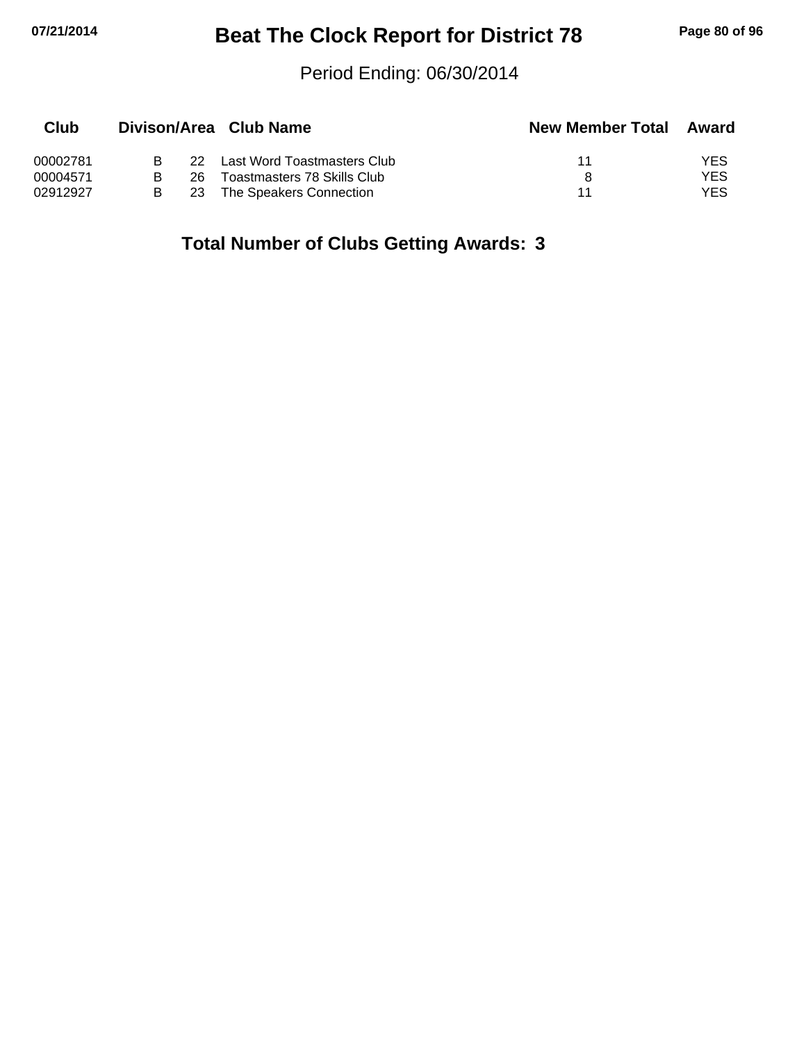# Beat The Clock Report for District 78

Period Ending: 06/30/2014

| Club | Divison/Area | | Club Name | New Member Total | Award |
|---|---|---|---|---|---|
| 00002781 | B | 22 | Last Word Toastmasters Club | 11 | YES |
| 00004571 | B | 26 | Toastmasters 78 Skills Club | 8 | YES |
| 02912927 | B | 23 | The Speakers Connection | 11 | YES |

**Total Number of Clubs Getting Awards: 3**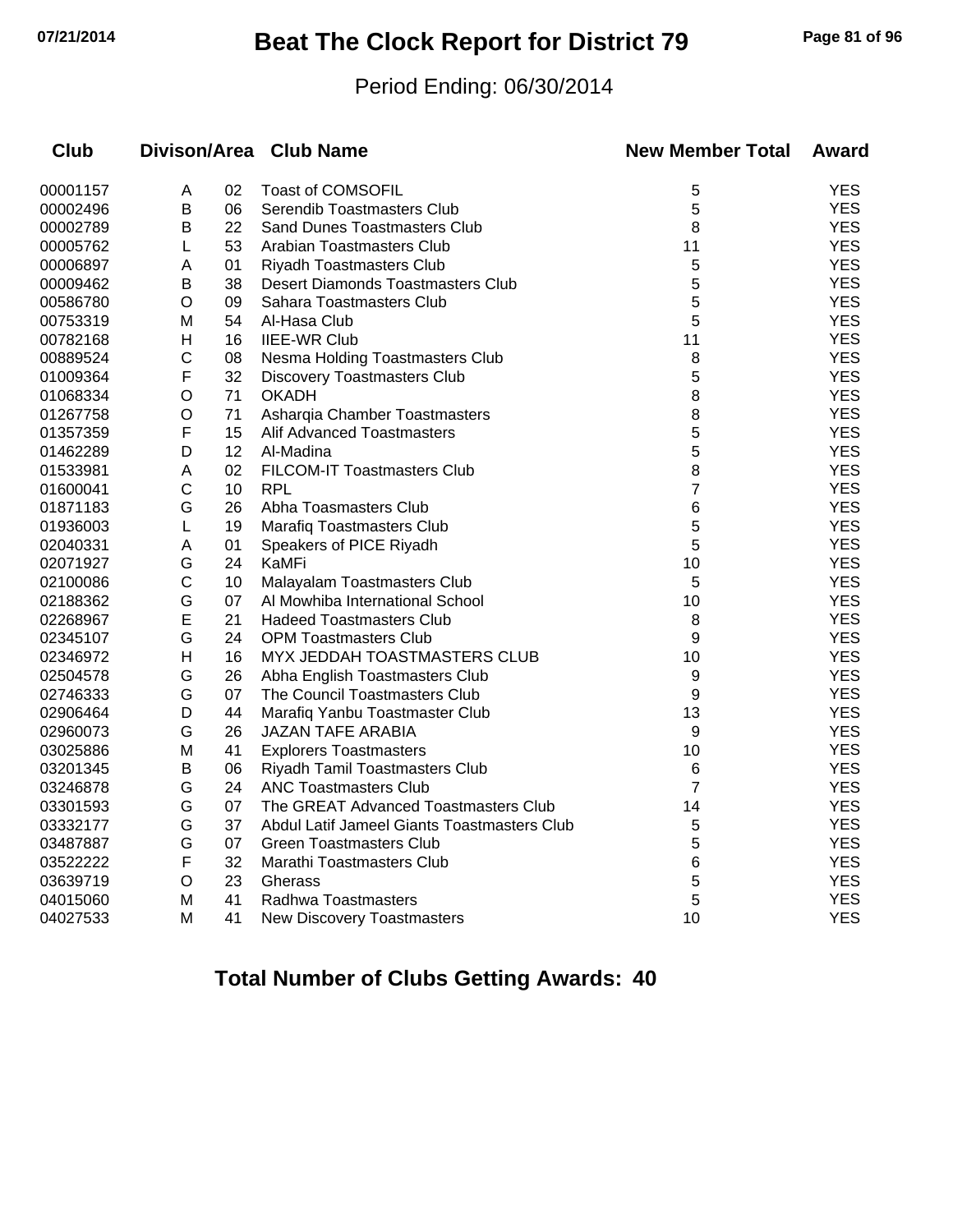# Beat The Clock Report for District 79

Period Ending: 06/30/2014

| Club | Divison | Area | Club Name | New Member Total | Award |
|---|---|---|---|---|---|
| 00001157 | A | 02 | Toast of COMSOFIL | 5 | YES |
| 00002496 | B | 06 | Serendib Toastmasters Club | 5 | YES |
| 00002789 | B | 22 | Sand Dunes Toastmasters Club | 8 | YES |
| 00005762 | L | 53 | Arabian Toastmasters Club | 11 | YES |
| 00006897 | A | 01 | Riyadh Toastmasters Club | 5 | YES |
| 00009462 | B | 38 | Desert Diamonds Toastmasters Club | 5 | YES |
| 00586780 | O | 09 | Sahara Toastmasters Club | 5 | YES |
| 00753319 | M | 54 | Al-Hasa Club | 5 | YES |
| 00782168 | H | 16 | IIEE-WR Club | 11 | YES |
| 00889524 | C | 08 | Nesma Holding Toastmasters Club | 8 | YES |
| 01009364 | F | 32 | Discovery Toastmasters Club | 5 | YES |
| 01068334 | O | 71 | OKADH | 8 | YES |
| 01267758 | O | 71 | Asharqia Chamber Toastmasters | 8 | YES |
| 01357359 | F | 15 | Alif Advanced Toastmasters | 5 | YES |
| 01462289 | D | 12 | Al-Madina | 5 | YES |
| 01533981 | A | 02 | FILCOM-IT Toastmasters Club | 8 | YES |
| 01600041 | C | 10 | RPL | 7 | YES |
| 01871183 | G | 26 | Abha Toasmasters Club | 6 | YES |
| 01936003 | L | 19 | Marafiq Toastmasters Club | 5 | YES |
| 02040331 | A | 01 | Speakers of PICE Riyadh | 5 | YES |
| 02071927 | G | 24 | KaMFi | 10 | YES |
| 02100086 | C | 10 | Malayalam Toastmasters Club | 5 | YES |
| 02188362 | G | 07 | Al Mowhiba International School | 10 | YES |
| 02268967 | E | 21 | Hadeed Toastmasters Club | 8 | YES |
| 02345107 | G | 24 | OPM Toastmasters Club | 9 | YES |
| 02346972 | H | 16 | MYX JEDDAH TOASTMASTERS CLUB | 10 | YES |
| 02504578 | G | 26 | Abha English Toastmasters Club | 9 | YES |
| 02746333 | G | 07 | The Council Toastmasters Club | 9 | YES |
| 02906464 | D | 44 | Marafiq Yanbu Toastmaster Club | 13 | YES |
| 02960073 | G | 26 | JAZAN TAFE ARABIA | 9 | YES |
| 03025886 | M | 41 | Explorers Toastmasters | 10 | YES |
| 03201345 | B | 06 | Riyadh Tamil Toastmasters Club | 6 | YES |
| 03246878 | G | 24 | ANC Toastmasters Club | 7 | YES |
| 03301593 | G | 07 | The GREAT Advanced Toastmasters Club | 14 | YES |
| 03332177 | G | 37 | Abdul Latif Jameel Giants Toastmasters Club | 5 | YES |
| 03487887 | G | 07 | Green Toastmasters Club | 5 | YES |
| 03522222 | F | 32 | Marathi Toastmasters Club | 6 | YES |
| 03639719 | O | 23 | Gherass | 5 | YES |
| 04015060 | M | 41 | Radhwa Toastmasters | 5 | YES |
| 04027533 | M | 41 | New Discovery Toastmasters | 10 | YES |

## Total Number of Clubs Getting Awards: 40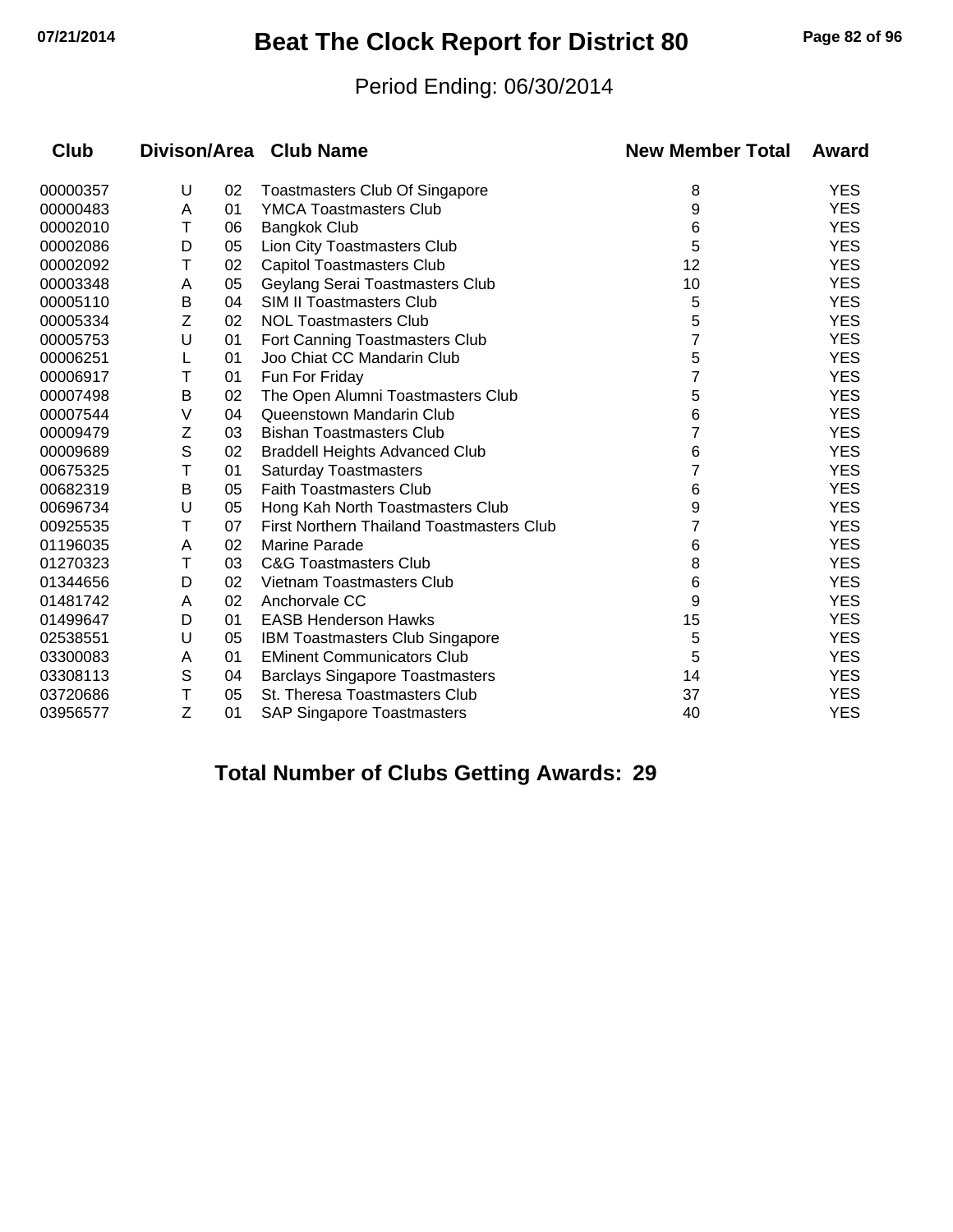# Beat The Clock Report for District 80

Period Ending: 06/30/2014

| Club | Divison/Area | | Club Name | New Member Total | Award |
|---|---|---|---|---|---|
| 00000357 | U | 02 | Toastmasters Club Of Singapore | 8 | YES |
| 00000483 | A | 01 | YMCA Toastmasters Club | 9 | YES |
| 00002010 | T | 06 | Bangkok Club | 6 | YES |
| 00002086 | D | 05 | Lion City Toastmasters Club | 5 | YES |
| 00002092 | T | 02 | Capitol Toastmasters Club | 12 | YES |
| 00003348 | A | 05 | Geylang Serai Toastmasters Club | 10 | YES |
| 00005110 | B | 04 | SIM II Toastmasters Club | 5 | YES |
| 00005334 | Z | 02 | NOL Toastmasters Club | 5 | YES |
| 00005753 | U | 01 | Fort Canning Toastmasters Club | 7 | YES |
| 00006251 | L | 01 | Joo Chiat CC Mandarin Club | 5 | YES |
| 00006917 | T | 01 | Fun For Friday | 7 | YES |
| 00007498 | B | 02 | The Open Alumni Toastmasters Club | 5 | YES |
| 00007544 | V | 04 | Queenstown Mandarin Club | 6 | YES |
| 00009479 | Z | 03 | Bishan Toastmasters Club | 7 | YES |
| 00009689 | S | 02 | Braddell Heights Advanced Club | 6 | YES |
| 00675325 | T | 01 | Saturday Toastmasters | 7 | YES |
| 00682319 | B | 05 | Faith Toastmasters Club | 6 | YES |
| 00696734 | U | 05 | Hong Kah North Toastmasters Club | 9 | YES |
| 00925535 | T | 07 | First Northern Thailand Toastmasters Club | 7 | YES |
| 01196035 | A | 02 | Marine Parade | 6 | YES |
| 01270323 | T | 03 | C&G Toastmasters Club | 8 | YES |
| 01344656 | D | 02 | Vietnam Toastmasters Club | 6 | YES |
| 01481742 | A | 02 | Anchorvale CC | 9 | YES |
| 01499647 | D | 01 | EASB Henderson Hawks | 15 | YES |
| 02538551 | U | 05 | IBM Toastmasters Club Singapore | 5 | YES |
| 03300083 | A | 01 | EMinent Communicators Club | 5 | YES |
| 03308113 | S | 04 | Barclays Singapore Toastmasters | 14 | YES |
| 03720686 | T | 05 | St. Theresa Toastmasters Club | 37 | YES |
| 03956577 | Z | 01 | SAP Singapore Toastmasters | 40 | YES |

**Total Number of Clubs Getting Awards: 29**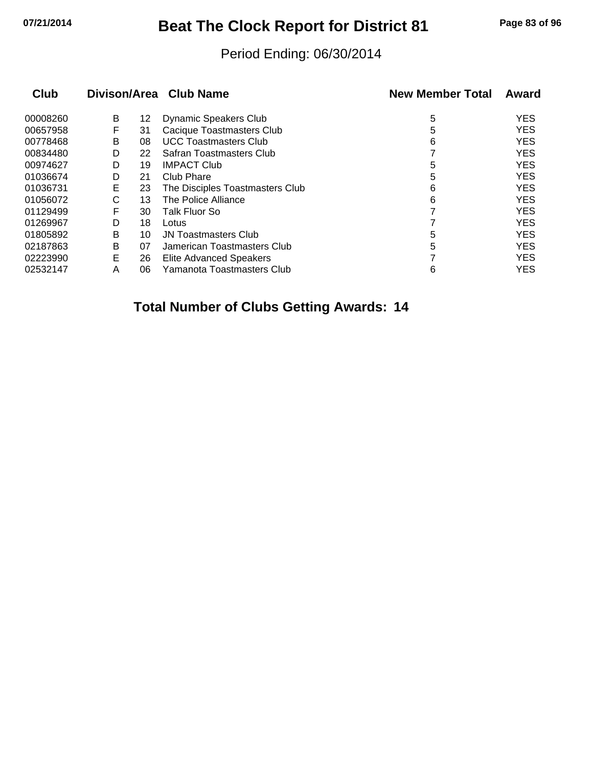# Beat The Clock Report for District 81

Period Ending: 06/30/2014

| Club | Divison/Area | | Club Name | New Member Total | Award |
|---|---|---|---|---|---|
| 00008260 | B | 12 | Dynamic Speakers Club | 5 | YES |
| 00657958 | F | 31 | Cacique Toastmasters Club | 5 | YES |
| 00778468 | B | 08 | UCC Toastmasters Club | 6 | YES |
| 00834480 | D | 22 | Safran Toastmasters Club | 7 | YES |
| 00974627 | D | 19 | IMPACT Club | 5 | YES |
| 01036674 | D | 21 | Club Phare | 5 | YES |
| 01036731 | E | 23 | The Disciples Toastmasters Club | 6 | YES |
| 01056072 | C | 13 | The Police Alliance | 6 | YES |
| 01129499 | F | 30 | Talk Fluor So | 7 | YES |
| 01269967 | D | 18 | Lotus | 7 | YES |
| 01805892 | B | 10 | JN Toastmasters Club | 5 | YES |
| 02187863 | B | 07 | Jamerican Toastmasters Club | 5 | YES |
| 02223990 | E | 26 | Elite Advanced Speakers | 7 | YES |
| 02532147 | A | 06 | Yamanota Toastmasters Club | 6 | YES |

**Total Number of Clubs Getting Awards: 14**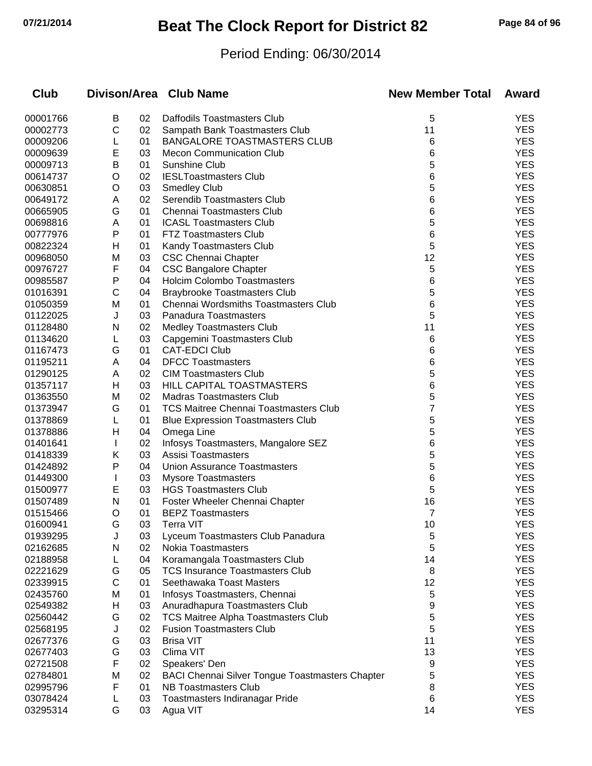# Beat The Clock Report for District 82

Period Ending: 06/30/2014

| Club | Divison/Area | | Club Name | New Member Total | Award |
|---|---|---|---|---|---|
| 00001766 | B | 02 | Daffodils Toastmasters Club | 5 | YES |
| 00002773 | C | 02 | Sampath Bank Toastmasters Club | 11 | YES |
| 00009206 | L | 01 | BANGALORE TOASTMASTERS CLUB | 6 | YES |
| 00009639 | E | 03 | Mecon Communication Club | 6 | YES |
| 00009713 | B | 01 | Sunshine Club | 5 | YES |
| 00614737 | O | 02 | IESLToastmasters Club | 6 | YES |
| 00630851 | O | 03 | Smedley Club | 5 | YES |
| 00649172 | A | 02 | Serendib Toastmasters Club | 6 | YES |
| 00665905 | G | 01 | Chennai Toastmasters Club | 6 | YES |
| 00698816 | A | 01 | ICASL Toastmasters Club | 5 | YES |
| 00777976 | P | 01 | FTZ Toastmasters Club | 6 | YES |
| 00822324 | H | 01 | Kandy Toastmasters Club | 5 | YES |
| 00968050 | M | 03 | CSC Chennai Chapter | 12 | YES |
| 00976727 | F | 04 | CSC Bangalore Chapter | 5 | YES |
| 00985587 | P | 04 | Holcim Colombo Toastmasters | 6 | YES |
| 01016391 | C | 04 | Braybrooke Toastmasters Club | 5 | YES |
| 01050359 | M | 01 | Chennai Wordsmiths Toastmasters Club | 6 | YES |
| 01122025 | J | 03 | Panadura Toastmasters | 5 | YES |
| 01128480 | N | 02 | Medley Toastmasters Club | 11 | YES |
| 01134620 | L | 03 | Capgemini Toastmasters Club | 6 | YES |
| 01167473 | G | 01 | CAT-EDCI Club | 6 | YES |
| 01195211 | A | 04 | DFCC Toastmasters | 6 | YES |
| 01290125 | A | 02 | CIM Toastmasters Club | 5 | YES |
| 01357117 | H | 03 | HILL CAPITAL TOASTMASTERS | 6 | YES |
| 01363550 | M | 02 | Madras Toastmasters Club | 5 | YES |
| 01373947 | G | 01 | TCS Maitree Chennai Toastmasters Club | 7 | YES |
| 01378869 | L | 01 | Blue Expression Toastmasters Club | 5 | YES |
| 01378886 | H | 04 | Omega Line | 5 | YES |
| 01401641 | I | 02 | Infosys Toastmasters, Mangalore SEZ | 6 | YES |
| 01418339 | K | 03 | Assisi Toastmasters | 5 | YES |
| 01424892 | P | 04 | Union Assurance Toastmasters | 5 | YES |
| 01449300 | I | 03 | Mysore Toastmasters | 6 | YES |
| 01500977 | E | 03 | HGS Toastmasters Club | 5 | YES |
| 01507489 | N | 01 | Foster Wheeler Chennai Chapter | 16 | YES |
| 01515466 | O | 01 | BEPZ Toastmasters | 7 | YES |
| 01600941 | G | 03 | Terra VIT | 10 | YES |
| 01939295 | J | 03 | Lyceum Toastmasters Club Panadura | 5 | YES |
| 02162685 | N | 02 | Nokia Toastmasters | 5 | YES |
| 02188958 | L | 04 | Koramangala Toastmasters Club | 14 | YES |
| 02221629 | G | 05 | TCS Insurance Toastmasters Club | 8 | YES |
| 02339915 | C | 01 | Seethawaka Toast Masters | 12 | YES |
| 02435760 | M | 01 | Infosys Toastmasters, Chennai | 5 | YES |
| 02549382 | H | 03 | Anuradhapura Toastmasters Club | 9 | YES |
| 02560442 | G | 02 | TCS Maitree Alpha Toastmasters Club | 5 | YES |
| 02568195 | J | 02 | Fusion Toastmasters Club | 5 | YES |
| 02677376 | G | 03 | Brisa VIT | 11 | YES |
| 02677403 | G | 03 | Clima VIT | 13 | YES |
| 02721508 | F | 02 | Speakers' Den | 9 | YES |
| 02784801 | M | 02 | BACI Chennai Silver Tongue Toastmasters Chapter | 5 | YES |
| 02995796 | F | 01 | NB Toastmasters Club | 8 | YES |
| 03078424 | L | 03 | Toastmasters Indiranagar Pride | 6 | YES |
| 03295314 | G | 03 | Agua VIT | 14 | YES |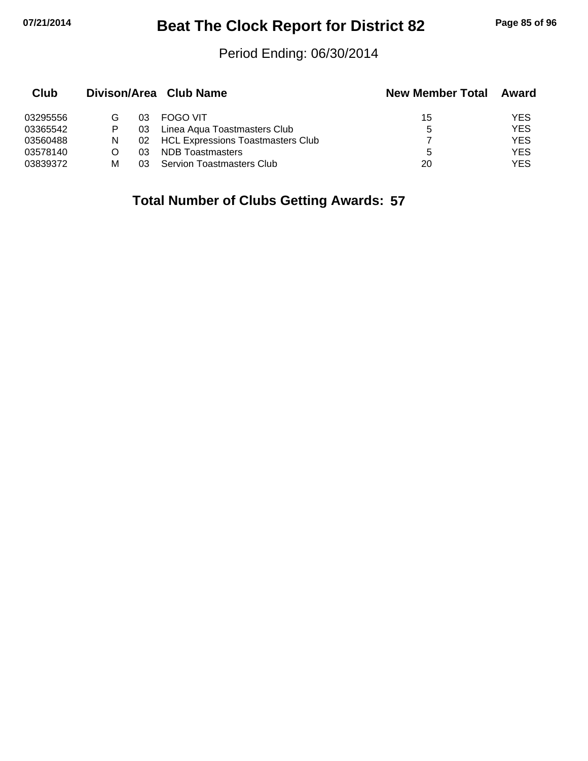# Beat The Clock Report for District 82

Period Ending: 06/30/2014

| Club | Divison/Area | | Club Name | New Member Total | Award |
|---|---|---|---|---|---|
| 03295556 | G | 03 | FOGO VIT | 15 | YES |
| 03365542 | P | 03 | Linea Aqua Toastmasters Club | 5 | YES |
| 03560488 | N | 02 | HCL Expressions Toastmasters Club | 7 | YES |
| 03578140 | O | 03 | NDB Toastmasters | 5 | YES |
| 03839372 | M | 03 | Servion Toastmasters Club | 20 | YES |

**Total Number of Clubs Getting Awards: 57**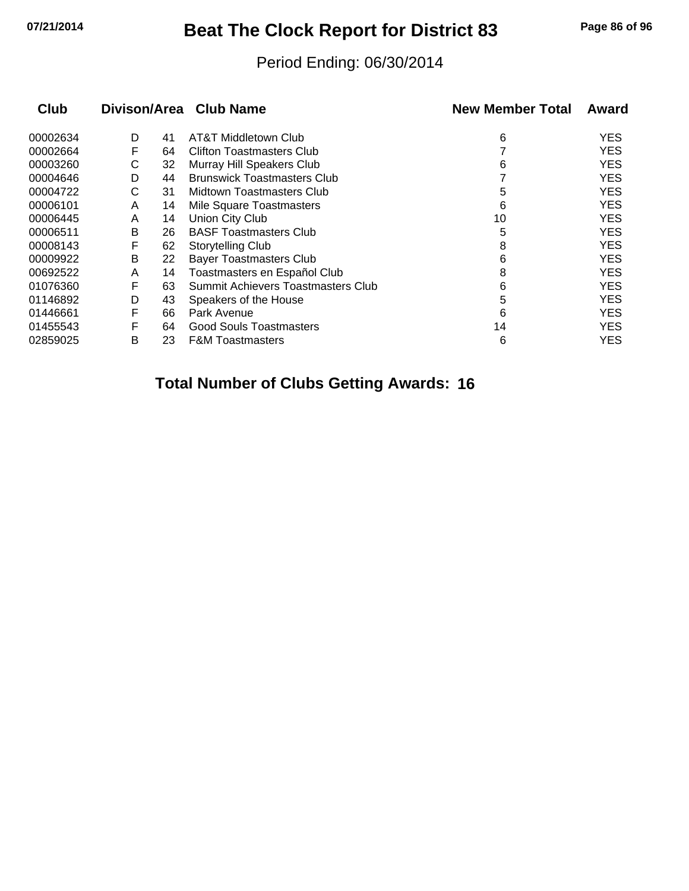# Beat The Clock Report for District 83

Period Ending: 06/30/2014

| Club | Divison/Area | | Club Name | New Member Total | Award |
|---|---|---|---|---|---|
| 00002634 | D | 41 | AT&T Middletown Club | 6 | YES |
| 00002664 | F | 64 | Clifton Toastmasters Club | 7 | YES |
| 00003260 | C | 32 | Murray Hill Speakers Club | 6 | YES |
| 00004646 | D | 44 | Brunswick Toastmasters Club | 7 | YES |
| 00004722 | C | 31 | Midtown Toastmasters Club | 5 | YES |
| 00006101 | A | 14 | Mile Square Toastmasters | 6 | YES |
| 00006445 | A | 14 | Union City Club | 10 | YES |
| 00006511 | B | 26 | BASF Toastmasters Club | 5 | YES |
| 00008143 | F | 62 | Storytelling Club | 8 | YES |
| 00009922 | B | 22 | Bayer Toastmasters Club | 6 | YES |
| 00692522 | A | 14 | Toastmasters en Español Club | 8 | YES |
| 01076360 | F | 63 | Summit Achievers Toastmasters Club | 6 | YES |
| 01146892 | D | 43 | Speakers of the House | 5 | YES |
| 01446661 | F | 66 | Park Avenue | 6 | YES |
| 01455543 | F | 64 | Good Souls Toastmasters | 14 | YES |
| 02859025 | B | 23 | F&M Toastmasters | 6 | YES |

**Total Number of Clubs Getting Awards: 16**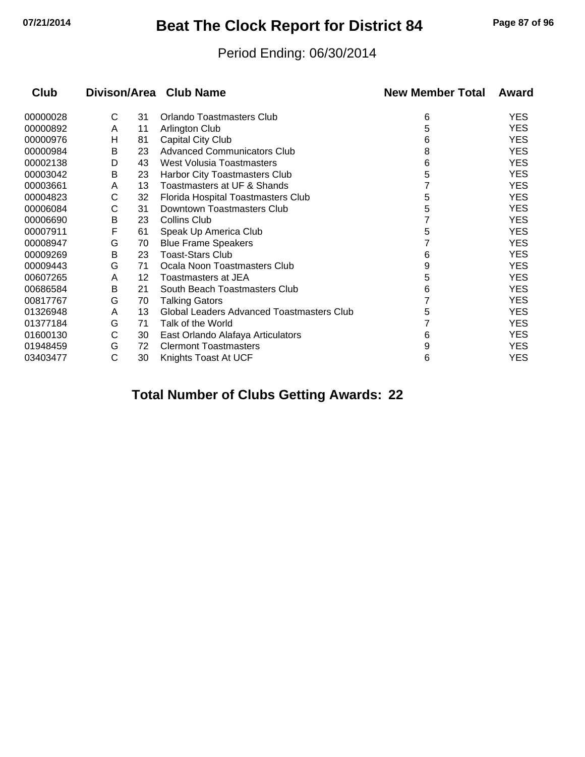# Beat The Clock Report for District 84

Period Ending: 06/30/2014

| Club | Divison | Area | Club Name | New Member Total | Award |
|---|---|---|---|---|---|
| 00000028 | C | 31 | Orlando Toastmasters Club | 6 | YES |
| 00000892 | A | 11 | Arlington Club | 5 | YES |
| 00000976 | H | 81 | Capital City Club | 6 | YES |
| 00000984 | B | 23 | Advanced Communicators Club | 8 | YES |
| 00002138 | D | 43 | West Volusia Toastmasters | 6 | YES |
| 00003042 | B | 23 | Harbor City Toastmasters Club | 5 | YES |
| 00003661 | A | 13 | Toastmasters at UF & Shands | 7 | YES |
| 00004823 | C | 32 | Florida Hospital Toastmasters Club | 5 | YES |
| 00006084 | C | 31 | Downtown Toastmasters Club | 5 | YES |
| 00006690 | B | 23 | Collins Club | 7 | YES |
| 00007911 | F | 61 | Speak Up America Club | 5 | YES |
| 00008947 | G | 70 | Blue Frame Speakers | 7 | YES |
| 00009269 | B | 23 | Toast-Stars Club | 6 | YES |
| 00009443 | G | 71 | Ocala Noon Toastmasters Club | 9 | YES |
| 00607265 | A | 12 | Toastmasters at JEA | 5 | YES |
| 00686584 | B | 21 | South Beach Toastmasters Club | 6 | YES |
| 00817767 | G | 70 | Talking Gators | 7 | YES |
| 01326948 | A | 13 | Global Leaders Advanced Toastmasters Club | 5 | YES |
| 01377184 | G | 71 | Talk of the World | 7 | YES |
| 01600130 | C | 30 | East Orlando Alafaya Articulators | 6 | YES |
| 01948459 | G | 72 | Clermont Toastmasters | 9 | YES |
| 03403477 | C | 30 | Knights Toast At UCF | 6 | YES |

**Total Number of Clubs Getting Awards: 22**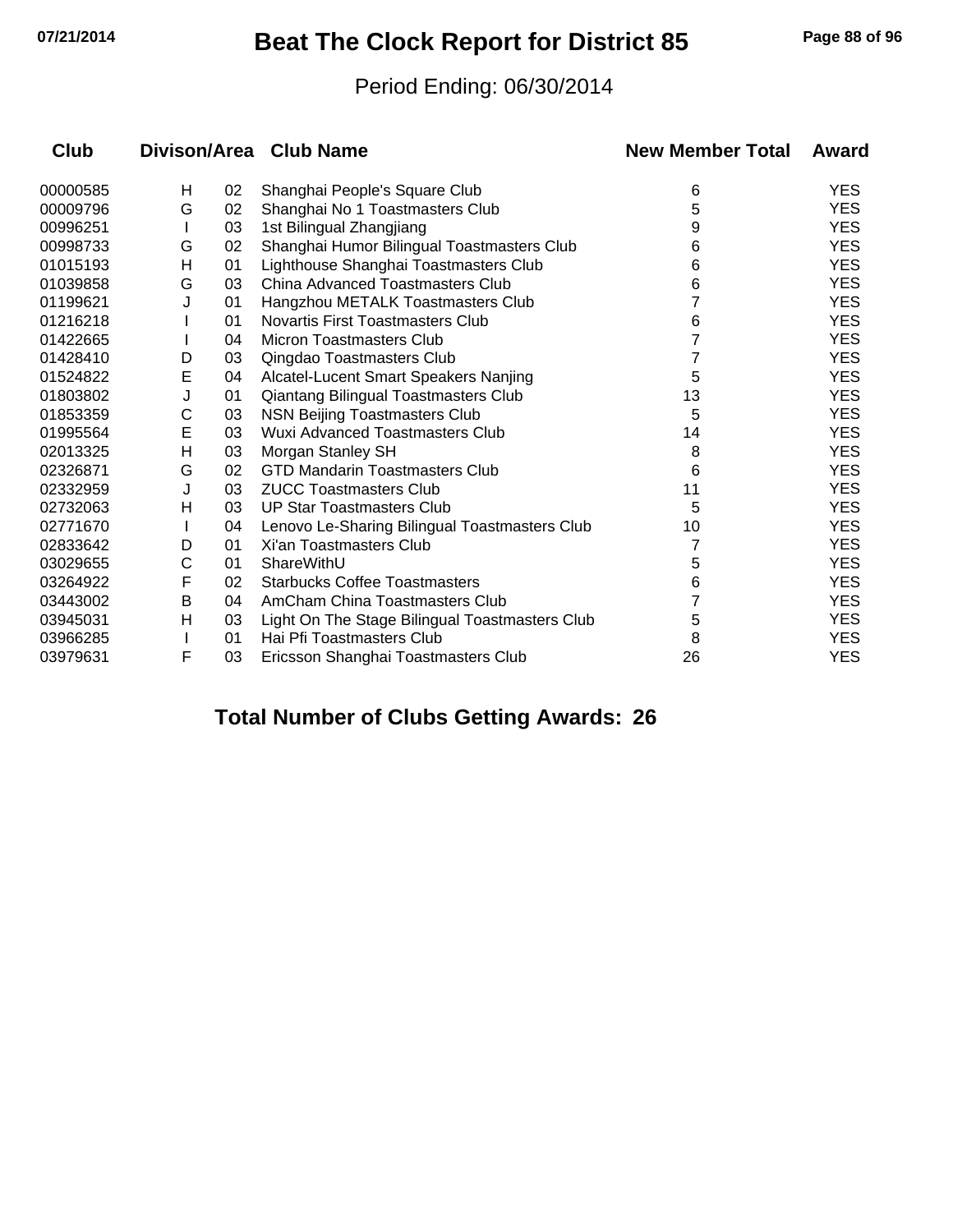# Beat The Clock Report for District 85

Period Ending: 06/30/2014

| Club | Divison/Area | | Club Name | New Member Total | Award |
|---|---|---|---|---|---|
| 00000585 | H | 02 | Shanghai People's Square Club | 6 | YES |
| 00009796 | G | 02 | Shanghai No 1 Toastmasters Club | 5 | YES |
| 00996251 | I | 03 | 1st Bilingual Zhangjiang | 9 | YES |
| 00998733 | G | 02 | Shanghai Humor Bilingual Toastmasters Club | 6 | YES |
| 01015193 | H | 01 | Lighthouse Shanghai Toastmasters Club | 6 | YES |
| 01039858 | G | 03 | China Advanced Toastmasters Club | 6 | YES |
| 01199621 | J | 01 | Hangzhou METALK Toastmasters Club | 7 | YES |
| 01216218 | I | 01 | Novartis First Toastmasters Club | 6 | YES |
| 01422665 | I | 04 | Micron Toastmasters Club | 7 | YES |
| 01428410 | D | 03 | Qingdao Toastmasters Club | 7 | YES |
| 01524822 | E | 04 | Alcatel-Lucent Smart Speakers Nanjing | 5 | YES |
| 01803802 | J | 01 | Qiantang Bilingual Toastmasters Club | 13 | YES |
| 01853359 | C | 03 | NSN Beijing Toastmasters Club | 5 | YES |
| 01995564 | E | 03 | Wuxi Advanced Toastmasters Club | 14 | YES |
| 02013325 | H | 03 | Morgan Stanley SH | 8 | YES |
| 02326871 | G | 02 | GTD Mandarin Toastmasters Club | 6 | YES |
| 02332959 | J | 03 | ZUCC Toastmasters Club | 11 | YES |
| 02732063 | H | 03 | UP Star Toastmasters Club | 5 | YES |
| 02771670 | I | 04 | Lenovo Le-Sharing Bilingual Toastmasters Club | 10 | YES |
| 02833642 | D | 01 | Xi'an Toastmasters Club | 7 | YES |
| 03029655 | C | 01 | ShareWithU | 5 | YES |
| 03264922 | F | 02 | Starbucks Coffee Toastmasters | 6 | YES |
| 03443002 | B | 04 | AmCham China Toastmasters Club | 7 | YES |
| 03945031 | H | 03 | Light On The Stage Bilingual Toastmasters Club | 5 | YES |
| 03966285 | I | 01 | Hai Pfi Toastmasters Club | 8 | YES |
| 03979631 | F | 03 | Ericsson Shanghai Toastmasters Club | 26 | YES |

**Total Number of Clubs Getting Awards: 26**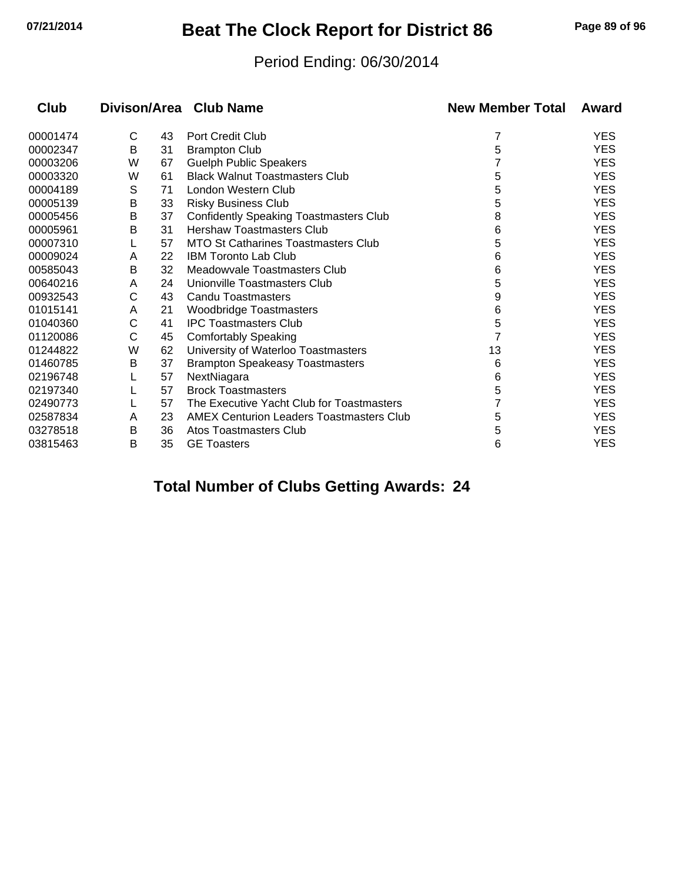# Beat The Clock Report for District 86

Period Ending: 06/30/2014

| Club | Divison | Area | Club Name | New Member Total | Award |
|---|---|---|---|---|---|
| 00001474 | C | 43 | Port Credit Club | 7 | YES |
| 00002347 | B | 31 | Brampton Club | 5 | YES |
| 00003206 | W | 67 | Guelph Public Speakers | 7 | YES |
| 00003320 | W | 61 | Black Walnut Toastmasters Club | 5 | YES |
| 00004189 | S | 71 | London Western Club | 5 | YES |
| 00005139 | B | 33 | Risky Business Club | 5 | YES |
| 00005456 | B | 37 | Confidently Speaking Toastmasters Club | 8 | YES |
| 00005961 | B | 31 | Hershaw Toastmasters Club | 6 | YES |
| 00007310 | L | 57 | MTO St Catharines Toastmasters Club | 5 | YES |
| 00009024 | A | 22 | IBM Toronto Lab Club | 6 | YES |
| 00585043 | B | 32 | Meadowvale Toastmasters Club | 6 | YES |
| 00640216 | A | 24 | Unionville Toastmasters Club | 5 | YES |
| 00932543 | C | 43 | Candu Toastmasters | 9 | YES |
| 01015141 | A | 21 | Woodbridge Toastmasters | 6 | YES |
| 01040360 | C | 41 | IPC Toastmasters Club | 5 | YES |
| 01120086 | C | 45 | Comfortably Speaking | 7 | YES |
| 01244822 | W | 62 | University of Waterloo Toastmasters | 13 | YES |
| 01460785 | B | 37 | Brampton Speakeasy Toastmasters | 6 | YES |
| 02196748 | L | 57 | NextNiagara | 6 | YES |
| 02197340 | L | 57 | Brock Toastmasters | 5 | YES |
| 02490773 | L | 57 | The Executive Yacht Club for Toastmasters | 7 | YES |
| 02587834 | A | 23 | AMEX Centurion Leaders Toastmasters Club | 5 | YES |
| 03278518 | B | 36 | Atos Toastmasters Club | 5 | YES |
| 03815463 | B | 35 | GE Toasters | 6 | YES |

**Total Number of Clubs Getting Awards: 24**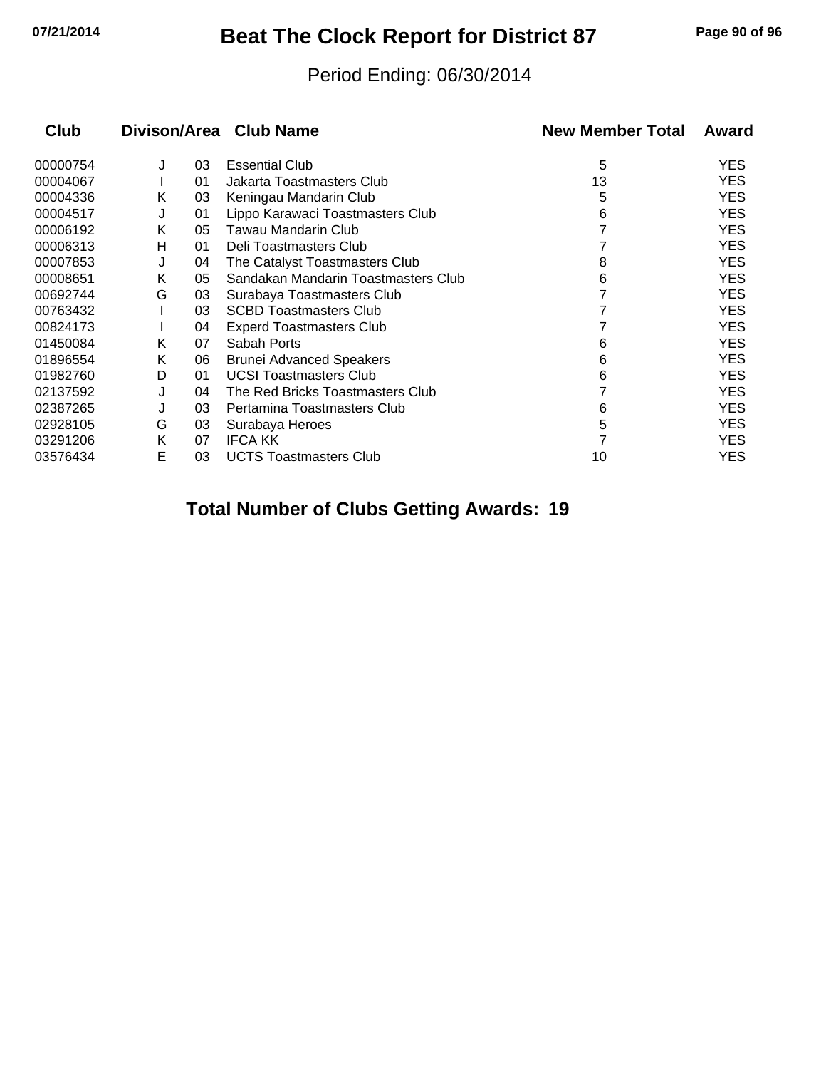# Beat The Clock Report for District 87

Period Ending: 06/30/2014

| Club | Divison/Area | | Club Name | New Member Total | Award |
|---|---|---|---|---|---|
| 00000754 | J | 03 | Essential Club | 5 | YES |
| 00004067 | I | 01 | Jakarta Toastmasters Club | 13 | YES |
| 00004336 | K | 03 | Keningau Mandarin Club | 5 | YES |
| 00004517 | J | 01 | Lippo Karawaci Toastmasters Club | 6 | YES |
| 00006192 | K | 05 | Tawau Mandarin Club | 7 | YES |
| 00006313 | H | 01 | Deli Toastmasters Club | 7 | YES |
| 00007853 | J | 04 | The Catalyst Toastmasters Club | 8 | YES |
| 00008651 | K | 05 | Sandakan Mandarin Toastmasters Club | 6 | YES |
| 00692744 | G | 03 | Surabaya Toastmasters Club | 7 | YES |
| 00763432 | I | 03 | SCBD Toastmasters Club | 7 | YES |
| 00824173 | I | 04 | Experd Toastmasters Club | 7 | YES |
| 01450084 | K | 07 | Sabah Ports | 6 | YES |
| 01896554 | K | 06 | Brunei Advanced Speakers | 6 | YES |
| 01982760 | D | 01 | UCSI Toastmasters Club | 6 | YES |
| 02137592 | J | 04 | The Red Bricks Toastmasters Club | 7 | YES |
| 02387265 | J | 03 | Pertamina Toastmasters Club | 6 | YES |
| 02928105 | G | 03 | Surabaya Heroes | 5 | YES |
| 03291206 | K | 07 | IFCA KK | 7 | YES |
| 03576434 | E | 03 | UCTS Toastmasters Club | 10 | YES |

**Total Number of Clubs Getting Awards: 19**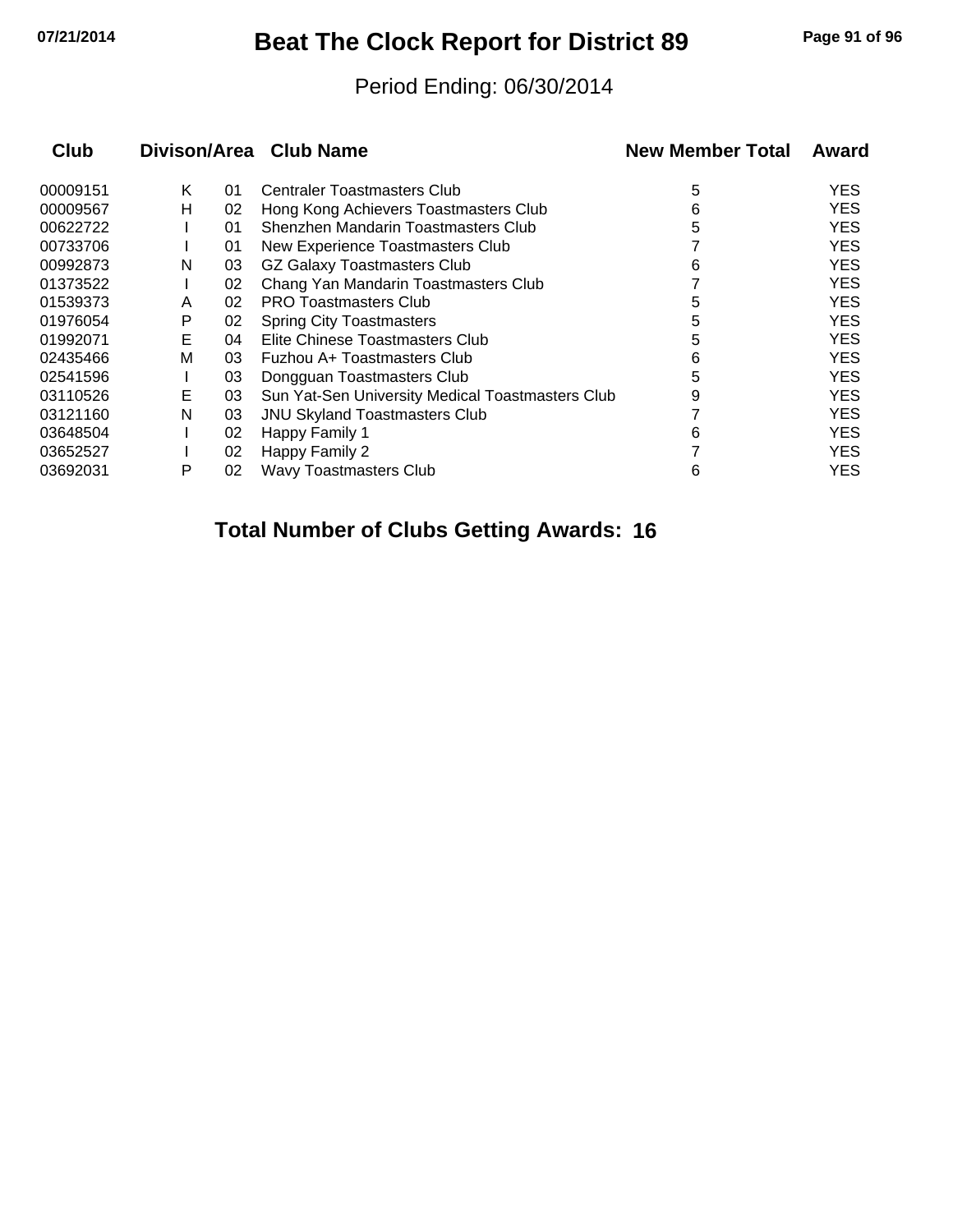# Beat The Clock Report for District 89

Period Ending: 06/30/2014

| Club | Divison/Area | | Club Name | New Member Total | Award |
|---|---|---|---|---|---|
| 00009151 | K | 01 | Centraler Toastmasters Club | 5 | YES |
| 00009567 | H | 02 | Hong Kong Achievers Toastmasters Club | 6 | YES |
| 00622722 | I | 01 | Shenzhen Mandarin Toastmasters Club | 5 | YES |
| 00733706 | I | 01 | New Experience Toastmasters Club | 7 | YES |
| 00992873 | N | 03 | GZ Galaxy Toastmasters Club | 6 | YES |
| 01373522 | I | 02 | Chang Yan Mandarin Toastmasters Club | 7 | YES |
| 01539373 | A | 02 | PRO Toastmasters Club | 5 | YES |
| 01976054 | P | 02 | Spring City Toastmasters | 5 | YES |
| 01992071 | E | 04 | Elite Chinese Toastmasters Club | 5 | YES |
| 02435466 | M | 03 | Fuzhou A+ Toastmasters Club | 6 | YES |
| 02541596 | I | 03 | Dongguan Toastmasters Club | 5 | YES |
| 03110526 | E | 03 | Sun Yat-Sen University Medical Toastmasters Club | 9 | YES |
| 03121160 | N | 03 | JNU Skyland Toastmasters Club | 7 | YES |
| 03648504 | I | 02 | Happy Family 1 | 6 | YES |
| 03652527 | I | 02 | Happy Family 2 | 7 | YES |
| 03692031 | P | 02 | Wavy Toastmasters Club | 6 | YES |

**Total Number of Clubs Getting Awards: 16**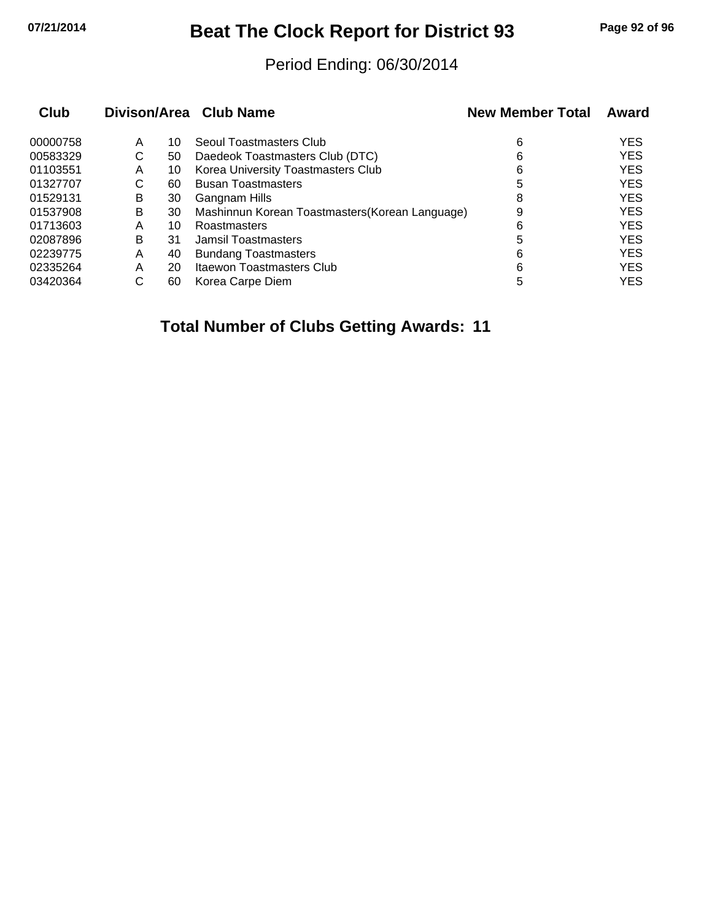# Beat The Clock Report for District 93

Period Ending: 06/30/2014

| Club | Divison/Area | | Club Name | New Member Total | Award |
|---|---|---|---|---|---|
| 00000758 | A | 10 | Seoul Toastmasters Club | 6 | YES |
| 00583329 | C | 50 | Daedeok Toastmasters Club (DTC) | 6 | YES |
| 01103551 | A | 10 | Korea University Toastmasters Club | 6 | YES |
| 01327707 | C | 60 | Busan Toastmasters | 5 | YES |
| 01529131 | B | 30 | Gangnam Hills | 8 | YES |
| 01537908 | B | 30 | Mashinnun Korean Toastmasters(Korean Language) | 9 | YES |
| 01713603 | A | 10 | Roastmasters | 6 | YES |
| 02087896 | B | 31 | Jamsil Toastmasters | 5 | YES |
| 02239775 | A | 40 | Bundang Toastmasters | 6 | YES |
| 02335264 | A | 20 | Itaewon Toastmasters Club | 6 | YES |
| 03420364 | C | 60 | Korea Carpe Diem | 5 | YES |

**Total Number of Clubs Getting Awards: 11**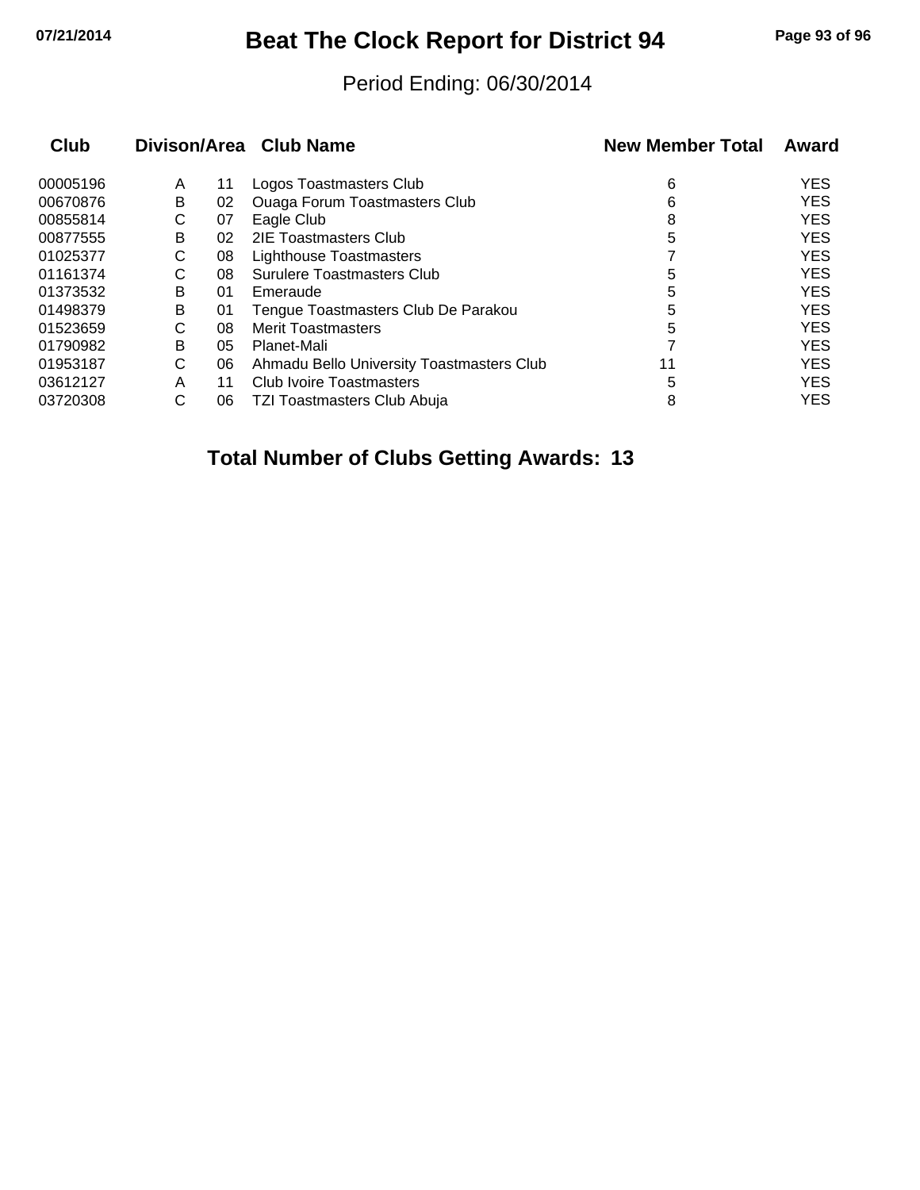# Beat The Clock Report for District 94

Period Ending: 06/30/2014

| Club | Divison/Area | | Club Name | New Member Total | Award |
|---|---|---|---|---|---|
| 00005196 | A | 11 | Logos Toastmasters Club | 6 | YES |
| 00670876 | B | 02 | Ouaga Forum Toastmasters Club | 6 | YES |
| 00855814 | C | 07 | Eagle Club | 8 | YES |
| 00877555 | B | 02 | 2IE Toastmasters Club | 5 | YES |
| 01025377 | C | 08 | Lighthouse Toastmasters | 7 | YES |
| 01161374 | C | 08 | Surulere Toastmasters Club | 5 | YES |
| 01373532 | B | 01 | Emeraude | 5 | YES |
| 01498379 | B | 01 | Tengue Toastmasters Club De Parakou | 5 | YES |
| 01523659 | C | 08 | Merit Toastmasters | 5 | YES |
| 01790982 | B | 05 | Planet-Mali | 7 | YES |
| 01953187 | C | 06 | Ahmadu Bello University Toastmasters Club | 11 | YES |
| 03612127 | A | 11 | Club Ivoire Toastmasters | 5 | YES |
| 03720308 | C | 06 | TZI Toastmasters Club Abuja | 8 | YES |

**Total Number of Clubs Getting Awards: 13**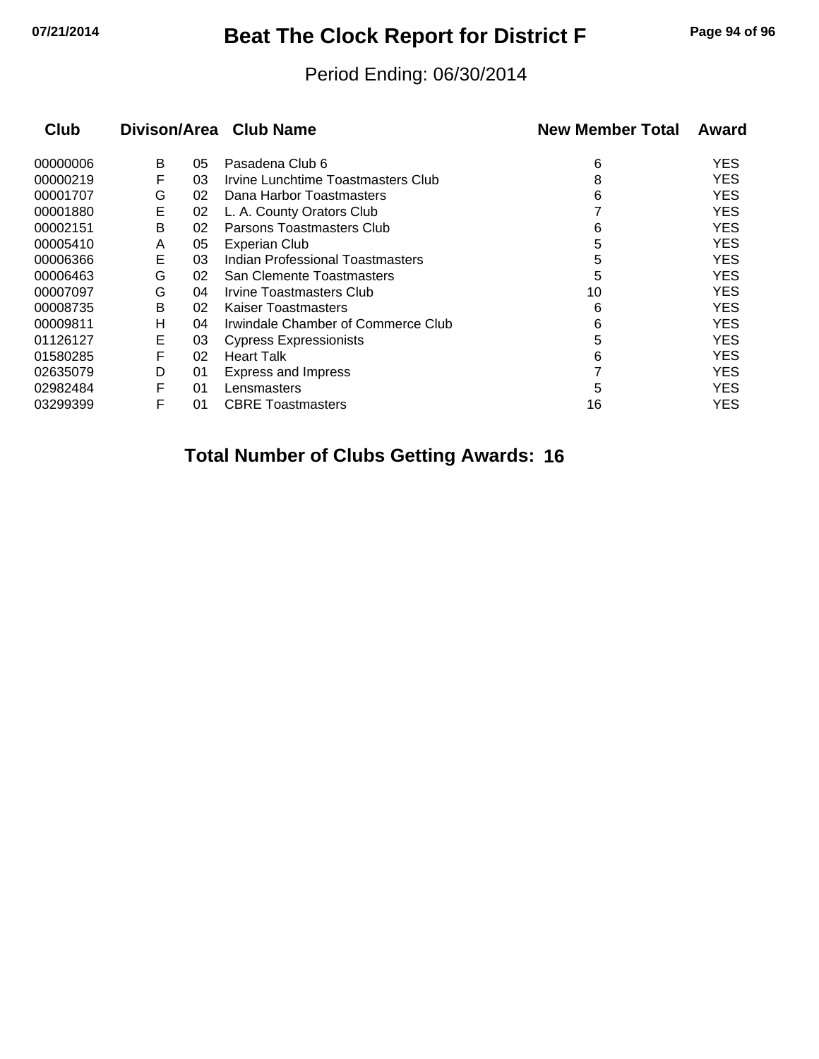# Beat The Clock Report for District F

Period Ending: 06/30/2014

| Club | Divison/Area | | Club Name | New Member Total | Award |
|---|---|---|---|---|---|
| 00000006 | B | 05 | Pasadena Club 6 | 6 | YES |
| 00000219 | F | 03 | Irvine Lunchtime Toastmasters Club | 8 | YES |
| 00001707 | G | 02 | Dana Harbor Toastmasters | 6 | YES |
| 00001880 | E | 02 | L. A. County Orators Club | 7 | YES |
| 00002151 | B | 02 | Parsons Toastmasters Club | 6 | YES |
| 00005410 | A | 05 | Experian Club | 5 | YES |
| 00006366 | E | 03 | Indian Professional Toastmasters | 5 | YES |
| 00006463 | G | 02 | San Clemente Toastmasters | 5 | YES |
| 00007097 | G | 04 | Irvine Toastmasters Club | 10 | YES |
| 00008735 | B | 02 | Kaiser Toastmasters | 6 | YES |
| 00009811 | H | 04 | Irwindale Chamber of Commerce Club | 6 | YES |
| 01126127 | E | 03 | Cypress Expressionists | 5 | YES |
| 01580285 | F | 02 | Heart Talk | 6 | YES |
| 02635079 | D | 01 | Express and Impress | 7 | YES |
| 02982484 | F | 01 | Lensmasters | 5 | YES |
| 03299399 | F | 01 | CBRE Toastmasters | 16 | YES |

**Total Number of Clubs Getting Awards: 16**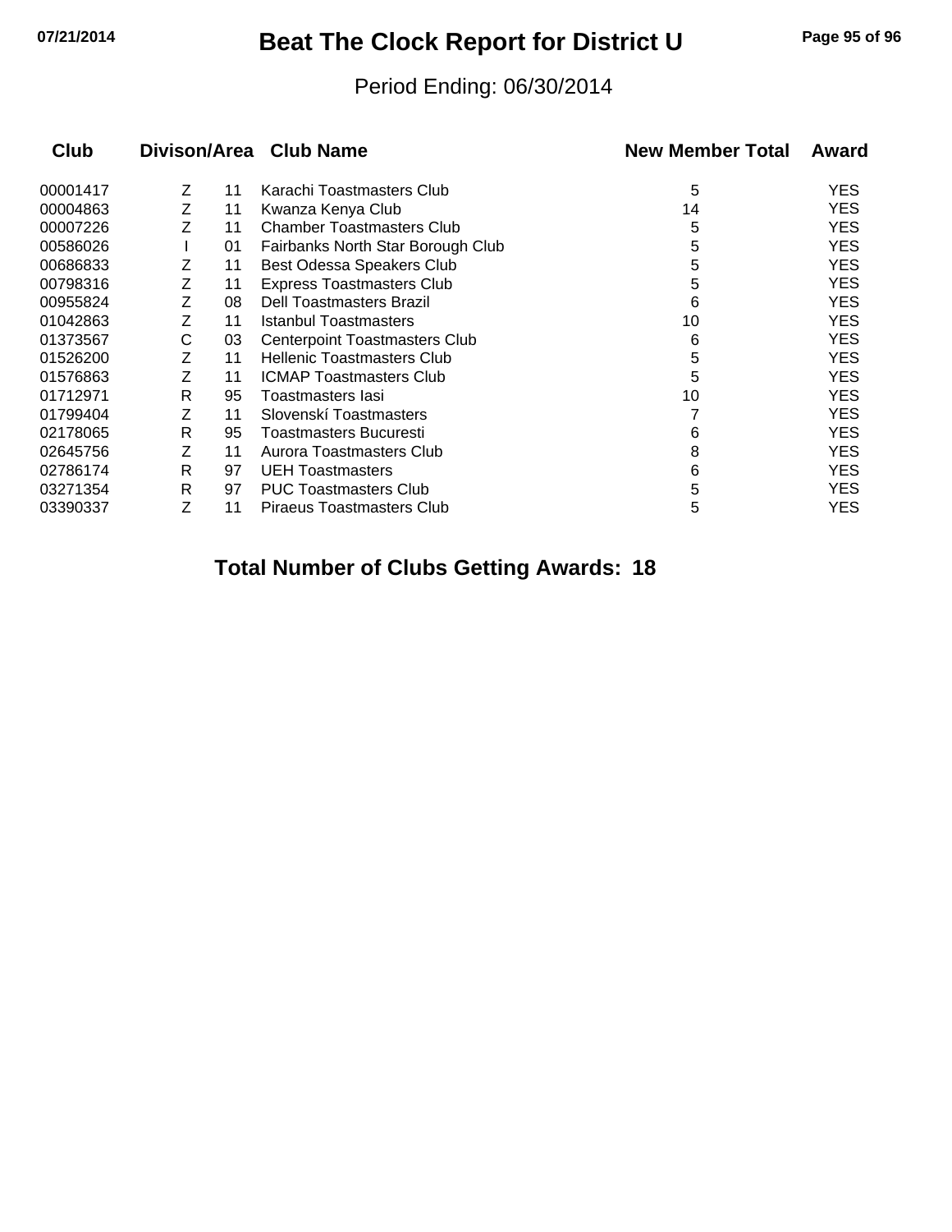# Beat The Clock Report for District U

Period Ending: 06/30/2014

| Club | Divison/Area | | Club Name | New Member Total | Award |
|---|---|---|---|---|---|
| 00001417 | Z | 11 | Karachi Toastmasters Club | 5 | YES |
| 00004863 | Z | 11 | Kwanza Kenya Club | 14 | YES |
| 00007226 | Z | 11 | Chamber Toastmasters Club | 5 | YES |
| 00586026 | I | 01 | Fairbanks North Star Borough Club | 5 | YES |
| 00686833 | Z | 11 | Best Odessa Speakers Club | 5 | YES |
| 00798316 | Z | 11 | Express Toastmasters Club | 5 | YES |
| 00955824 | Z | 08 | Dell Toastmasters Brazil | 6 | YES |
| 01042863 | Z | 11 | Istanbul Toastmasters | 10 | YES |
| 01373567 | C | 03 | Centerpoint Toastmasters Club | 6 | YES |
| 01526200 | Z | 11 | Hellenic Toastmasters Club | 5 | YES |
| 01576863 | Z | 11 | ICMAP Toastmasters Club | 5 | YES |
| 01712971 | R | 95 | Toastmasters Iasi | 10 | YES |
| 01799404 | Z | 11 | Slovenskí Toastmasters | 7 | YES |
| 02178065 | R | 95 | Toastmasters Bucuresti | 6 | YES |
| 02645756 | Z | 11 | Aurora Toastmasters Club | 8 | YES |
| 02786174 | R | 97 | UEH Toastmasters | 6 | YES |
| 03271354 | R | 97 | PUC Toastmasters Club | 5 | YES |
| 03390337 | Z | 11 | Piraeus Toastmasters Club | 5 | YES |

**Total Number of Clubs Getting Awards: 18**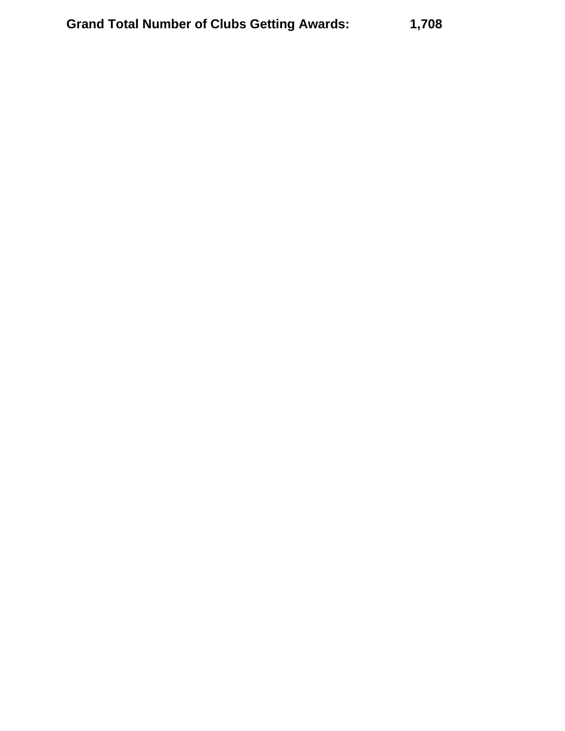**Grand Total Number of Clubs Getting Awards: 1,708**